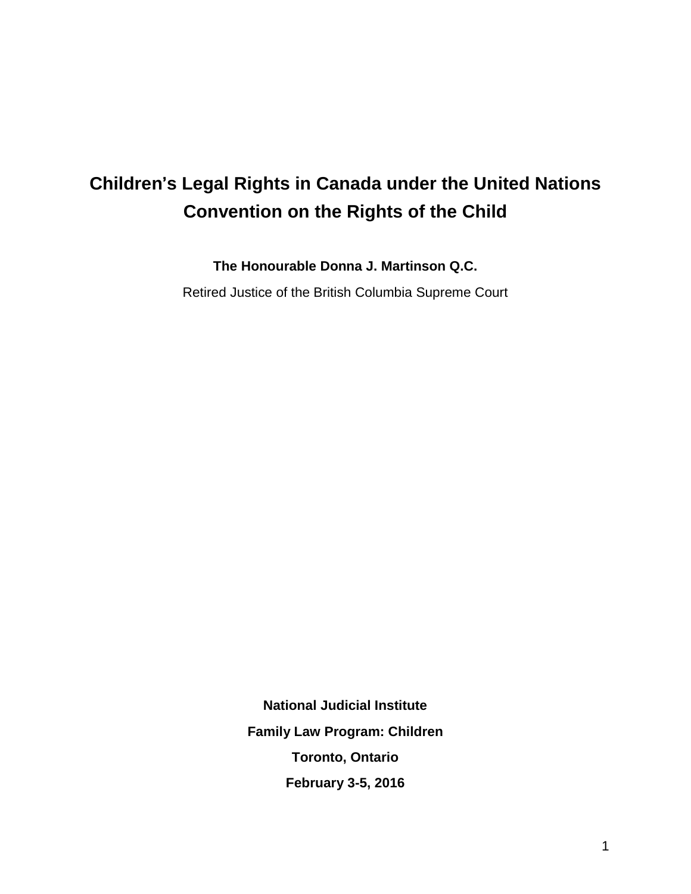# Children's Legal Rights in Canada under the United Nations Convention on the Rights of the Child

**The Honourable Donna J. Martinson Q.C.**

Retired Justice of the British Columbia Supreme Court

**National Judicial Institute**

**Family Law Program: Children**

**Toronto, Ontario**

**February 3-5, 2016**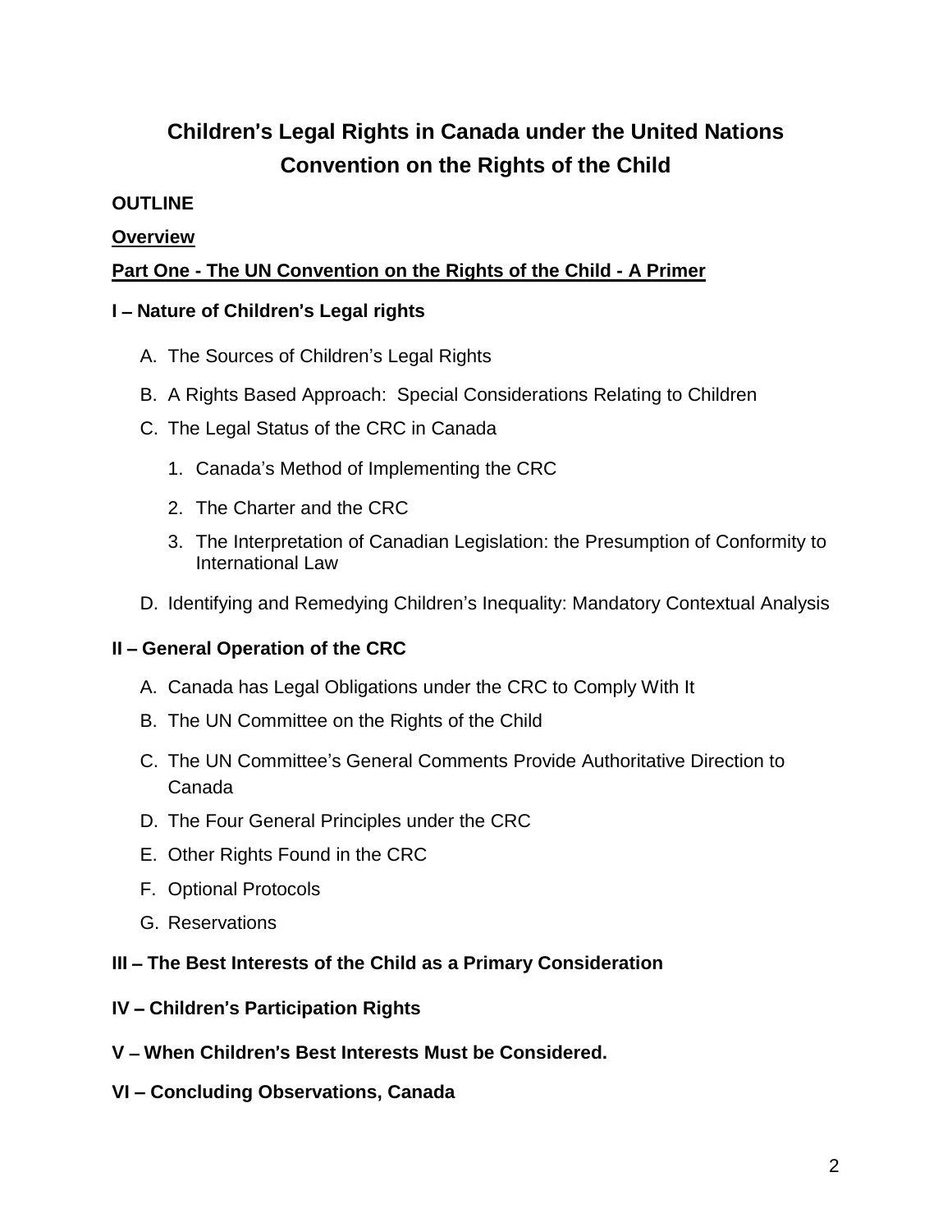# Children's Legal Rights in Canada under the United Nations Convention on the Rights of the Child

**OUTLINE**

**Overview**

**Part One - The UN Convention on the Rights of the Child - A Primer**

**I – Nature of Children's Legal rights**

A. The Sources of Children's Legal Rights

B. A Rights Based Approach: Special Considerations Relating to Children

C. The Legal Status of the CRC in Canada

1. Canada's Method of Implementing the CRC
2. The Charter and the CRC
3. The Interpretation of Canadian Legislation: the Presumption of Conformity to International Law

D. Identifying and Remedying Children's Inequality: Mandatory Contextual Analysis

**II – General Operation of the CRC**

A. Canada has Legal Obligations under the CRC to Comply With It

B. The UN Committee on the Rights of the Child

C. The UN Committee's General Comments Provide Authoritative Direction to Canada

D. The Four General Principles under the CRC

E. Other Rights Found in the CRC

F. Optional Protocols

G. Reservations

**III – The Best Interests of the Child as a Primary Consideration**

**IV – Children's Participation Rights**

**V – When Children's Best Interests Must be Considered.**

**VI – Concluding Observations, Canada**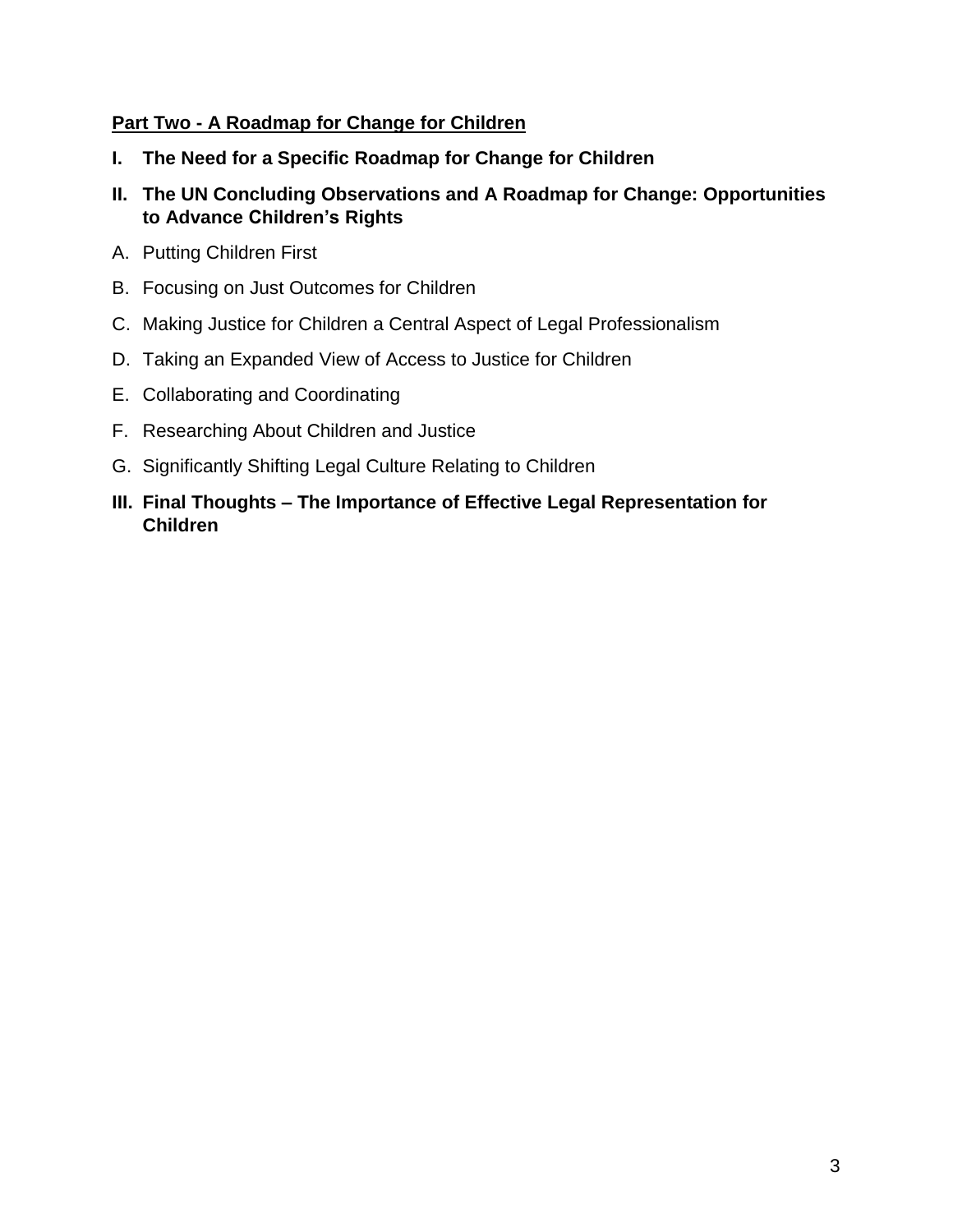**<u>Part Two - A Roadmap for Change for Children</u>**

**I. The Need for a Specific Roadmap for Change for Children**

**II. The UN Concluding Observations and A Roadmap for Change: Opportunities to Advance Children's Rights**

A. Putting Children First

B. Focusing on Just Outcomes for Children

C. Making Justice for Children a Central Aspect of Legal Professionalism

D. Taking an Expanded View of Access to Justice for Children

E. Collaborating and Coordinating

F. Researching About Children and Justice

G. Significantly Shifting Legal Culture Relating to Children

**III. Final Thoughts – The Importance of Effective Legal Representation for Children**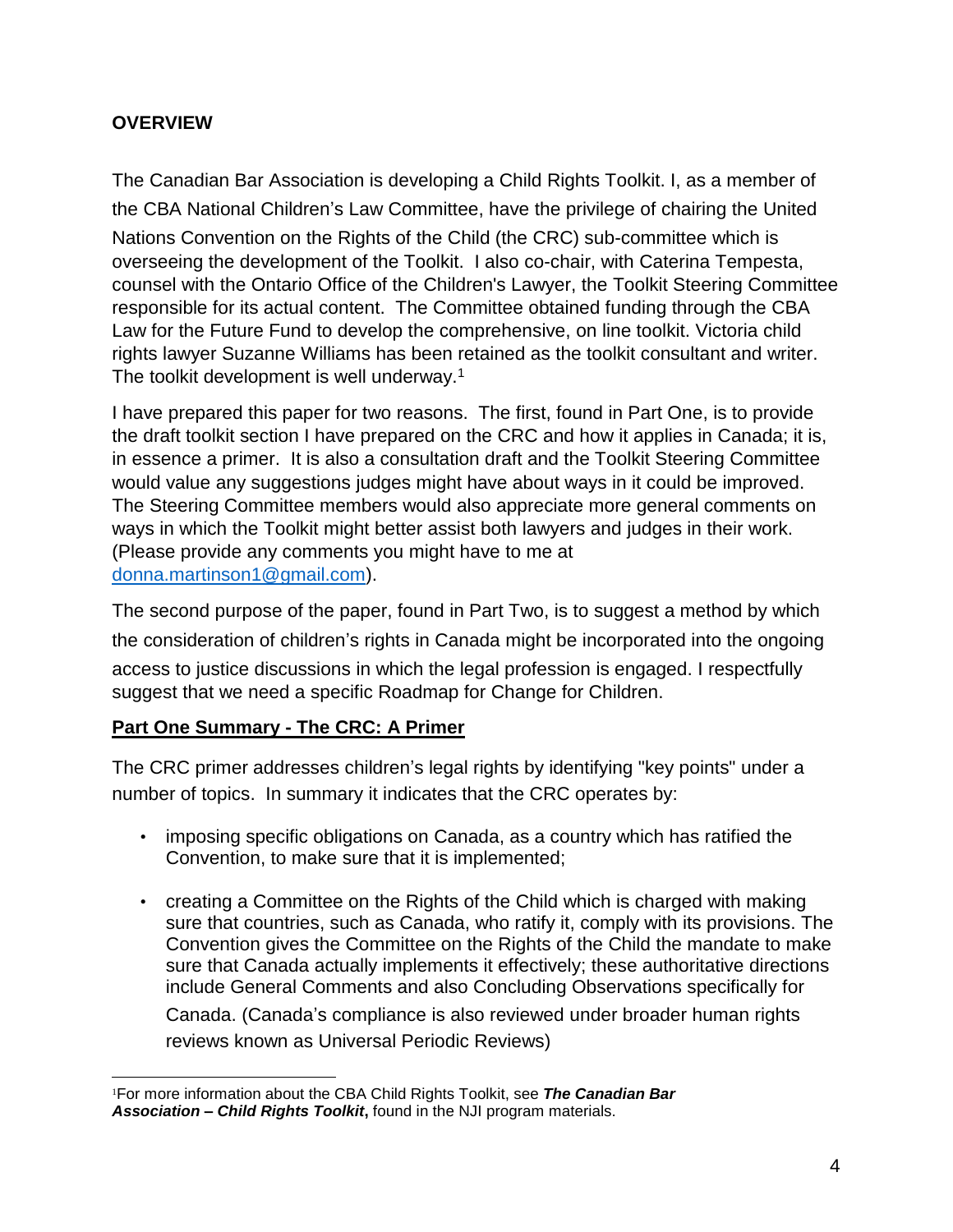## OVERVIEW

The Canadian Bar Association is developing a Child Rights Toolkit. I, as a member of the CBA National Children's Law Committee, have the privilege of chairing the United Nations Convention on the Rights of the Child (the CRC) sub-committee which is overseeing the development of the Toolkit. I also co-chair, with Caterina Tempesta, counsel with the Ontario Office of the Children's Lawyer, the Toolkit Steering Committee responsible for its actual content. The Committee obtained funding through the CBA Law for the Future Fund to develop the comprehensive, on line toolkit. Victoria child rights lawyer Suzanne Williams has been retained as the toolkit consultant and writer. The toolkit development is well underway.[1]

I have prepared this paper for two reasons. The first, found in Part One, is to provide the draft toolkit section I have prepared on the CRC and how it applies in Canada; it is, in essence a primer. It is also a consultation draft and the Toolkit Steering Committee would value any suggestions judges might have about ways in it could be improved. The Steering Committee members would also appreciate more general comments on ways in which the Toolkit might better assist both lawyers and judges in their work. (Please provide any comments you might have to me at donna.martinson1@gmail.com).

The second purpose of the paper, found in Part Two, is to suggest a method by which the consideration of children's rights in Canada might be incorporated into the ongoing access to justice discussions in which the legal profession is engaged. I respectfully suggest that we need a specific Roadmap for Change for Children.

**Part One Summary - The CRC: A Primer**

The CRC primer addresses children's legal rights by identifying "key points" under a number of topics. In summary it indicates that the CRC operates by:

- imposing specific obligations on Canada, as a country which has ratified the Convention, to make sure that it is implemented;
- creating a Committee on the Rights of the Child which is charged with making sure that countries, such as Canada, who ratify it, comply with its provisions. The Convention gives the Committee on the Rights of the Child the mandate to make sure that Canada actually implements it effectively; these authoritative directions include General Comments and also Concluding Observations specifically for Canada. (Canada's compliance is also reviewed under broader human rights reviews known as Universal Periodic Reviews)

---

[1] For more information about the CBA Child Rights Toolkit, see ***The Canadian Bar Association – Child Rights Toolkit***, found in the NJI program materials.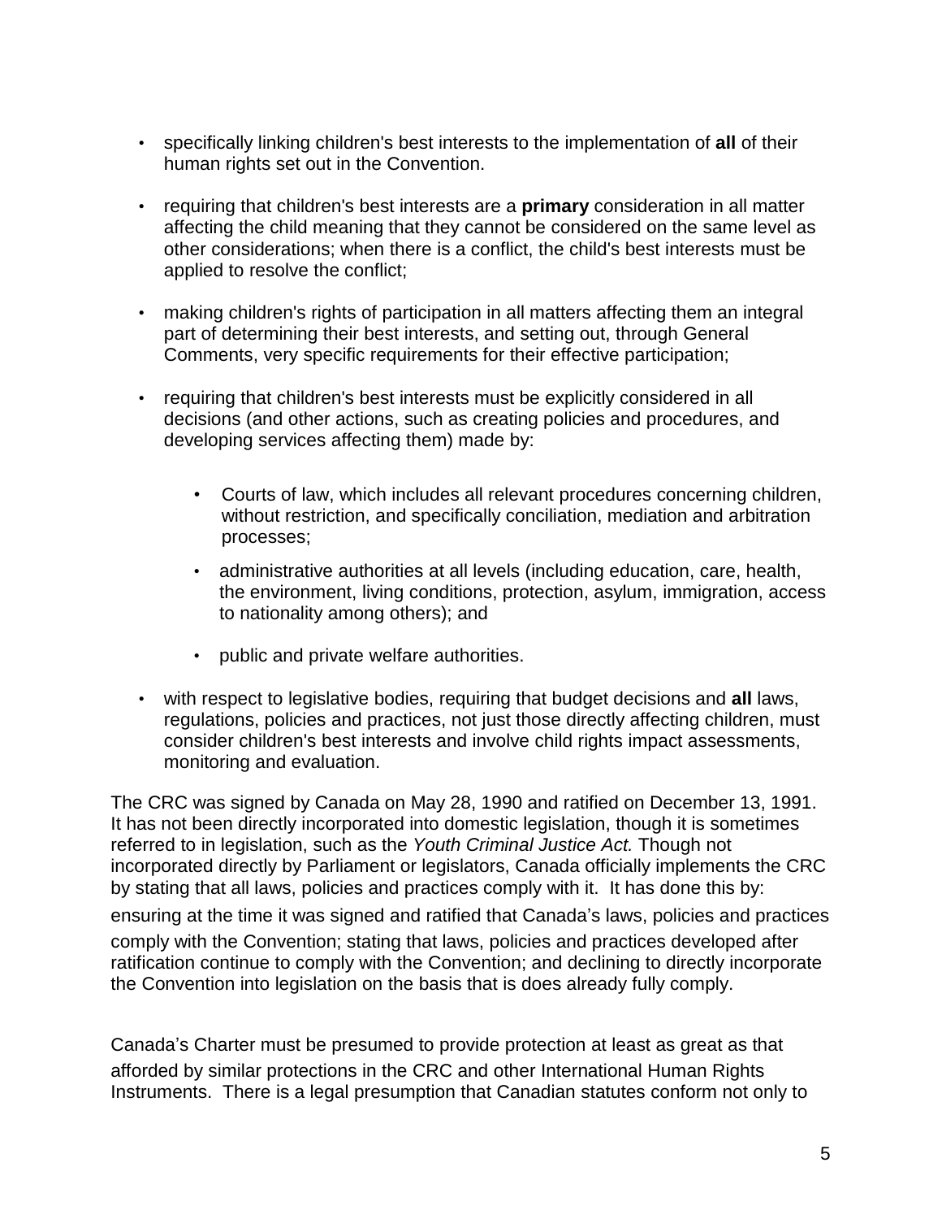- specifically linking children's best interests to the implementation of **all** of their human rights set out in the Convention.
- requiring that children's best interests are a **primary** consideration in all matter affecting the child meaning that they cannot be considered on the same level as other considerations; when there is a conflict, the child's best interests must be applied to resolve the conflict;
- making children's rights of participation in all matters affecting them an integral part of determining their best interests, and setting out, through General Comments, very specific requirements for their effective participation;
- requiring that children's best interests must be explicitly considered in all decisions (and other actions, such as creating policies and procedures, and developing services affecting them) made by:
    - Courts of law, which includes all relevant procedures concerning children, without restriction, and specifically conciliation, mediation and arbitration processes;
    - administrative authorities at all levels (including education, care, health, the environment, living conditions, protection, asylum, immigration, access to nationality among others); and
    - public and private welfare authorities.
- with respect to legislative bodies, requiring that budget decisions and **all** laws, regulations, policies and practices, not just those directly affecting children, must consider children's best interests and involve child rights impact assessments, monitoring and evaluation.

The CRC was signed by Canada on May 28, 1990 and ratified on December 13, 1991. It has not been directly incorporated into domestic legislation, though it is sometimes referred to in legislation, such as the *Youth Criminal Justice Act.* Though not incorporated directly by Parliament or legislators, Canada officially implements the CRC by stating that all laws, policies and practices comply with it. It has done this by: ensuring at the time it was signed and ratified that Canada's laws, policies and practices comply with the Convention; stating that laws, policies and practices developed after ratification continue to comply with the Convention; and declining to directly incorporate the Convention into legislation on the basis that is does already fully comply.

Canada's Charter must be presumed to provide protection at least as great as that afforded by similar protections in the CRC and other International Human Rights Instruments. There is a legal presumption that Canadian statutes conform not only to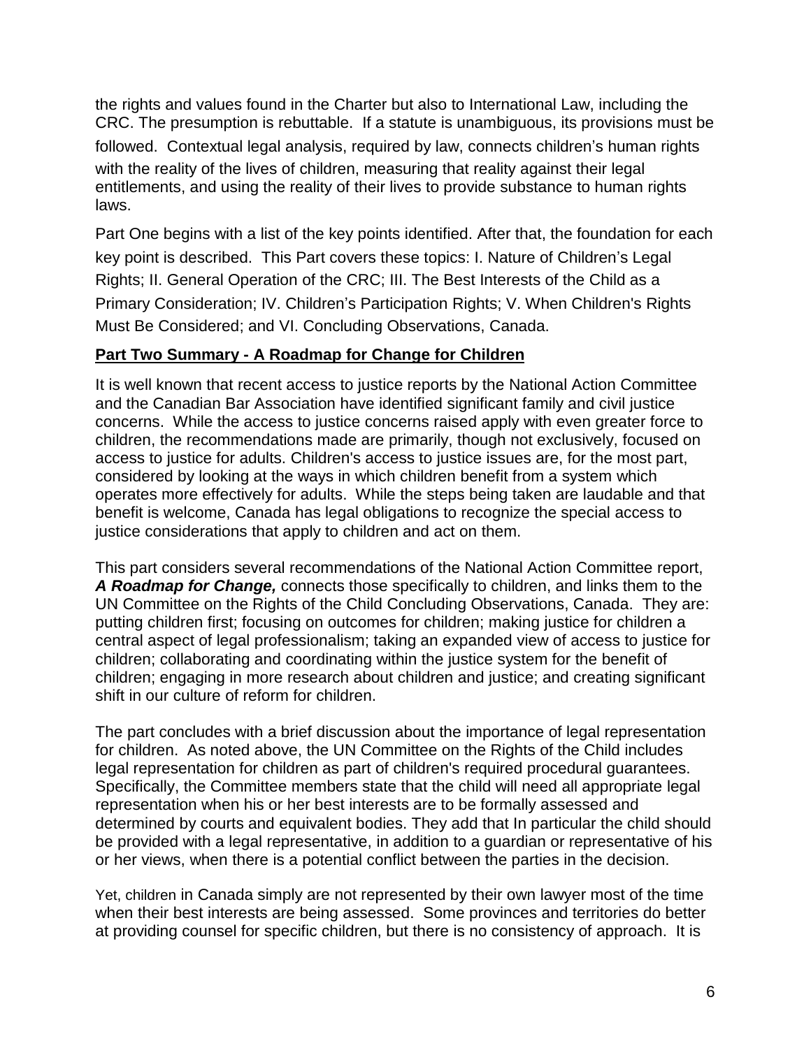the rights and values found in the Charter but also to International Law, including the CRC. The presumption is rebuttable. If a statute is unambiguous, its provisions must be followed. Contextual legal analysis, required by law, connects children's human rights with the reality of the lives of children, measuring that reality against their legal entitlements, and using the reality of their lives to provide substance to human rights laws.

Part One begins with a list of the key points identified. After that, the foundation for each key point is described. This Part covers these topics: I. Nature of Children's Legal Rights; II. General Operation of the CRC; III. The Best Interests of the Child as a Primary Consideration; IV. Children's Participation Rights; V. When Children's Rights Must Be Considered; and VI. Concluding Observations, Canada.

**Part Two Summary - A Roadmap for Change for Children**

It is well known that recent access to justice reports by the National Action Committee and the Canadian Bar Association have identified significant family and civil justice concerns. While the access to justice concerns raised apply with even greater force to children, the recommendations made are primarily, though not exclusively, focused on access to justice for adults. Children's access to justice issues are, for the most part, considered by looking at the ways in which children benefit from a system which operates more effectively for adults. While the steps being taken are laudable and that benefit is welcome, Canada has legal obligations to recognize the special access to justice considerations that apply to children and act on them.

This part considers several recommendations of the National Action Committee report, ***A Roadmap for Change,*** connects those specifically to children, and links them to the UN Committee on the Rights of the Child Concluding Observations, Canada. They are: putting children first; focusing on outcomes for children; making justice for children a central aspect of legal professionalism; taking an expanded view of access to justice for children; collaborating and coordinating within the justice system for the benefit of children; engaging in more research about children and justice; and creating significant shift in our culture of reform for children.

The part concludes with a brief discussion about the importance of legal representation for children. As noted above, the UN Committee on the Rights of the Child includes legal representation for children as part of children's required procedural guarantees. Specifically, the Committee members state that the child will need all appropriate legal representation when his or her best interests are to be formally assessed and determined by courts and equivalent bodies. They add that In particular the child should be provided with a legal representative, in addition to a guardian or representative of his or her views, when there is a potential conflict between the parties in the decision.

Yet, children in Canada simply are not represented by their own lawyer most of the time when their best interests are being assessed. Some provinces and territories do better at providing counsel for specific children, but there is no consistency of approach. It is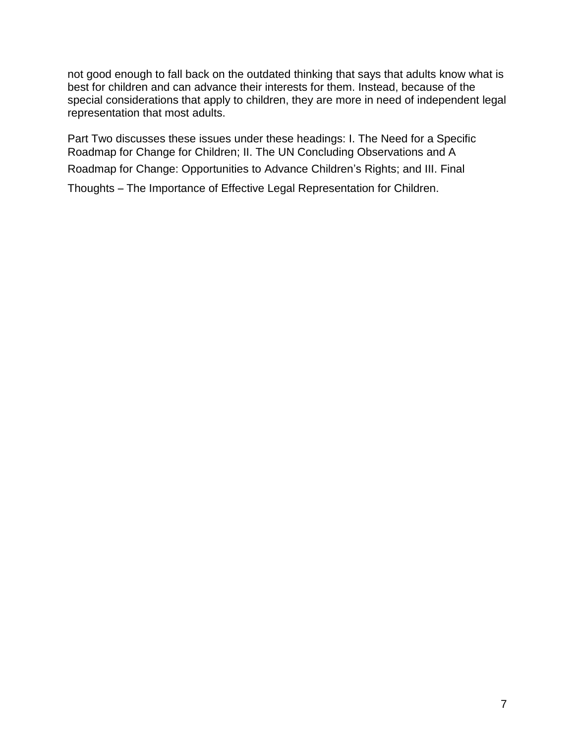not good enough to fall back on the outdated thinking that says that adults know what is best for children and can advance their interests for them. Instead, because of the special considerations that apply to children, they are more in need of independent legal representation that most adults.

Part Two discusses these issues under these headings: I. The Need for a Specific Roadmap for Change for Children; II. The UN Concluding Observations and A Roadmap for Change: Opportunities to Advance Children's Rights; and III. Final Thoughts – The Importance of Effective Legal Representation for Children.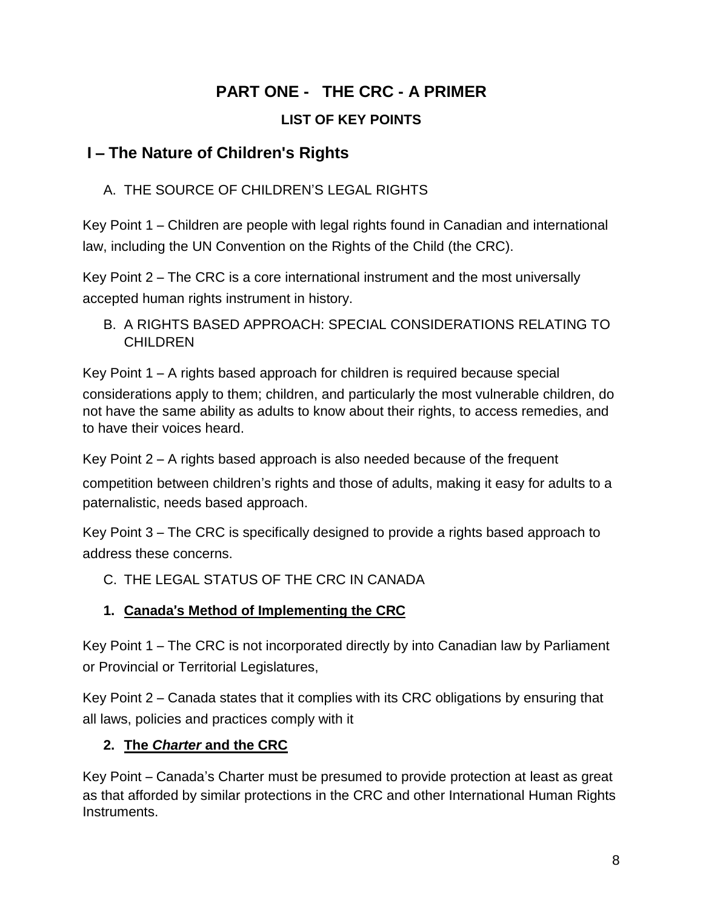# PART ONE - THE CRC - A PRIMER

## LIST OF KEY POINTS

## I – The Nature of Children's Rights

### A. THE SOURCE OF CHILDREN'S LEGAL RIGHTS

Key Point 1 – Children are people with legal rights found in Canadian and international law, including the UN Convention on the Rights of the Child (the CRC).

Key Point 2 – The CRC is a core international instrument and the most universally accepted human rights instrument in history.

### B. A RIGHTS BASED APPROACH: SPECIAL CONSIDERATIONS RELATING TO CHILDREN

Key Point 1 – A rights based approach for children is required because special considerations apply to them; children, and particularly the most vulnerable children, do not have the same ability as adults to know about their rights, to access remedies, and to have their voices heard.

Key Point 2 – A rights based approach is also needed because of the frequent competition between children's rights and those of adults, making it easy for adults to a paternalistic, needs based approach.

Key Point 3 – The CRC is specifically designed to provide a rights based approach to address these concerns.

### C. THE LEGAL STATUS OF THE CRC IN CANADA

#### 1. <u>Canada's Method of Implementing the CRC</u>

Key Point 1 – The CRC is not incorporated directly by into Canadian law by Parliament or Provincial or Territorial Legislatures,

Key Point 2 – Canada states that it complies with its CRC obligations by ensuring that all laws, policies and practices comply with it

#### 2. <u>The ***Charter*** and the CRC</u>

Key Point – Canada's Charter must be presumed to provide protection at least as great as that afforded by similar protections in the CRC and other International Human Rights Instruments.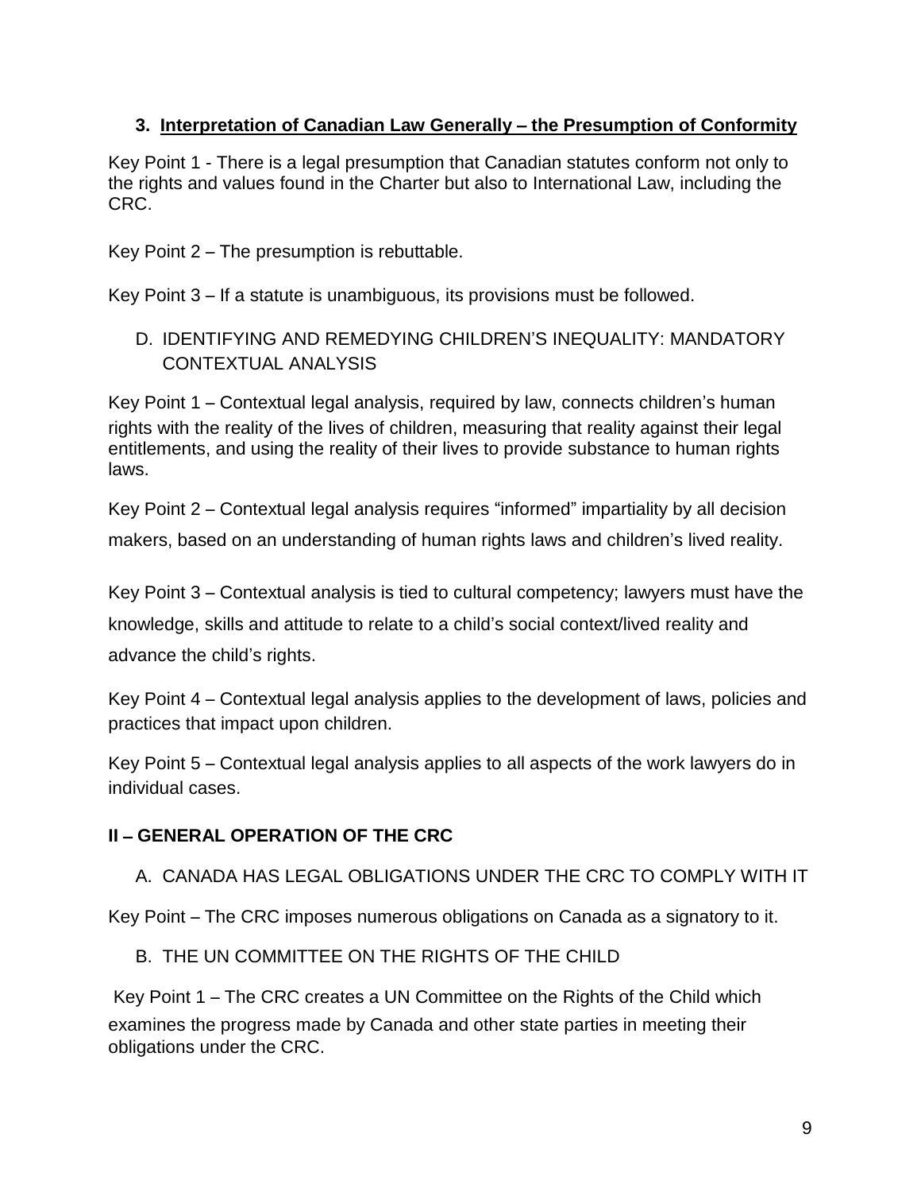### 3. Interpretation of Canadian Law Generally – the Presumption of Conformity

Key Point 1 - There is a legal presumption that Canadian statutes conform not only to the rights and values found in the Charter but also to International Law, including the CRC.

Key Point 2 – The presumption is rebuttable.

Key Point 3 – If a statute is unambiguous, its provisions must be followed.

### D. IDENTIFYING AND REMEDYING CHILDREN'S INEQUALITY: MANDATORY CONTEXTUAL ANALYSIS

Key Point 1 – Contextual legal analysis, required by law, connects children's human rights with the reality of the lives of children, measuring that reality against their legal entitlements, and using the reality of their lives to provide substance to human rights laws.

Key Point 2 – Contextual legal analysis requires "informed" impartiality by all decision makers, based on an understanding of human rights laws and children's lived reality.

Key Point 3 – Contextual analysis is tied to cultural competency; lawyers must have the knowledge, skills and attitude to relate to a child's social context/lived reality and advance the child's rights.

Key Point 4 – Contextual legal analysis applies to the development of laws, policies and practices that impact upon children.

Key Point 5 – Contextual legal analysis applies to all aspects of the work lawyers do in individual cases.

## II – GENERAL OPERATION OF THE CRC

### A. CANADA HAS LEGAL OBLIGATIONS UNDER THE CRC TO COMPLY WITH IT

Key Point – The CRC imposes numerous obligations on Canada as a signatory to it.

### B. THE UN COMMITTEE ON THE RIGHTS OF THE CHILD

Key Point 1 – The CRC creates a UN Committee on the Rights of the Child which examines the progress made by Canada and other state parties in meeting their obligations under the CRC.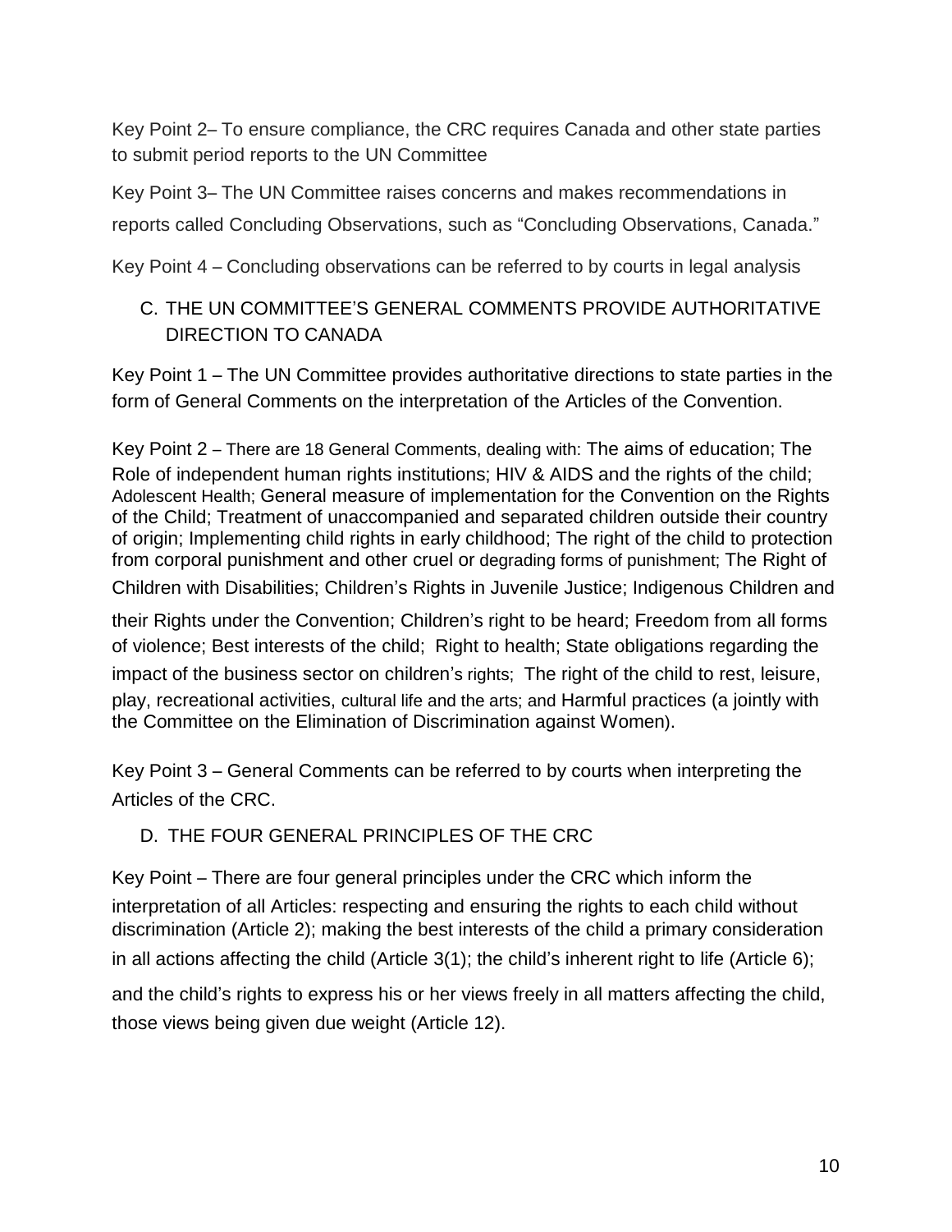Key Point 2– To ensure compliance, the CRC requires Canada and other state parties to submit period reports to the UN Committee

Key Point 3– The UN Committee raises concerns and makes recommendations in reports called Concluding Observations, such as "Concluding Observations, Canada."

Key Point 4 – Concluding observations can be referred to by courts in legal analysis

## C. THE UN COMMITTEE'S GENERAL COMMENTS PROVIDE AUTHORITATIVE DIRECTION TO CANADA

Key Point 1 – The UN Committee provides authoritative directions to state parties in the form of General Comments on the interpretation of the Articles of the Convention.

Key Point 2 – There are 18 General Comments, dealing with: The aims of education; The Role of independent human rights institutions; HIV & AIDS and the rights of the child; Adolescent Health; General measure of implementation for the Convention on the Rights of the Child; Treatment of unaccompanied and separated children outside their country of origin; Implementing child rights in early childhood; The right of the child to protection from corporal punishment and other cruel or degrading forms of punishment; The Right of Children with Disabilities; Children's Rights in Juvenile Justice; Indigenous Children and their Rights under the Convention; Children's right to be heard; Freedom from all forms of violence; Best interests of the child; Right to health; State obligations regarding the impact of the business sector on children's rights; The right of the child to rest, leisure, play, recreational activities, cultural life and the arts; and Harmful practices (a jointly with the Committee on the Elimination of Discrimination against Women).

Key Point 3 – General Comments can be referred to by courts when interpreting the Articles of the CRC.

## D. THE FOUR GENERAL PRINCIPLES OF THE CRC

Key Point – There are four general principles under the CRC which inform the interpretation of all Articles: respecting and ensuring the rights to each child without discrimination (Article 2); making the best interests of the child a primary consideration in all actions affecting the child (Article 3(1); the child's inherent right to life (Article 6); and the child's rights to express his or her views freely in all matters affecting the child, those views being given due weight (Article 12).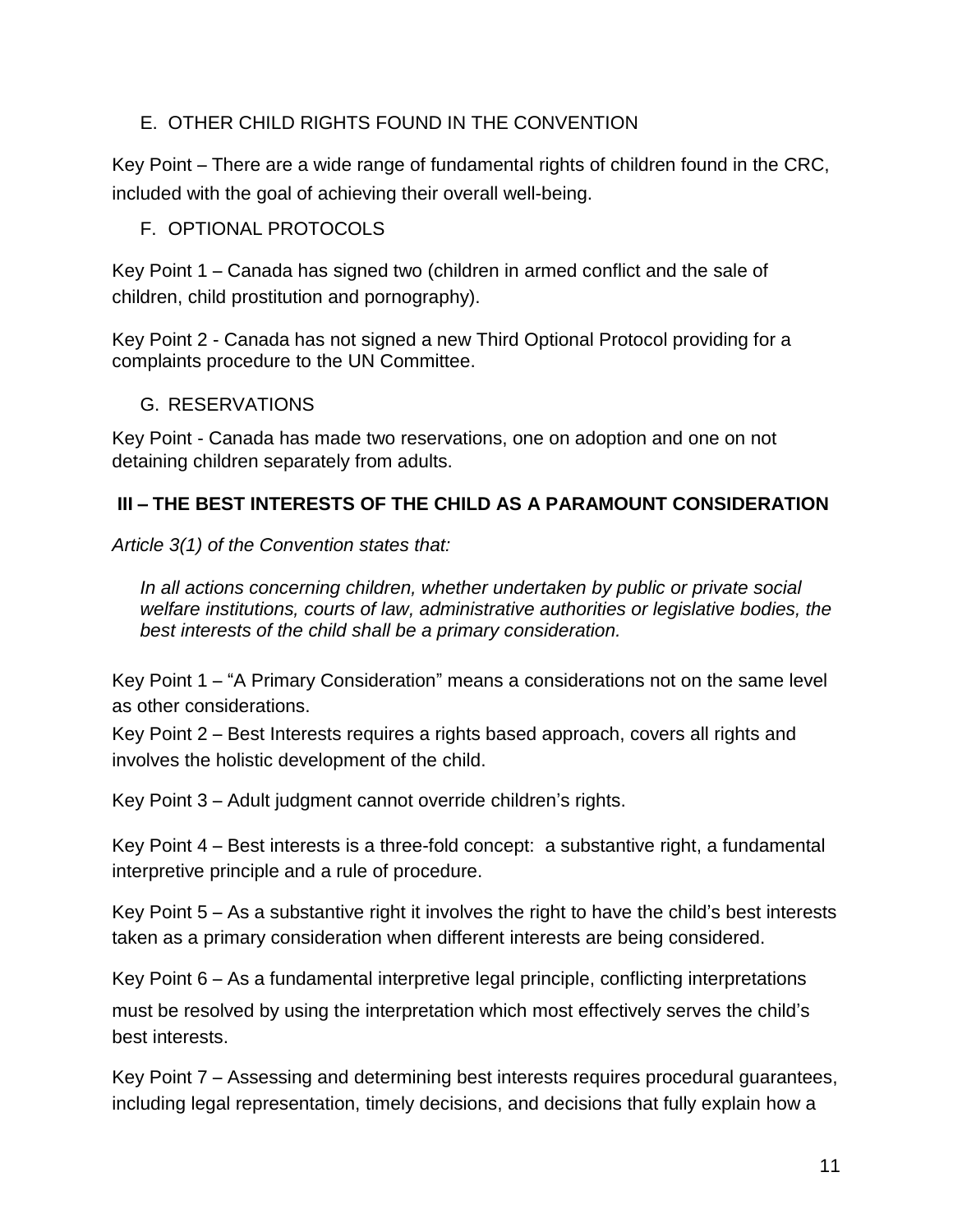### E. OTHER CHILD RIGHTS FOUND IN THE CONVENTION

Key Point – There are a wide range of fundamental rights of children found in the CRC, included with the goal of achieving their overall well-being.

### F. OPTIONAL PROTOCOLS

Key Point 1 – Canada has signed two (children in armed conflict and the sale of children, child prostitution and pornography).

Key Point 2 - Canada has not signed a new Third Optional Protocol providing for a complaints procedure to the UN Committee.

### G. RESERVATIONS

Key Point - Canada has made two reservations, one on adoption and one on not detaining children separately from adults.

## III – THE BEST INTERESTS OF THE CHILD AS A PARAMOUNT CONSIDERATION

*Article 3(1) of the Convention states that:*

> *In all actions concerning children, whether undertaken by public or private social welfare institutions, courts of law, administrative authorities or legislative bodies, the best interests of the child shall be a primary consideration.*

Key Point 1 – "A Primary Consideration" means a considerations not on the same level as other considerations.

Key Point 2 – Best Interests requires a rights based approach, covers all rights and involves the holistic development of the child.

Key Point 3 – Adult judgment cannot override children's rights.

Key Point 4 – Best interests is a three-fold concept: a substantive right, a fundamental interpretive principle and a rule of procedure.

Key Point 5 – As a substantive right it involves the right to have the child's best interests taken as a primary consideration when different interests are being considered.

Key Point 6 – As a fundamental interpretive legal principle, conflicting interpretations must be resolved by using the interpretation which most effectively serves the child's best interests.

Key Point 7 – Assessing and determining best interests requires procedural guarantees, including legal representation, timely decisions, and decisions that fully explain how a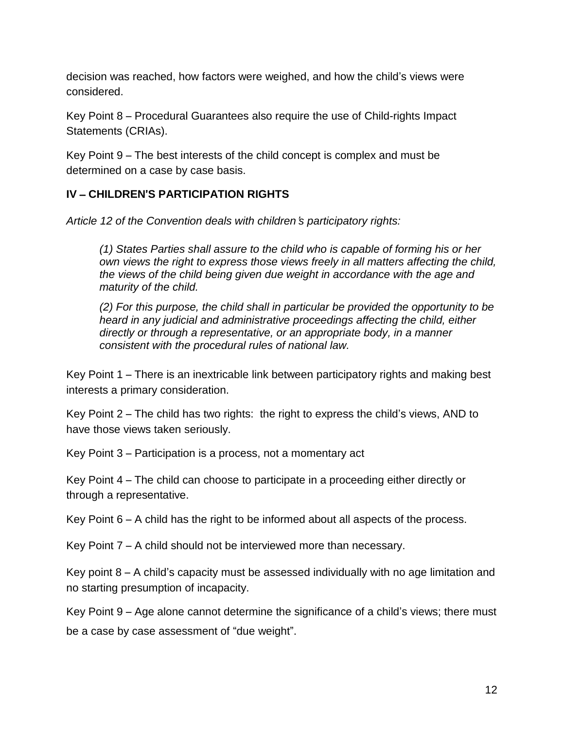decision was reached, how factors were weighed, and how the child's views were considered.

Key Point 8 – Procedural Guarantees also require the use of Child-rights Impact Statements (CRIAs).

Key Point 9 – The best interests of the child concept is complex and must be determined on a case by case basis.

## IV – CHILDREN'S PARTICIPATION RIGHTS

*Article 12 of the Convention deals with children's participatory rights:*

> *(1) States Parties shall assure to the child who is capable of forming his or her own views the right to express those views freely in all matters affecting the child, the views of the child being given due weight in accordance with the age and maturity of the child.*
>
> *(2) For this purpose, the child shall in particular be provided the opportunity to be heard in any judicial and administrative proceedings affecting the child, either directly or through a representative, or an appropriate body, in a manner consistent with the procedural rules of national law.*

Key Point 1 – There is an inextricable link between participatory rights and making best interests a primary consideration.

Key Point 2 – The child has two rights: the right to express the child's views, AND to have those views taken seriously.

Key Point 3 – Participation is a process, not a momentary act

Key Point 4 – The child can choose to participate in a proceeding either directly or through a representative.

Key Point 6 – A child has the right to be informed about all aspects of the process.

Key Point 7 – A child should not be interviewed more than necessary.

Key point 8 – A child's capacity must be assessed individually with no age limitation and no starting presumption of incapacity.

Key Point 9 – Age alone cannot determine the significance of a child's views; there must be a case by case assessment of "due weight".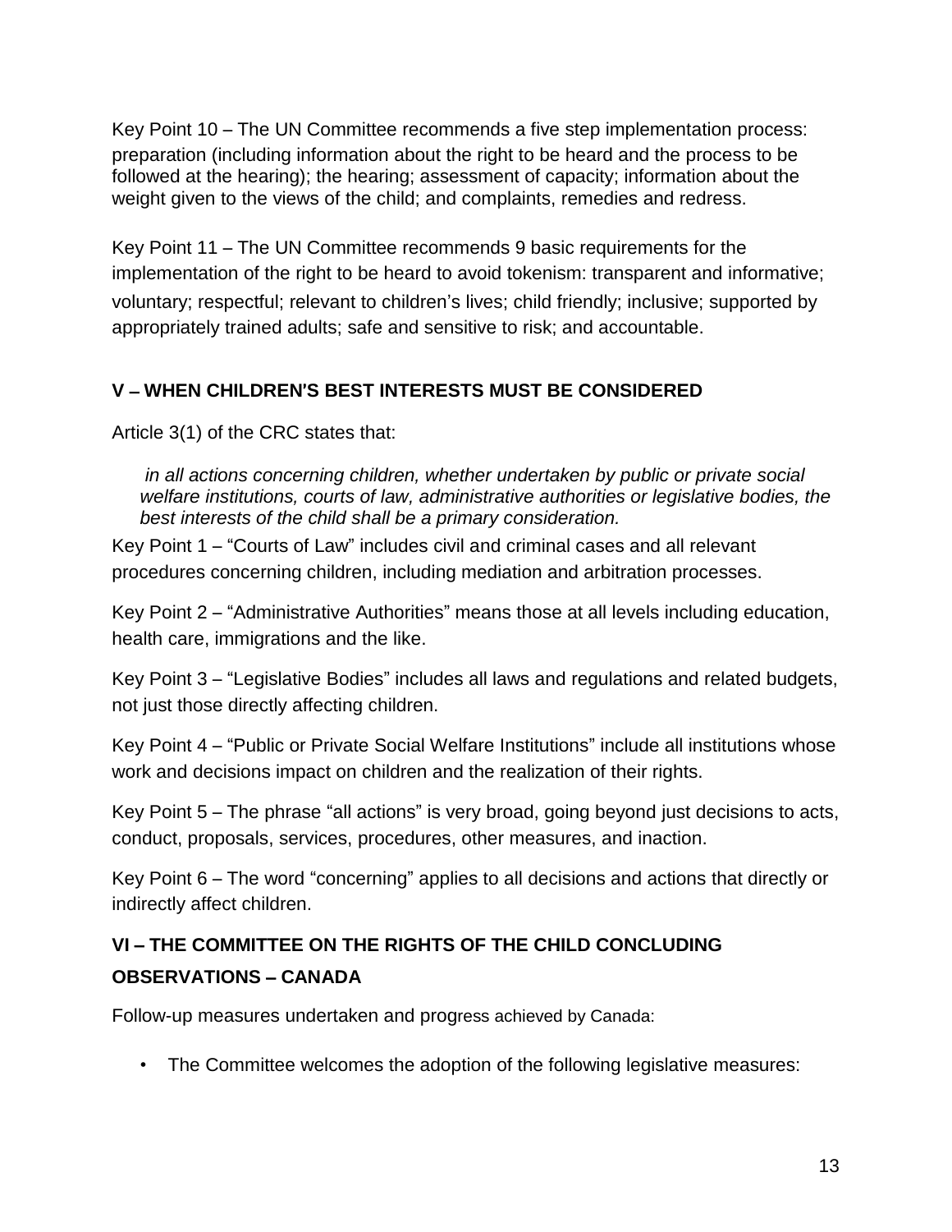Key Point 10 – The UN Committee recommends a five step implementation process: preparation (including information about the right to be heard and the process to be followed at the hearing); the hearing; assessment of capacity; information about the weight given to the views of the child; and complaints, remedies and redress.

Key Point 11 – The UN Committee recommends 9 basic requirements for the implementation of the right to be heard to avoid tokenism: transparent and informative; voluntary; respectful; relevant to children's lives; child friendly; inclusive; supported by appropriately trained adults; safe and sensitive to risk; and accountable.

## V – WHEN CHILDREN'S BEST INTERESTS MUST BE CONSIDERED

Article 3(1) of the CRC states that:

> *in all actions concerning children, whether undertaken by public or private social welfare institutions, courts of law, administrative authorities or legislative bodies, the best interests of the child shall be a primary consideration.*

Key Point 1 – "Courts of Law" includes civil and criminal cases and all relevant procedures concerning children, including mediation and arbitration processes.

Key Point 2 – "Administrative Authorities" means those at all levels including education, health care, immigrations and the like.

Key Point 3 – "Legislative Bodies" includes all laws and regulations and related budgets, not just those directly affecting children.

Key Point 4 – "Public or Private Social Welfare Institutions" include all institutions whose work and decisions impact on children and the realization of their rights.

Key Point 5 – The phrase "all actions" is very broad, going beyond just decisions to acts, conduct, proposals, services, procedures, other measures, and inaction.

Key Point 6 – The word "concerning" applies to all decisions and actions that directly or indirectly affect children.

## VI – THE COMMITTEE ON THE RIGHTS OF THE CHILD CONCLUDING OBSERVATIONS – CANADA

Follow-up measures undertaken and progress achieved by Canada:

- The Committee welcomes the adoption of the following legislative measures: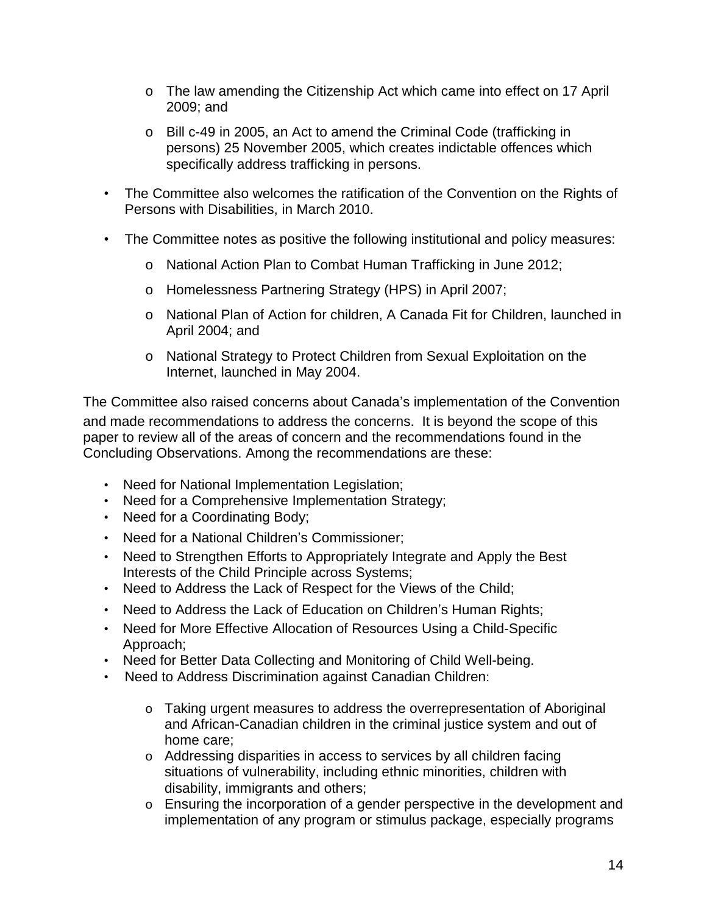- The law amending the Citizenship Act which came into effect on 17 April 2009; and
  - Bill c-49 in 2005, an Act to amend the Criminal Code (trafficking in persons) 25 November 2005, which creates indictable offences which specifically address trafficking in persons.

- The Committee also welcomes the ratification of the Convention on the Rights of Persons with Disabilities, in March 2010.
- The Committee notes as positive the following institutional and policy measures:
  - National Action Plan to Combat Human Trafficking in June 2012;
  - Homelessness Partnering Strategy (HPS) in April 2007;
  - National Plan of Action for children, A Canada Fit for Children, launched in April 2004; and
  - National Strategy to Protect Children from Sexual Exploitation on the Internet, launched in May 2004.

The Committee also raised concerns about Canada's implementation of the Convention and made recommendations to address the concerns. It is beyond the scope of this paper to review all of the areas of concern and the recommendations found in the Concluding Observations. Among the recommendations are these:

- Need for National Implementation Legislation;
- Need for a Comprehensive Implementation Strategy;
- Need for a Coordinating Body;
- Need for a National Children's Commissioner;
- Need to Strengthen Efforts to Appropriately Integrate and Apply the Best Interests of the Child Principle across Systems;
- Need to Address the Lack of Respect for the Views of the Child;
- Need to Address the Lack of Education on Children's Human Rights;
- Need for More Effective Allocation of Resources Using a Child-Specific Approach;
- Need for Better Data Collecting and Monitoring of Child Well-being.
- Need to Address Discrimination against Canadian Children:
  - Taking urgent measures to address the overrepresentation of Aboriginal and African-Canadian children in the criminal justice system and out of home care;
  - Addressing disparities in access to services by all children facing situations of vulnerability, including ethnic minorities, children with disability, immigrants and others;
  - Ensuring the incorporation of a gender perspective in the development and implementation of any program or stimulus package, especially programs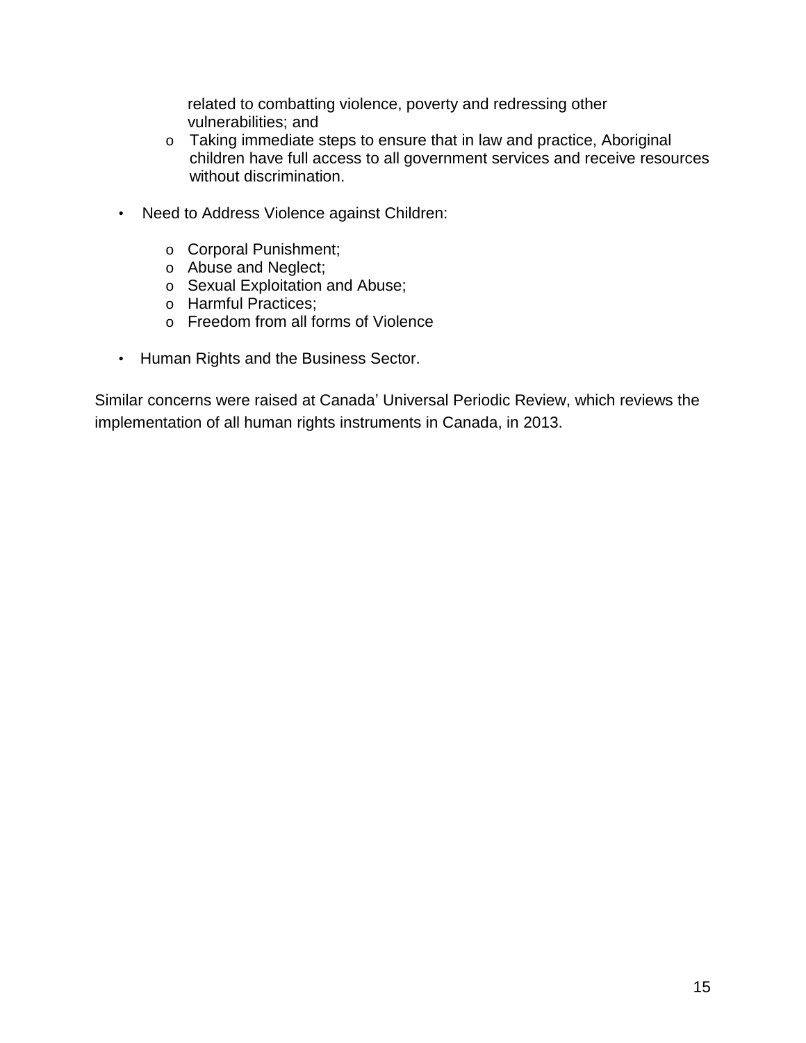related to combatting violence, poverty and redressing other vulnerabilities; and
    - Taking immediate steps to ensure that in law and practice, Aboriginal children have full access to all government services and receive resources without discrimination.

- Need to Address Violence against Children:
    - Corporal Punishment;
    - Abuse and Neglect;
    - Sexual Exploitation and Abuse;
    - Harmful Practices;
    - Freedom from all forms of Violence

- Human Rights and the Business Sector.

Similar concerns were raised at Canada' Universal Periodic Review, which reviews the implementation of all human rights instruments in Canada, in 2013.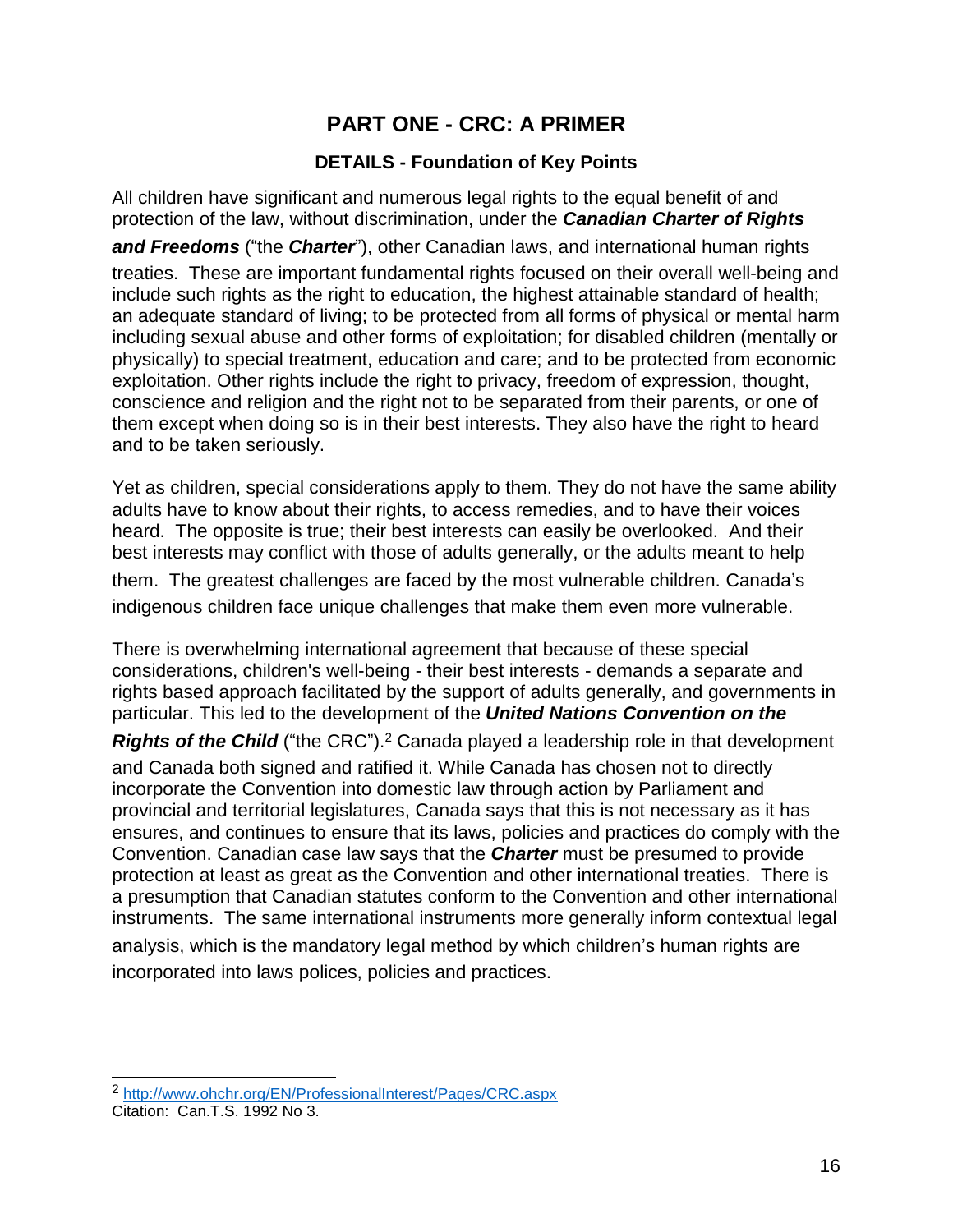# PART ONE - CRC: A PRIMER

### DETAILS - Foundation of Key Points

All children have significant and numerous legal rights to the equal benefit of and protection of the law, without discrimination, under the ***Canadian Charter of Rights and Freedoms*** ("the ***Charter***"), other Canadian laws, and international human rights treaties. These are important fundamental rights focused on their overall well-being and include such rights as the right to education, the highest attainable standard of health; an adequate standard of living; to be protected from all forms of physical or mental harm including sexual abuse and other forms of exploitation; for disabled children (mentally or physically) to special treatment, education and care; and to be protected from economic exploitation. Other rights include the right to privacy, freedom of expression, thought, conscience and religion and the right not to be separated from their parents, or one of them except when doing so is in their best interests. They also have the right to heard and to be taken seriously.

Yet as children, special considerations apply to them. They do not have the same ability adults have to know about their rights, to access remedies, and to have their voices heard. The opposite is true; their best interests can easily be overlooked. And their best interests may conflict with those of adults generally, or the adults meant to help them. The greatest challenges are faced by the most vulnerable children. Canada's indigenous children face unique challenges that make them even more vulnerable.

There is overwhelming international agreement that because of these special considerations, children's well-being - their best interests - demands a separate and rights based approach facilitated by the support of adults generally, and governments in particular. This led to the development of the ***United Nations Convention on the Rights of the Child*** ("the CRC").[2] Canada played a leadership role in that development and Canada both signed and ratified it. While Canada has chosen not to directly incorporate the Convention into domestic law through action by Parliament and provincial and territorial legislatures, Canada says that this is not necessary as it has ensures, and continues to ensure that its laws, policies and practices do comply with the Convention. Canadian case law says that the ***Charter*** must be presumed to provide protection at least as great as the Convention and other international treaties. There is a presumption that Canadian statutes conform to the Convention and other international instruments. The same international instruments more generally inform contextual legal analysis, which is the mandatory legal method by which children's human rights are incorporated into laws polices, policies and practices.

---

[2] http://www.ohchr.org/EN/ProfessionalInterest/Pages/CRC.aspx
Citation: Can.T.S. 1992 No 3.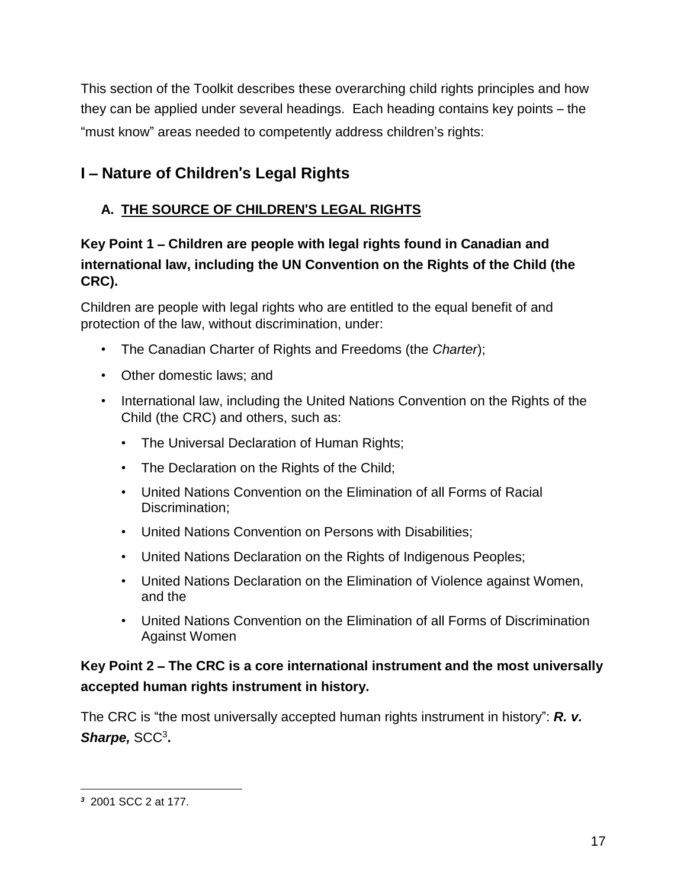This section of the Toolkit describes these overarching child rights principles and how they can be applied under several headings. Each heading contains key points – the "must know" areas needed to competently address children's rights:

## I – Nature of Children's Legal Rights

### A. THE SOURCE OF CHILDREN'S LEGAL RIGHTS

**Key Point 1 – Children are people with legal rights found in Canadian and international law, including the UN Convention on the Rights of the Child (the CRC).**

Children are people with legal rights who are entitled to the equal benefit of and protection of the law, without discrimination, under:

- The Canadian Charter of Rights and Freedoms (the *Charter*);
- Other domestic laws; and
- International law, including the United Nations Convention on the Rights of the Child (the CRC) and others, such as:
  - The Universal Declaration of Human Rights;
  - The Declaration on the Rights of the Child;
  - United Nations Convention on the Elimination of all Forms of Racial Discrimination;
  - United Nations Convention on Persons with Disabilities;
  - United Nations Declaration on the Rights of Indigenous Peoples;
  - United Nations Declaration on the Elimination of Violence against Women, and the
  - United Nations Convention on the Elimination of all Forms of Discrimination Against Women

**Key Point 2 – The CRC is a core international instrument and the most universally accepted human rights instrument in history.**

The CRC is "the most universally accepted human rights instrument in history": ***R. v. Sharpe,*** SCC[3]**.**

---

[3] 2001 SCC 2 at 177.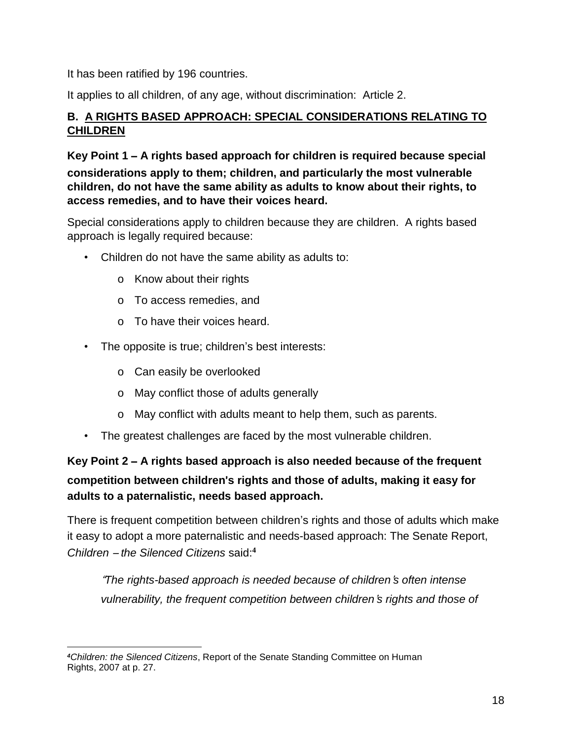It has been ratified by 196 countries.

It applies to all children, of any age, without discrimination: Article 2.

### B. A RIGHTS BASED APPROACH: SPECIAL CONSIDERATIONS RELATING TO CHILDREN

**Key Point 1 – A rights based approach for children is required because special considerations apply to them; children, and particularly the most vulnerable children, do not have the same ability as adults to know about their rights, to access remedies, and to have their voices heard.**

Special considerations apply to children because they are children. A rights based approach is legally required because:

- Children do not have the same ability as adults to:
  - Know about their rights
  - To access remedies, and
  - To have their voices heard.
- The opposite is true; children's best interests:
  - Can easily be overlooked
  - May conflict those of adults generally
  - May conflict with adults meant to help them, such as parents.
- The greatest challenges are faced by the most vulnerable children.

**Key Point 2 – A rights based approach is also needed because of the frequent competition between children's rights and those of adults, making it easy for adults to a paternalistic, needs based approach.**

There is frequent competition between children's rights and those of adults which make it easy to adopt a more paternalistic and needs-based approach: The Senate Report, *Children – the Silenced Citizens* said:[4]

> *"The rights-based approach is needed because of children's often intense vulnerability, the frequent competition between children's rights and those of*

---

[4] *Children: the Silenced Citizens*, Report of the Senate Standing Committee on Human Rights, 2007 at p. 27.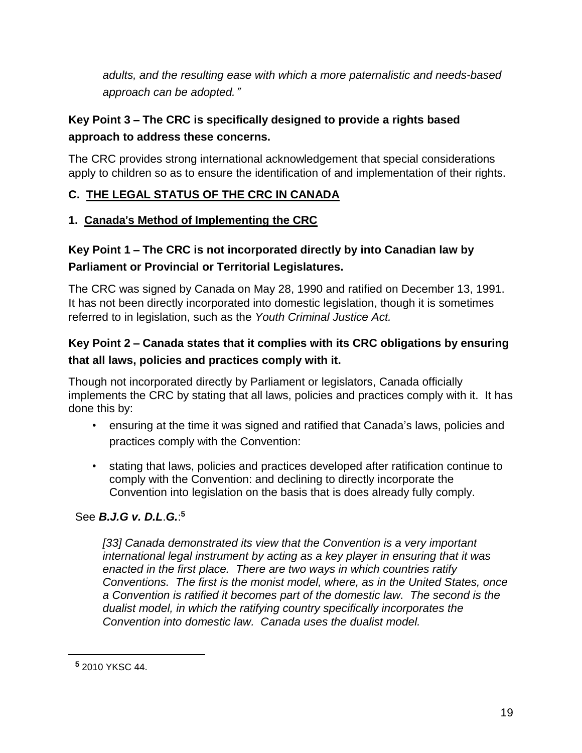*adults, and the resulting ease with which a more paternalistic and needs-based approach can be adopted."*

**Key Point 3 – The CRC is specifically designed to provide a rights based approach to address these concerns.**

The CRC provides strong international acknowledgement that special considerations apply to children so as to ensure the identification of and implementation of their rights.

## C. THE LEGAL STATUS OF THE CRC IN CANADA

### 1. Canada's Method of Implementing the CRC

**Key Point 1 – The CRC is not incorporated directly by into Canadian law by Parliament or Provincial or Territorial Legislatures.**

The CRC was signed by Canada on May 28, 1990 and ratified on December 13, 1991. It has not been directly incorporated into domestic legislation, though it is sometimes referred to in legislation, such as the *Youth Criminal Justice Act.*

**Key Point 2 – Canada states that it complies with its CRC obligations by ensuring that all laws, policies and practices comply with it.**

Though not incorporated directly by Parliament or legislators, Canada officially implements the CRC by stating that all laws, policies and practices comply with it. It has done this by:

- ensuring at the time it was signed and ratified that Canada's laws, policies and practices comply with the Convention:
- stating that laws, policies and practices developed after ratification continue to comply with the Convention: and declining to directly incorporate the Convention into legislation on the basis that is does already fully comply.

See ***B.J.G v. D.L.G.***:[5]

*[33] Canada demonstrated its view that the Convention is a very important international legal instrument by acting as a key player in ensuring that it was enacted in the first place. There are two ways in which countries ratify Conventions. The first is the monist model, where, as in the United States, once a Convention is ratified it becomes part of the domestic law. The second is the dualist model, in which the ratifying country specifically incorporates the Convention into domestic law. Canada uses the dualist model.*

---

[5] 2010 YKSC 44.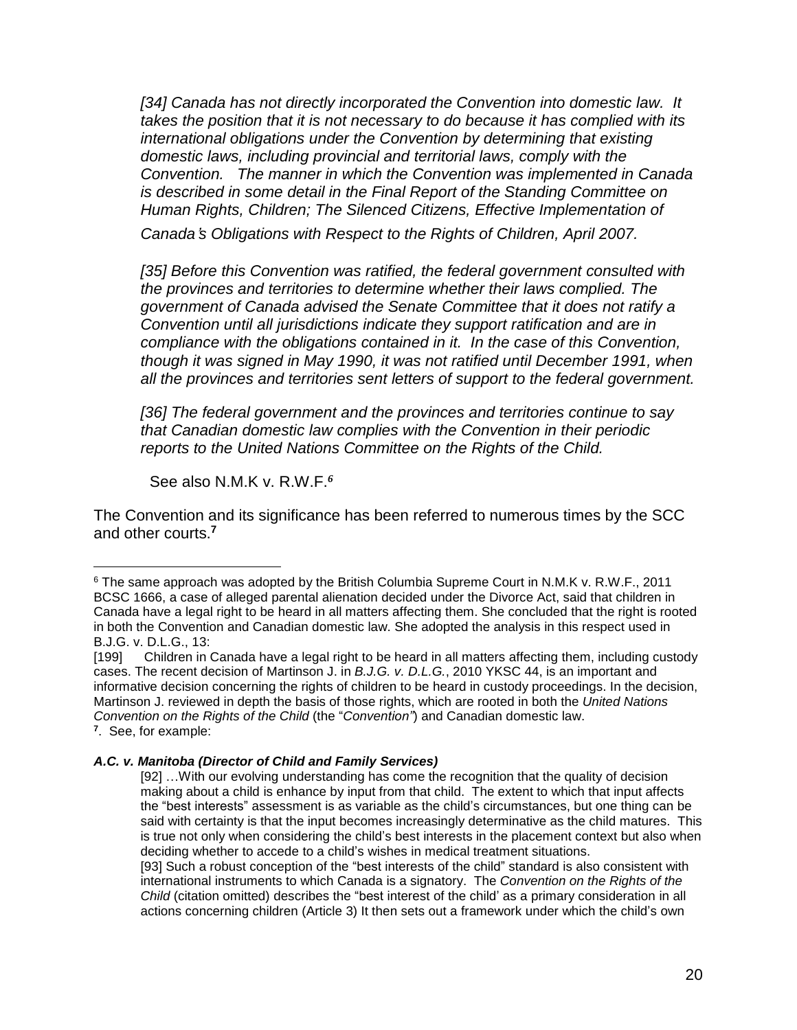*[34] Canada has not directly incorporated the Convention into domestic law. It takes the position that it is not necessary to do because it has complied with its international obligations under the Convention by determining that existing domestic laws, including provincial and territorial laws, comply with the Convention. The manner in which the Convention was implemented in Canada is described in some detail in the Final Report of the Standing Committee on Human Rights, Children; The Silenced Citizens, Effective Implementation of Canada's Obligations with Respect to the Rights of Children, April 2007.*

*[35] Before this Convention was ratified, the federal government consulted with the provinces and territories to determine whether their laws complied. The government of Canada advised the Senate Committee that it does not ratify a Convention until all jurisdictions indicate they support ratification and are in compliance with the obligations contained in it. In the case of this Convention, though it was signed in May 1990, it was not ratified until December 1991, when all the provinces and territories sent letters of support to the federal government.*

*[36] The federal government and the provinces and territories continue to say that Canadian domestic law complies with the Convention in their periodic reports to the United Nations Committee on the Rights of the Child.*

See also N.M.K v. R.W.F.[6]

The Convention and its significance has been referred to numerous times by the SCC and other courts.[7]

---

[6] The same approach was adopted by the British Columbia Supreme Court in N.M.K v. R.W.F., 2011 BCSC 1666, a case of alleged parental alienation decided under the Divorce Act, said that children in Canada have a legal right to be heard in all matters affecting them. She concluded that the right is rooted in both the Convention and Canadian domestic law. She adopted the analysis in this respect used in B.J.G. v. D.L.G., 13:

[199] Children in Canada have a legal right to be heard in all matters affecting them, including custody cases. The recent decision of Martinson J. in *B.J.G. v. D.L.G.*, 2010 YKSC 44, is an important and informative decision concerning the rights of children to be heard in custody proceedings. In the decision, Martinson J. reviewed in depth the basis of those rights, which are rooted in both the *United Nations Convention on the Rights of the Child* (the "*Convention"*) and Canadian domestic law.

[7]. See, for example:

***A.C. v. Manitoba (Director of Child and Family Services)***

> [92] …With our evolving understanding has come the recognition that the quality of decision making about a child is enhance by input from that child. The extent to which that input affects the "best interests" assessment is as variable as the child's circumstances, but one thing can be said with certainty is that the input becomes increasingly determinative as the child matures. This is true not only when considering the child's best interests in the placement context but also when deciding whether to accede to a child's wishes in medical treatment situations.
>
> [93] Such a robust conception of the "best interests of the child" standard is also consistent with international instruments to which Canada is a signatory. The *Convention on the Rights of the Child* (citation omitted) describes the "best interest of the child' as a primary consideration in all actions concerning children (Article 3) It then sets out a framework under which the child's own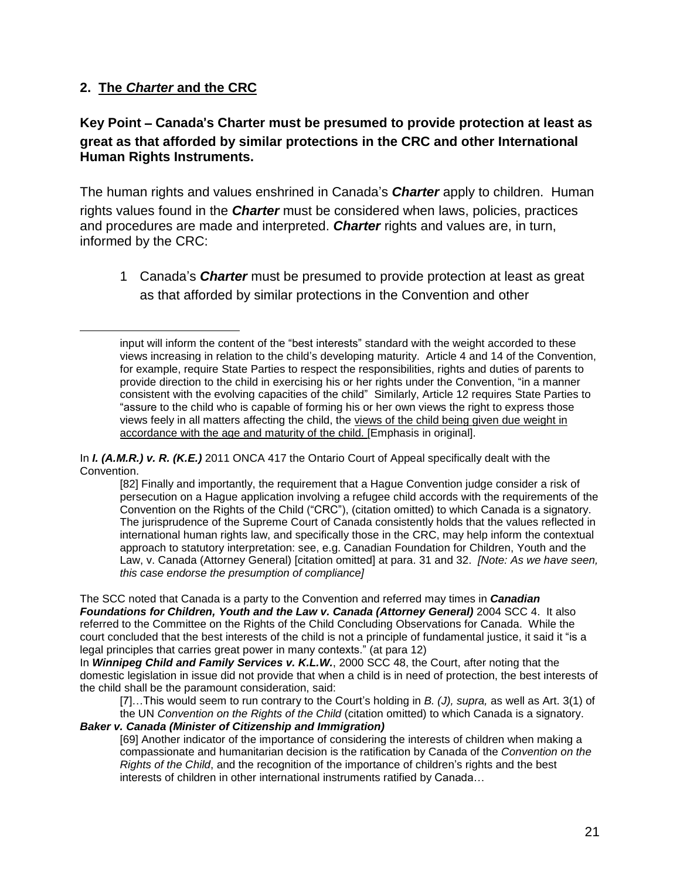## 2. The *Charter* and the CRC

### Key Point – Canada's Charter must be presumed to provide protection at least as great as that afforded by similar protections in the CRC and other International Human Rights Instruments.

The human rights and values enshrined in Canada's ***Charter*** apply to children. Human rights values found in the ***Charter*** must be considered when laws, policies, practices and procedures are made and interpreted. ***Charter*** rights and values are, in turn, informed by the CRC:

1 Canada's ***Charter*** must be presumed to provide protection at least as great as that afforded by similar protections in the Convention and other

---

> input will inform the content of the "best interests" standard with the weight accorded to these views increasing in relation to the child's developing maturity. Article 4 and 14 of the Convention, for example, require State Parties to respect the responsibilities, rights and duties of parents to provide direction to the child in exercising his or her rights under the Convention, "in a manner consistent with the evolving capacities of the child" Similarly, Article 12 requires State Parties to "assure to the child who is capable of forming his or her own views the right to express those views feely in all matters affecting the child, the <u>views of the child being given due weight in accordance with the age and maturity of the child.</u> [Emphasis in original].

In ***I. (A.M.R.) v. R. (K.E.)*** 2011 ONCA 417 the Ontario Court of Appeal specifically dealt with the Convention.

> [82] Finally and importantly, the requirement that a Hague Convention judge consider a risk of persecution on a Hague application involving a refugee child accords with the requirements of the Convention on the Rights of the Child ("CRC"), (citation omitted) to which Canada is a signatory. The jurisprudence of the Supreme Court of Canada consistently holds that the values reflected in international human rights law, and specifically those in the CRC, may help inform the contextual approach to statutory interpretation: see, e.g. Canadian Foundation for Children, Youth and the Law, v. Canada (Attorney General) [citation omitted] at para. 31 and 32. *[Note: As we have seen, this case endorse the presumption of compliance]*

The SCC noted that Canada is a party to the Convention and referred may times in ***Canadian Foundations for Children, Youth and the Law v. Canada (Attorney General)*** 2004 SCC 4. It also referred to the Committee on the Rights of the Child Concluding Observations for Canada. While the court concluded that the best interests of the child is not a principle of fundamental justice, it said it "is a legal principles that carries great power in many contexts." (at para 12)

In ***Winnipeg Child and Family Services v. K.L.W.***, 2000 SCC 48, the Court, after noting that the domestic legislation in issue did not provide that when a child is in need of protection, the best interests of the child shall be the paramount consideration, said:

> [7]…This would seem to run contrary to the Court's holding in *B. (J), supra,* as well as Art. 3(1) of the UN *Convention on the Rights of the Child* (citation omitted) to which Canada is a signatory.

***Baker v. Canada (Minister of Citizenship and Immigration)***

> [69] Another indicator of the importance of considering the interests of children when making a compassionate and humanitarian decision is the ratification by Canada of the *Convention on the Rights of the Child*, and the recognition of the importance of children's rights and the best interests of children in other international instruments ratified by Canada…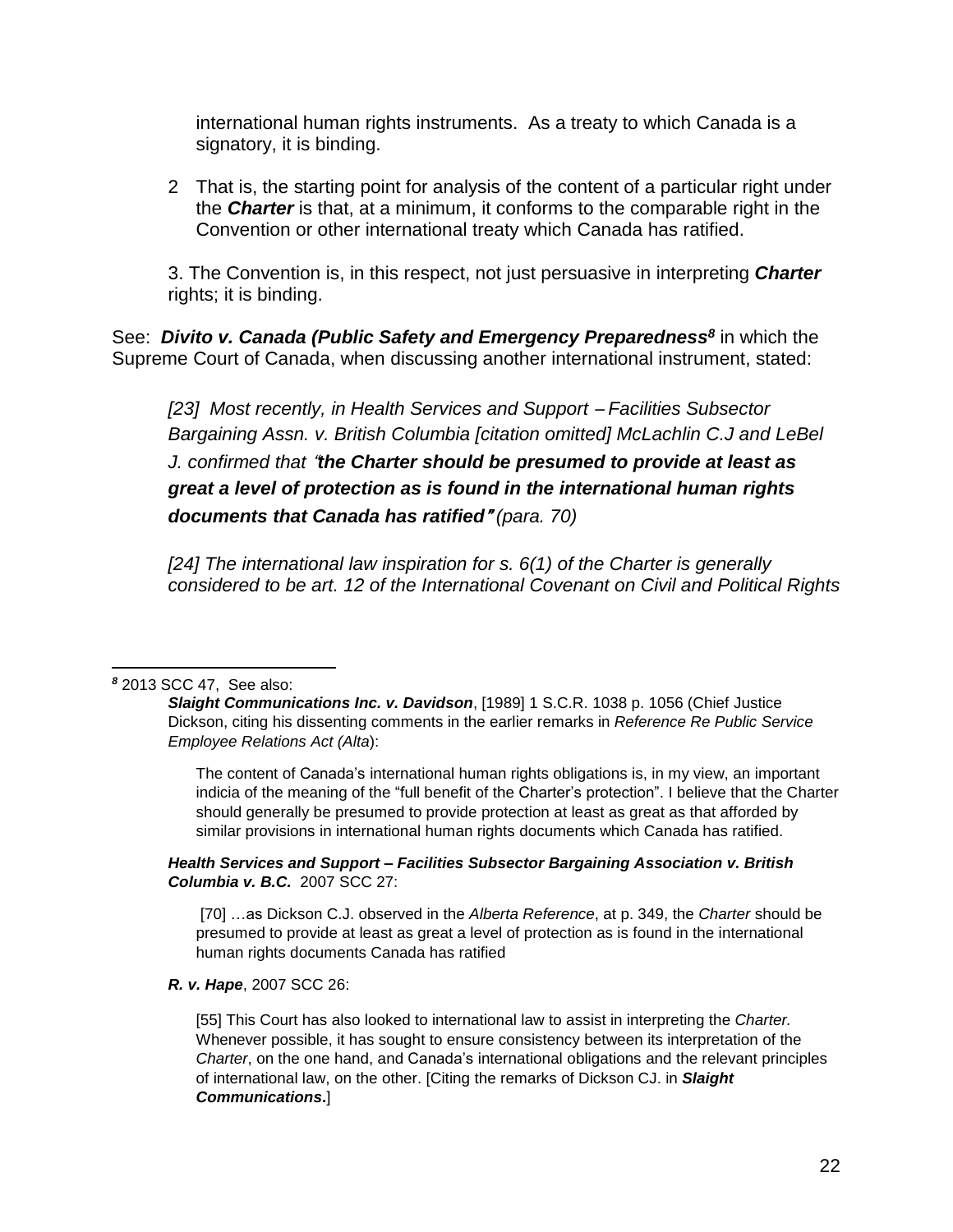international human rights instruments. As a treaty to which Canada is a signatory, it is binding.

2 That is, the starting point for analysis of the content of a particular right under the ***Charter*** is that, at a minimum, it conforms to the comparable right in the Convention or other international treaty which Canada has ratified.

3. The Convention is, in this respect, not just persuasive in interpreting ***Charter*** rights; it is binding.

See: ***Divito v. Canada (Public Safety and Emergency Preparedness***[8] in which the Supreme Court of Canada, when discussing another international instrument, stated:

> *[23] Most recently, in Health Services and Support – Facilities Subsector Bargaining Assn. v. British Columbia [citation omitted] McLachlin C.J and LeBel J. confirmed that "**the Charter should be presumed to provide at least as great a level of protection as is found in the international human rights documents that Canada has ratified**" (para. 70)*
>
> *[24] The international law inspiration for s. 6(1) of the Charter is generally considered to be art. 12 of the International Covenant on Civil and Political Rights*

---

[8] 2013 SCC 47, See also:

***Slaight Communications Inc. v. Davidson***, [1989] 1 S.C.R. 1038 p. 1056 (Chief Justice Dickson, citing his dissenting comments in the earlier remarks in *Reference Re Public Service Employee Relations Act (Alta*):

> The content of Canada's international human rights obligations is, in my view, an important indicia of the meaning of the "full benefit of the Charter's protection". I believe that the Charter should generally be presumed to provide protection at least as great as that afforded by similar provisions in international human rights documents which Canada has ratified.

***Health Services and Support – Facilities Subsector Bargaining Association v. British Columbia v. B.C.*** 2007 SCC 27:

> [70] …as Dickson C.J. observed in the *Alberta Reference*, at p. 349, the *Charter* should be presumed to provide at least as great a level of protection as is found in the international human rights documents Canada has ratified

***R. v. Hape***, 2007 SCC 26:

> [55] This Court has also looked to international law to assist in interpreting the *Charter.* Whenever possible, it has sought to ensure consistency between its interpretation of the *Charter*, on the one hand, and Canada's international obligations and the relevant principles of international law, on the other. [Citing the remarks of Dickson CJ. in ***Slaight Communications***.]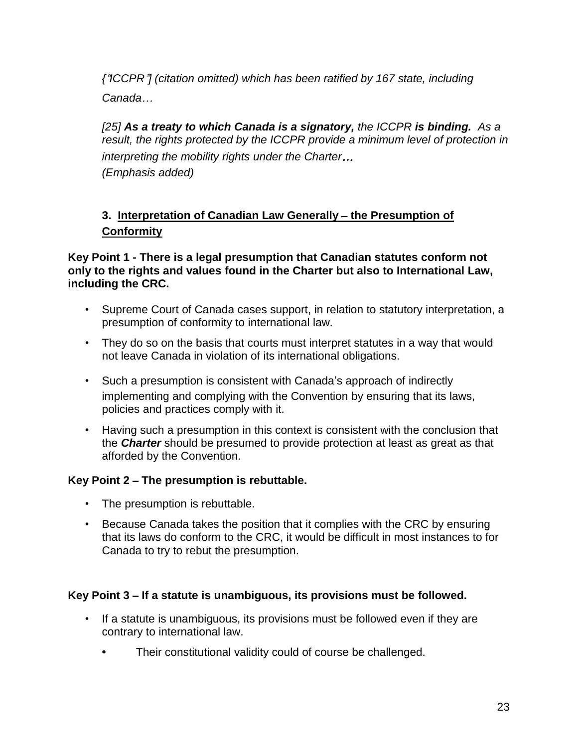*{"ICCPR"] (citation omitted) which has been ratified by 167 state, including Canada…*

*[25] **As a treaty to which Canada is a signatory,** the ICCPR **is binding.** As a result, the rights protected by the ICCPR provide a minimum level of protection in interpreting the mobility rights under the Charter…*
*(Emphasis added)*

### 3. Interpretation of Canadian Law Generally – the Presumption of Conformity

**Key Point 1 - There is a legal presumption that Canadian statutes conform not only to the rights and values found in the Charter but also to International Law, including the CRC.**

- Supreme Court of Canada cases support, in relation to statutory interpretation, a presumption of conformity to international law.
- They do so on the basis that courts must interpret statutes in a way that would not leave Canada in violation of its international obligations.
- Such a presumption is consistent with Canada's approach of indirectly implementing and complying with the Convention by ensuring that its laws, policies and practices comply with it.
- Having such a presumption in this context is consistent with the conclusion that the ***Charter*** should be presumed to provide protection at least as great as that afforded by the Convention.

**Key Point 2 – The presumption is rebuttable.**

- The presumption is rebuttable.
- Because Canada takes the position that it complies with the CRC by ensuring that its laws do conform to the CRC, it would be difficult in most instances to for Canada to try to rebut the presumption.

**Key Point 3 – If a statute is unambiguous, its provisions must be followed.**

- If a statute is unambiguous, its provisions must be followed even if they are contrary to international law.
  - Their constitutional validity could of course be challenged.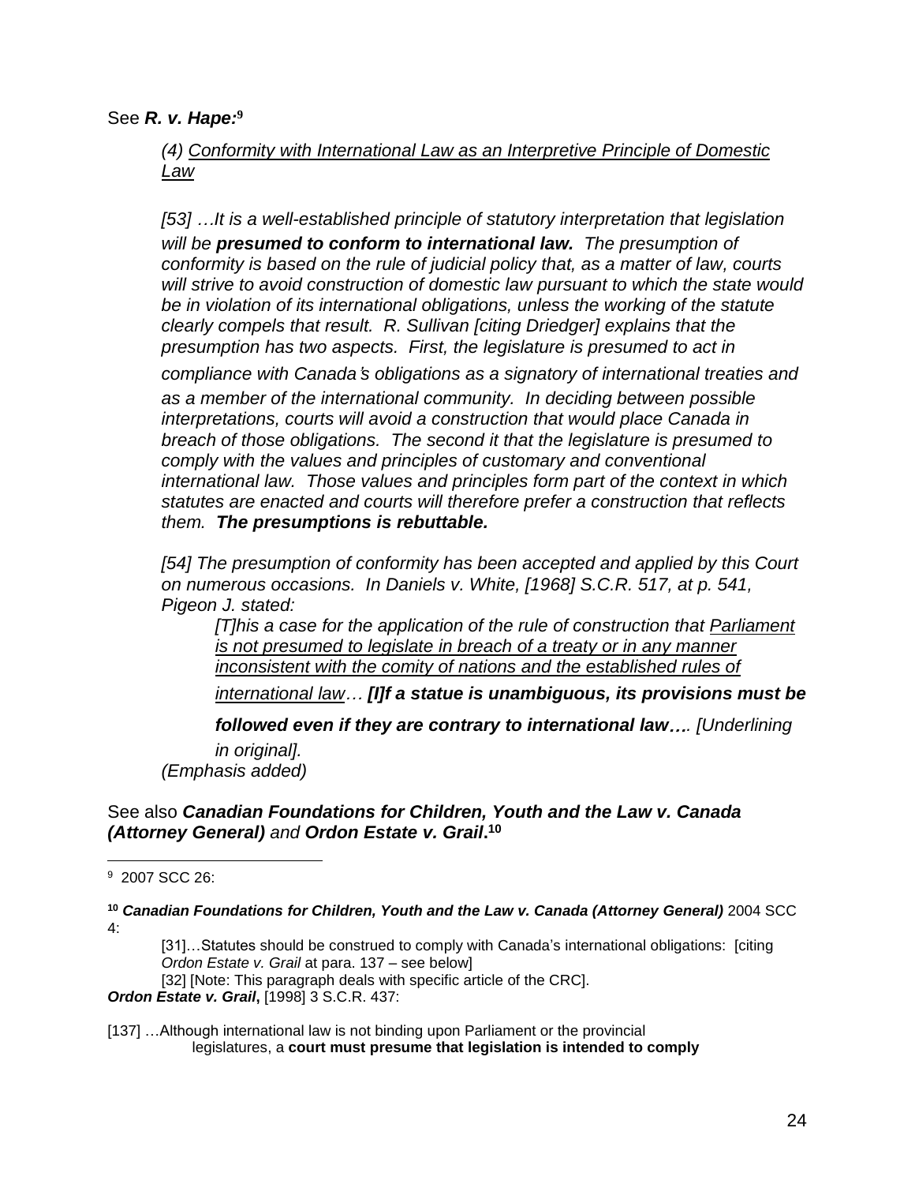See ***R. v. Hape:***[9]

> *(4) Conformity with International Law as an Interpretive Principle of Domestic Law*
>
> *[53] …It is a well-established principle of statutory interpretation that legislation will be **presumed to conform to international law.** The presumption of conformity is based on the rule of judicial policy that, as a matter of law, courts will strive to avoid construction of domestic law pursuant to which the state would be in violation of its international obligations, unless the working of the statute clearly compels that result. R. Sullivan [citing Driedger] explains that the presumption has two aspects. First, the legislature is presumed to act in compliance with Canada's obligations as a signatory of international treaties and as a member of the international community. In deciding between possible interpretations, courts will avoid a construction that would place Canada in breach of those obligations. The second it that the legislature is presumed to comply with the values and principles of customary and conventional international law. Those values and principles form part of the context in which statutes are enacted and courts will therefore prefer a construction that reflects them. **The presumptions is rebuttable.***
>
> *[54] The presumption of conformity has been accepted and applied by this Court on numerous occasions. In Daniels v. White, [1968] S.C.R. 517, at p. 541, Pigeon J. stated:*
>
> > *[T]his a case for the application of the rule of construction that Parliament is not presumed to legislate in breach of a treaty or in any manner inconsistent with the comity of nations and the established rules of international law… **[I]f a statue is unambiguous, its provisions must be followed even if they are contrary to international law….** [Underlining in original].*
>
> *(Emphasis added)*

See also ***Canadian Foundations for Children, Youth and the Law v. Canada (Attorney General)*** and ***Ordon Estate v. Grail***.[10]

---

[9] 2007 SCC 26:

[10] ***Canadian Foundations for Children, Youth and the Law v. Canada (Attorney General)*** 2004 SCC 4:

> [31]…Statutes should be construed to comply with Canada's international obligations: [citing *Ordon Estate v. Grail* at para. 137 – see below]
>
> [32] [Note: This paragraph deals with specific article of the CRC].

***Ordon Estate v. Grail***, [1998] 3 S.C.R. 437:

[137] …Although international law is not binding upon Parliament or the provincial legislatures, a **court must presume that legislation is intended to comply**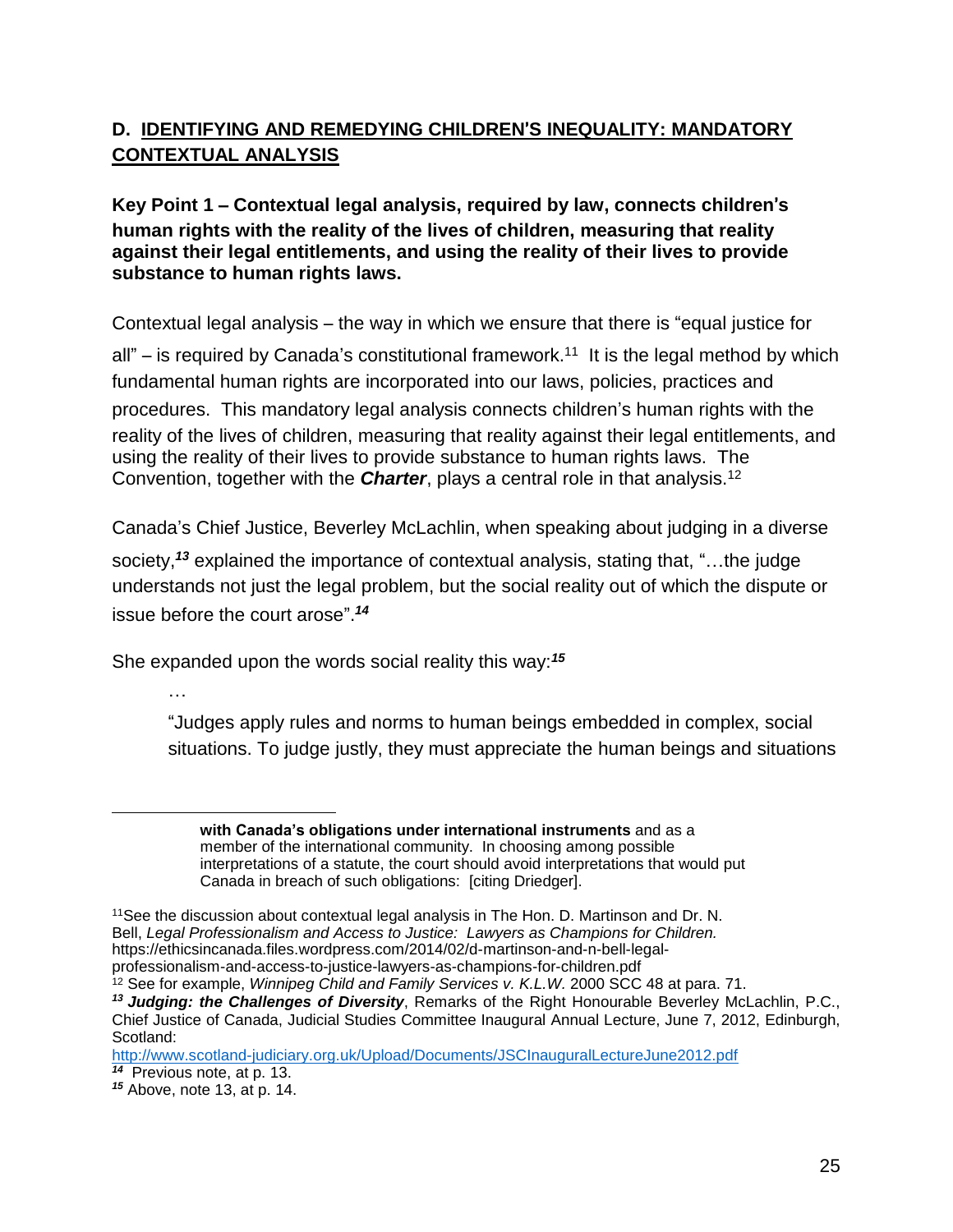## D. IDENTIFYING AND REMEDYING CHILDREN'S INEQUALITY: MANDATORY CONTEXTUAL ANALYSIS

**Key Point 1 – Contextual legal analysis, required by law, connects children's human rights with the reality of the lives of children, measuring that reality against their legal entitlements, and using the reality of their lives to provide substance to human rights laws.**

Contextual legal analysis – the way in which we ensure that there is "equal justice for all" – is required by Canada's constitutional framework.[11] It is the legal method by which fundamental human rights are incorporated into our laws, policies, practices and procedures. This mandatory legal analysis connects children's human rights with the reality of the lives of children, measuring that reality against their legal entitlements, and using the reality of their lives to provide substance to human rights laws. The Convention, together with the ***Charter***, plays a central role in that analysis.[12]

Canada's Chief Justice, Beverley McLachlin, when speaking about judging in a diverse society,[13] explained the importance of contextual analysis, stating that, "…the judge understands not just the legal problem, but the social reality out of which the dispute or issue before the court arose".[14]

She expanded upon the words social reality this way:[15]

> …
>
> "Judges apply rules and norms to human beings embedded in complex, social situations. To judge justly, they must appreciate the human beings and situations

---

> **with Canada's obligations under international instruments** and as a member of the international community. In choosing among possible interpretations of a statute, the court should avoid interpretations that would put Canada in breach of such obligations: [citing Driedger].

[11] See the discussion about contextual legal analysis in The Hon. D. Martinson and Dr. N. Bell, *Legal Professionalism and Access to Justice: Lawyers as Champions for Children.* https://ethicsincanada.files.wordpress.com/2014/02/d-martinson-and-n-bell-legal-professionalism-and-access-to-justice-lawyers-as-champions-for-children.pdf

[12] See for example, *Winnipeg Child and Family Services v. K.L.W.* 2000 SCC 48 at para. 71.

[13] ***Judging: the Challenges of Diversity***, Remarks of the Right Honourable Beverley McLachlin, P.C., Chief Justice of Canada, Judicial Studies Committee Inaugural Annual Lecture, June 7, 2012, Edinburgh, Scotland: http://www.scotland-judiciary.org.uk/Upload/Documents/JSCInauguralLectureJune2012.pdf

[14] Previous note, at p. 13.

[15] Above, note 13, at p. 14.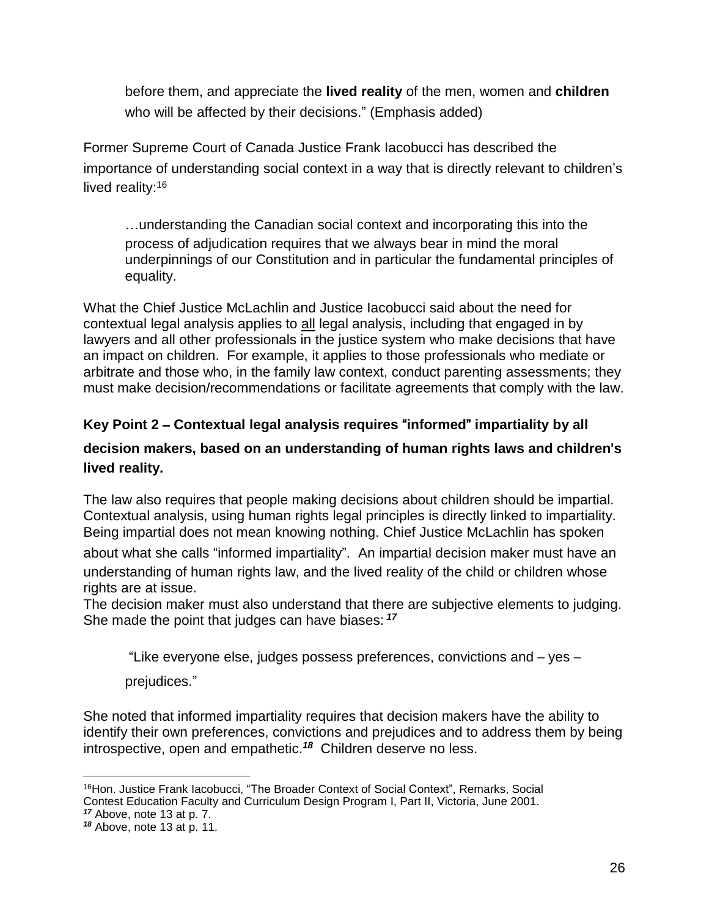> before them, and appreciate the **lived reality** of the men, women and **children** who will be affected by their decisions." (Emphasis added)

Former Supreme Court of Canada Justice Frank Iacobucci has described the importance of understanding social context in a way that is directly relevant to children's lived reality:[16]

> …understanding the Canadian social context and incorporating this into the process of adjudication requires that we always bear in mind the moral underpinnings of our Constitution and in particular the fundamental principles of equality.

What the Chief Justice McLachlin and Justice Iacobucci said about the need for contextual legal analysis applies to <u>all</u> legal analysis, including that engaged in by lawyers and all other professionals in the justice system who make decisions that have an impact on children. For example, it applies to those professionals who mediate or arbitrate and those who, in the family law context, conduct parenting assessments; they must make decision/recommendations or facilitate agreements that comply with the law.

**Key Point 2 – Contextual legal analysis requires "informed" impartiality by all decision makers, based on an understanding of human rights laws and children's lived reality.**

The law also requires that people making decisions about children should be impartial. Contextual analysis, using human rights legal principles is directly linked to impartiality. Being impartial does not mean knowing nothing. Chief Justice McLachlin has spoken about what she calls "informed impartiality". An impartial decision maker must have an understanding of human rights law, and the lived reality of the child or children whose rights are at issue.

The decision maker must also understand that there are subjective elements to judging. She made the point that judges can have biases: [17]

> "Like everyone else, judges possess preferences, convictions and – yes – prejudices."

She noted that informed impartiality requires that decision makers have the ability to identify their own preferences, convictions and prejudices and to address them by being introspective, open and empathetic.[18] Children deserve no less.

---

[16] Hon. Justice Frank Iacobucci, "The Broader Context of Social Context", Remarks, Social Contest Education Faculty and Curriculum Design Program I, Part II, Victoria, June 2001.

[17] Above, note 13 at p. 7.

[18] Above, note 13 at p. 11.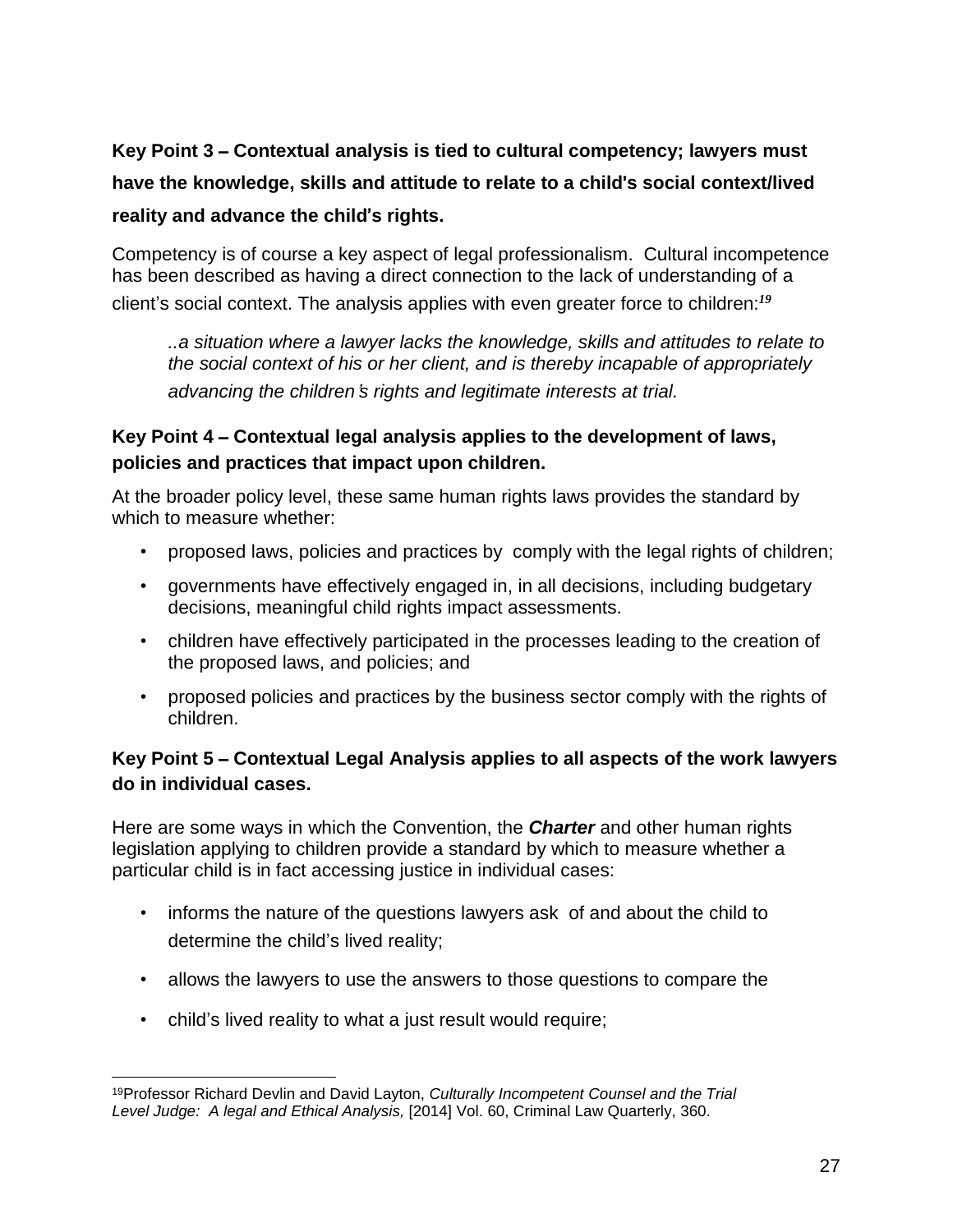**Key Point 3 – Contextual analysis is tied to cultural competency; lawyers must have the knowledge, skills and attitude to relate to a child's social context/lived reality and advance the child's rights.**

Competency is of course a key aspect of legal professionalism. Cultural incompetence has been described as having a direct connection to the lack of understanding of a client's social context. The analysis applies with even greater force to children:[19]

> *..a situation where a lawyer lacks the knowledge, skills and attitudes to relate to the social context of his or her client, and is thereby incapable of appropriately advancing the children's rights and legitimate interests at trial.*

**Key Point 4 – Contextual legal analysis applies to the development of laws, policies and practices that impact upon children.**

At the broader policy level, these same human rights laws provides the standard by which to measure whether:

- proposed laws, policies and practices by comply with the legal rights of children;
- governments have effectively engaged in, in all decisions, including budgetary decisions, meaningful child rights impact assessments.
- children have effectively participated in the processes leading to the creation of the proposed laws, and policies; and
- proposed policies and practices by the business sector comply with the rights of children.

**Key Point 5 – Contextual Legal Analysis applies to all aspects of the work lawyers do in individual cases.**

Here are some ways in which the Convention, the ***Charter*** and other human rights legislation applying to children provide a standard by which to measure whether a particular child is in fact accessing justice in individual cases:

- informs the nature of the questions lawyers ask of and about the child to determine the child's lived reality;
- allows the lawyers to use the answers to those questions to compare the
- child's lived reality to what a just result would require;

---

[19] Professor Richard Devlin and David Layton, *Culturally Incompetent Counsel and the Trial Level Judge: A legal and Ethical Analysis,* [2014] Vol. 60, Criminal Law Quarterly, 360.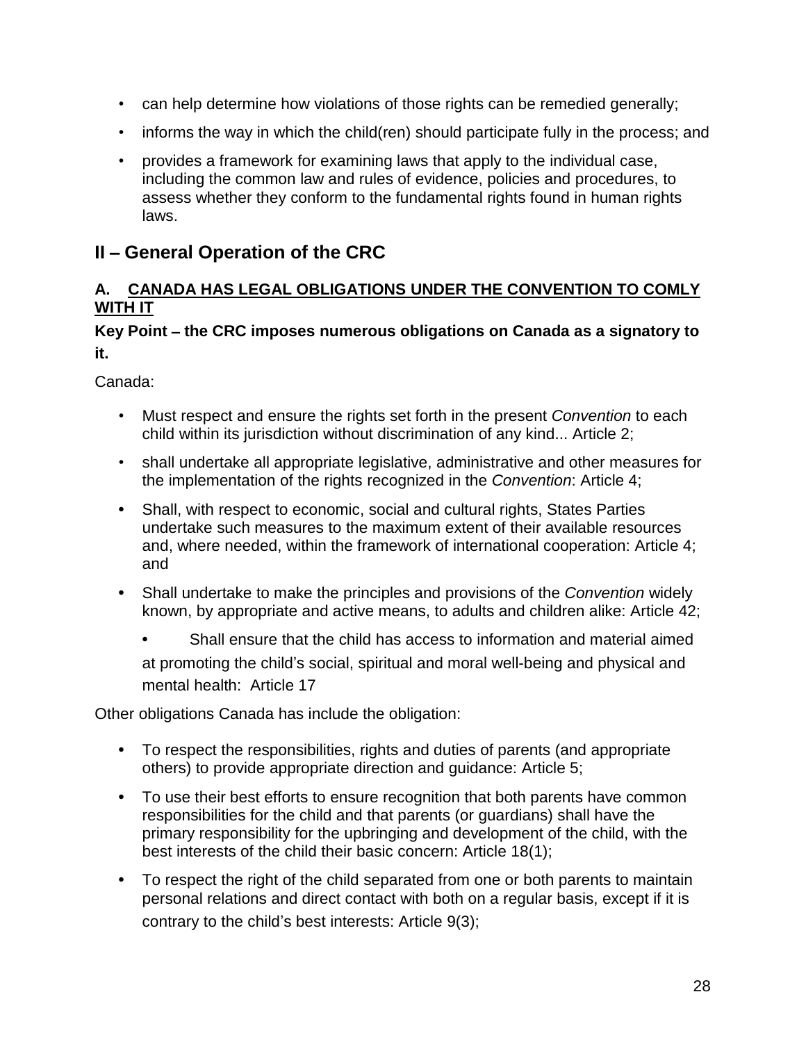- can help determine how violations of those rights can be remedied generally;
- informs the way in which the child(ren) should participate fully in the process; and
- provides a framework for examining laws that apply to the individual case, including the common law and rules of evidence, policies and procedures, to assess whether they conform to the fundamental rights found in human rights laws.

## II – General Operation of the CRC

### A. CANADA HAS LEGAL OBLIGATIONS UNDER THE CONVENTION TO COMLY WITH IT

**Key Point – the CRC imposes numerous obligations on Canada as a signatory to it.**

Canada:

- Must respect and ensure the rights set forth in the present *Convention* to each child within its jurisdiction without discrimination of any kind... Article 2;
- shall undertake all appropriate legislative, administrative and other measures for the implementation of the rights recognized in the *Convention*: Article 4;
- Shall, with respect to economic, social and cultural rights, States Parties undertake such measures to the maximum extent of their available resources and, where needed, within the framework of international cooperation: Article 4; and
- Shall undertake to make the principles and provisions of the *Convention* widely known, by appropriate and active means, to adults and children alike: Article 42;
- Shall ensure that the child has access to information and material aimed at promoting the child's social, spiritual and moral well-being and physical and mental health: Article 17

Other obligations Canada has include the obligation:

- To respect the responsibilities, rights and duties of parents (and appropriate others) to provide appropriate direction and guidance: Article 5;
- To use their best efforts to ensure recognition that both parents have common responsibilities for the child and that parents (or guardians) shall have the primary responsibility for the upbringing and development of the child, with the best interests of the child their basic concern: Article 18(1);
- To respect the right of the child separated from one or both parents to maintain personal relations and direct contact with both on a regular basis, except if it is contrary to the child's best interests: Article 9(3);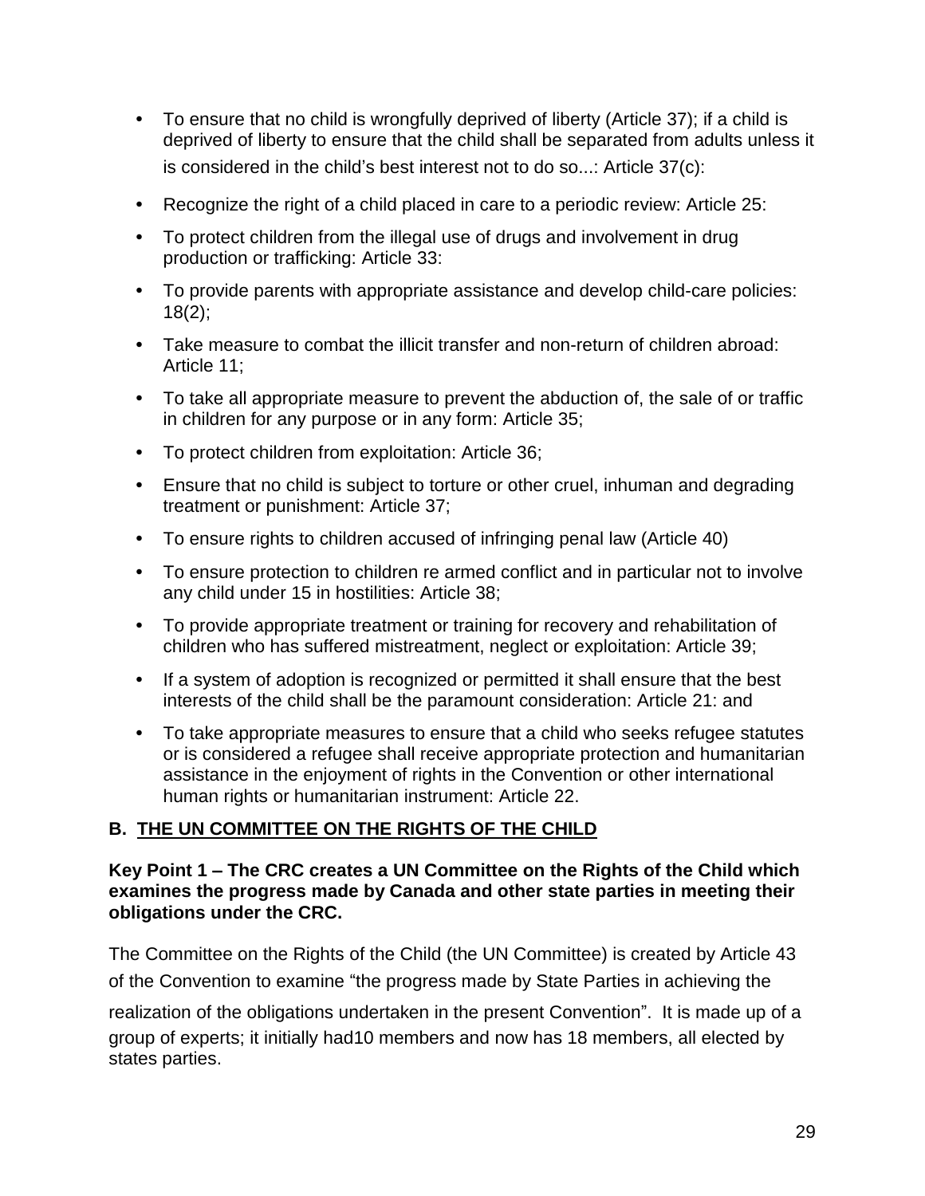- To ensure that no child is wrongfully deprived of liberty (Article 37); if a child is deprived of liberty to ensure that the child shall be separated from adults unless it is considered in the child's best interest not to do so...: Article 37(c):
- Recognize the right of a child placed in care to a periodic review: Article 25:
- To protect children from the illegal use of drugs and involvement in drug production or trafficking: Article 33:
- To provide parents with appropriate assistance and develop child-care policies: 18(2);
- Take measure to combat the illicit transfer and non-return of children abroad: Article 11;
- To take all appropriate measure to prevent the abduction of, the sale of or traffic in children for any purpose or in any form: Article 35;
- To protect children from exploitation: Article 36;
- Ensure that no child is subject to torture or other cruel, inhuman and degrading treatment or punishment: Article 37;
- To ensure rights to children accused of infringing penal law (Article 40)
- To ensure protection to children re armed conflict and in particular not to involve any child under 15 in hostilities: Article 38;
- To provide appropriate treatment or training for recovery and rehabilitation of children who has suffered mistreatment, neglect or exploitation: Article 39;
- If a system of adoption is recognized or permitted it shall ensure that the best interests of the child shall be the paramount consideration: Article 21: and
- To take appropriate measures to ensure that a child who seeks refugee statutes or is considered a refugee shall receive appropriate protection and humanitarian assistance in the enjoyment of rights in the Convention or other international human rights or humanitarian instrument: Article 22.

## B. THE UN COMMITTEE ON THE RIGHTS OF THE CHILD

**Key Point 1 – The CRC creates a UN Committee on the Rights of the Child which examines the progress made by Canada and other state parties in meeting their obligations under the CRC.**

The Committee on the Rights of the Child (the UN Committee) is created by Article 43 of the Convention to examine "the progress made by State Parties in achieving the realization of the obligations undertaken in the present Convention". It is made up of a group of experts; it initially had10 members and now has 18 members, all elected by states parties.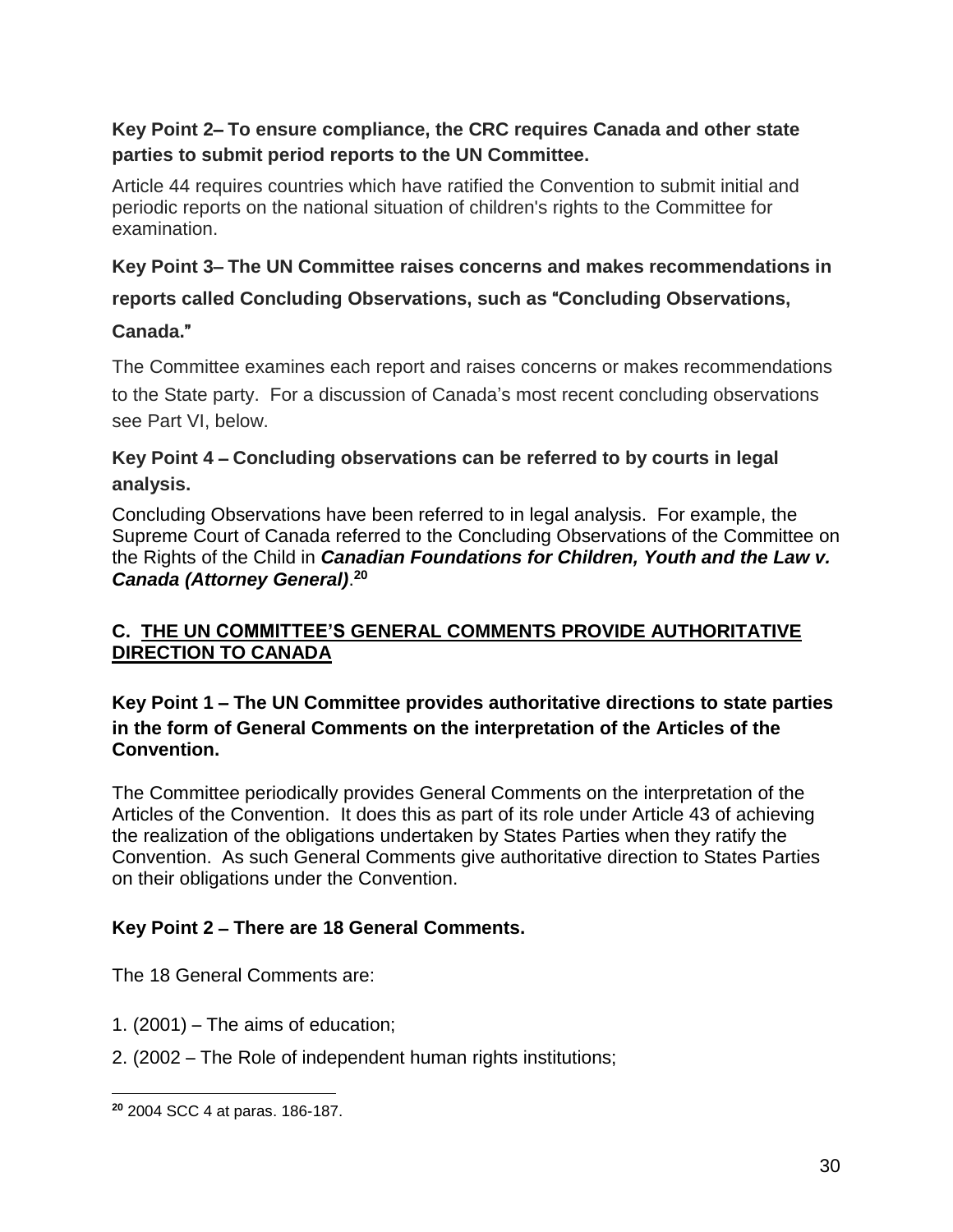**Key Point 2– To ensure compliance, the CRC requires Canada and other state parties to submit period reports to the UN Committee.**

Article 44 requires countries which have ratified the Convention to submit initial and periodic reports on the national situation of children's rights to the Committee for examination.

**Key Point 3– The UN Committee raises concerns and makes recommendations in reports called Concluding Observations, such as "Concluding Observations, Canada."**

The Committee examines each report and raises concerns or makes recommendations to the State party. For a discussion of Canada's most recent concluding observations see Part VI, below.

**Key Point 4 – Concluding observations can be referred to by courts in legal analysis.**

Concluding Observations have been referred to in legal analysis. For example, the Supreme Court of Canada referred to the Concluding Observations of the Committee on the Rights of the Child in ***Canadian Foundations for Children, Youth and the Law v. Canada (Attorney General)***.[20]

## C. THE UN COMMITTEE'S GENERAL COMMENTS PROVIDE AUTHORITATIVE DIRECTION TO CANADA

**Key Point 1 – The UN Committee provides authoritative directions to state parties in the form of General Comments on the interpretation of the Articles of the Convention.**

The Committee periodically provides General Comments on the interpretation of the Articles of the Convention. It does this as part of its role under Article 43 of achieving the realization of the obligations undertaken by States Parties when they ratify the Convention. As such General Comments give authoritative direction to States Parties on their obligations under the Convention.

**Key Point 2 – There are 18 General Comments.**

The 18 General Comments are:

1. (2001) – The aims of education;
2. (2002 – The Role of independent human rights institutions;

---

[20] 2004 SCC 4 at paras. 186-187.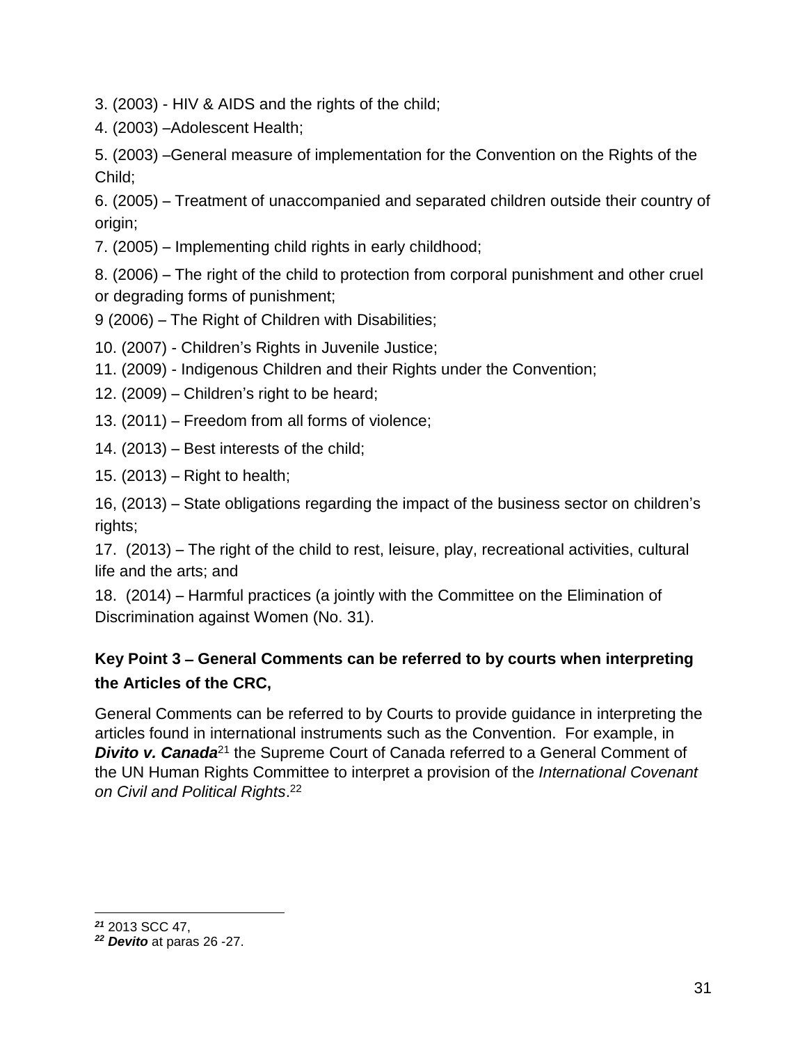3. (2003) - HIV & AIDS and the rights of the child;

4. (2003) –Adolescent Health;

5. (2003) –General measure of implementation for the Convention on the Rights of the Child;

6. (2005) – Treatment of unaccompanied and separated children outside their country of origin;

7. (2005) – Implementing child rights in early childhood;

8. (2006) – The right of the child to protection from corporal punishment and other cruel or degrading forms of punishment;

9 (2006) – The Right of Children with Disabilities;

10. (2007) - Children's Rights in Juvenile Justice;

11. (2009) - Indigenous Children and their Rights under the Convention;

12. (2009) – Children's right to be heard;

13. (2011) – Freedom from all forms of violence;

14. (2013) – Best interests of the child;

15. (2013) – Right to health;

16, (2013) – State obligations regarding the impact of the business sector on children's rights;

17. (2013) – The right of the child to rest, leisure, play, recreational activities, cultural life and the arts; and

18. (2014) – Harmful practices (a jointly with the Committee on the Elimination of Discrimination against Women (No. 31).

**Key Point 3 – General Comments can be referred to by courts when interpreting the Articles of the CRC,**

General Comments can be referred to by Courts to provide guidance in interpreting the articles found in international instruments such as the Convention. For example, in ***Divito v. Canada***[21] the Supreme Court of Canada referred to a General Comment of the UN Human Rights Committee to interpret a provision of the *International Covenant on Civil and Political Rights*.[22]

---

[21] 2013 SCC 47,

[22] ***Devito*** at paras 26 -27.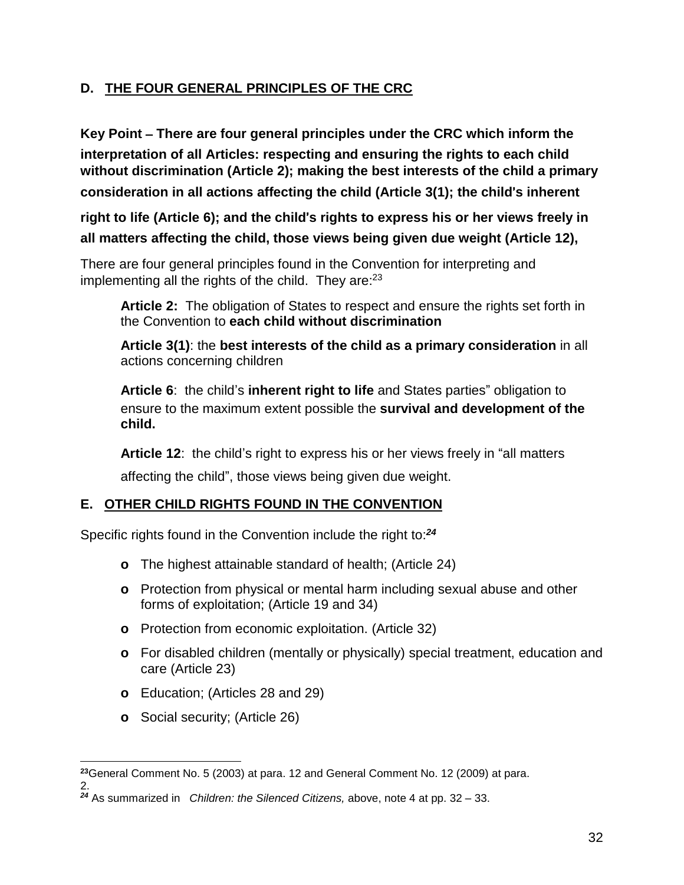## D. THE FOUR GENERAL PRINCIPLES OF THE CRC

**Key Point – There are four general principles under the CRC which inform the interpretation of all Articles: respecting and ensuring the rights to each child without discrimination (Article 2); making the best interests of the child a primary consideration in all actions affecting the child (Article 3(1); the child's inherent right to life (Article 6); and the child's rights to express his or her views freely in all matters affecting the child, those views being given due weight (Article 12),**

There are four general principles found in the Convention for interpreting and implementing all the rights of the child. They are:[23]

> **Article 2:** The obligation of States to respect and ensure the rights set forth in the Convention to **each child without discrimination**
>
> **Article 3(1)**: the **best interests of the child as a primary consideration** in all actions concerning children
>
> **Article 6**: the child's **inherent right to life** and States parties" obligation to ensure to the maximum extent possible the **survival and development of the child.**
>
> **Article 12**: the child's right to express his or her views freely in "all matters affecting the child", those views being given due weight.

## E. OTHER CHILD RIGHTS FOUND IN THE CONVENTION

Specific rights found in the Convention include the right to:[24]

- The highest attainable standard of health; (Article 24)
- Protection from physical or mental harm including sexual abuse and other forms of exploitation; (Article 19 and 34)
- Protection from economic exploitation. (Article 32)
- For disabled children (mentally or physically) special treatment, education and care (Article 23)
- Education; (Articles 28 and 29)
- Social security; (Article 26)

---

[23] General Comment No. 5 (2003) at para. 12 and General Comment No. 12 (2009) at para. 2.

[24] As summarized in *Children: the Silenced Citizens,* above, note 4 at pp. 32 – 33.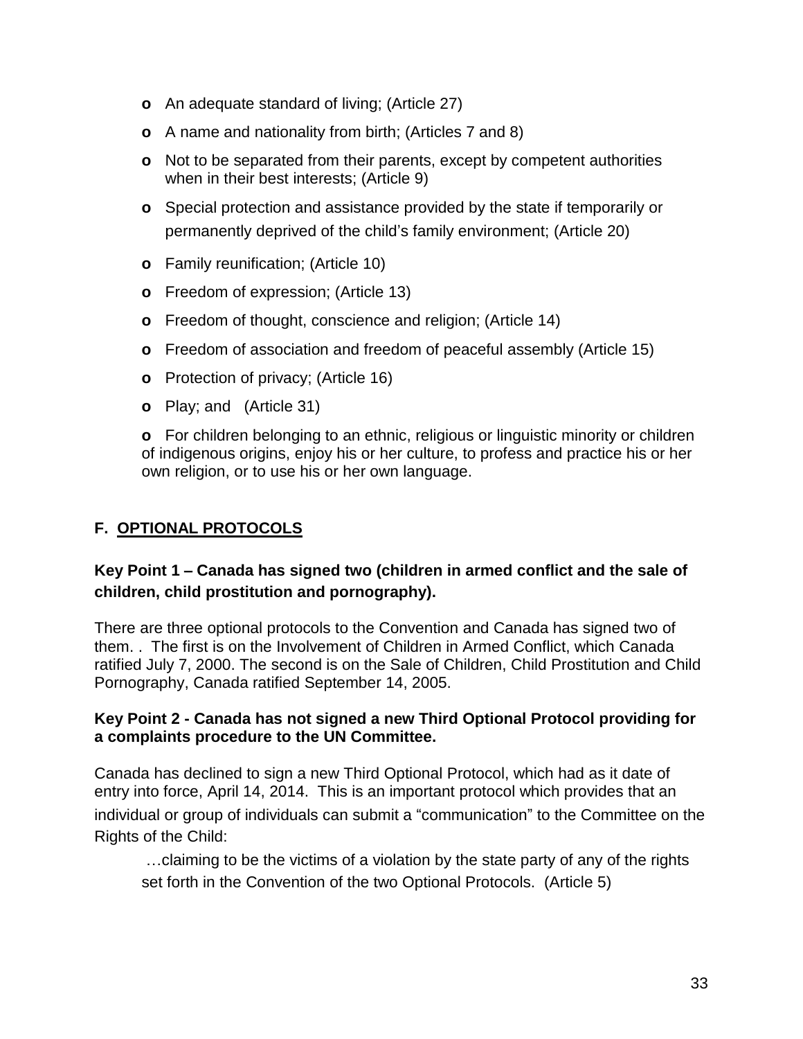- An adequate standard of living; (Article 27)
- A name and nationality from birth; (Articles 7 and 8)
- Not to be separated from their parents, except by competent authorities when in their best interests; (Article 9)
- Special protection and assistance provided by the state if temporarily or permanently deprived of the child's family environment; (Article 20)
- Family reunification; (Article 10)
- Freedom of expression; (Article 13)
- Freedom of thought, conscience and religion; (Article 14)
- Freedom of association and freedom of peaceful assembly (Article 15)
- Protection of privacy; (Article 16)
- Play; and (Article 31)
- For children belonging to an ethnic, religious or linguistic minority or children of indigenous origins, enjoy his or her culture, to profess and practice his or her own religion, or to use his or her own language.

## F. OPTIONAL PROTOCOLS

### Key Point 1 – Canada has signed two (children in armed conflict and the sale of children, child prostitution and pornography).

There are three optional protocols to the Convention and Canada has signed two of them. . The first is on the Involvement of Children in Armed Conflict, which Canada ratified July 7, 2000. The second is on the Sale of Children, Child Prostitution and Child Pornography, Canada ratified September 14, 2005.

### Key Point 2 - Canada has not signed a new Third Optional Protocol providing for a complaints procedure to the UN Committee.

Canada has declined to sign a new Third Optional Protocol, which had as it date of entry into force, April 14, 2014. This is an important protocol which provides that an individual or group of individuals can submit a "communication" to the Committee on the Rights of the Child:

> …claiming to be the victims of a violation by the state party of any of the rights set forth in the Convention of the two Optional Protocols. (Article 5)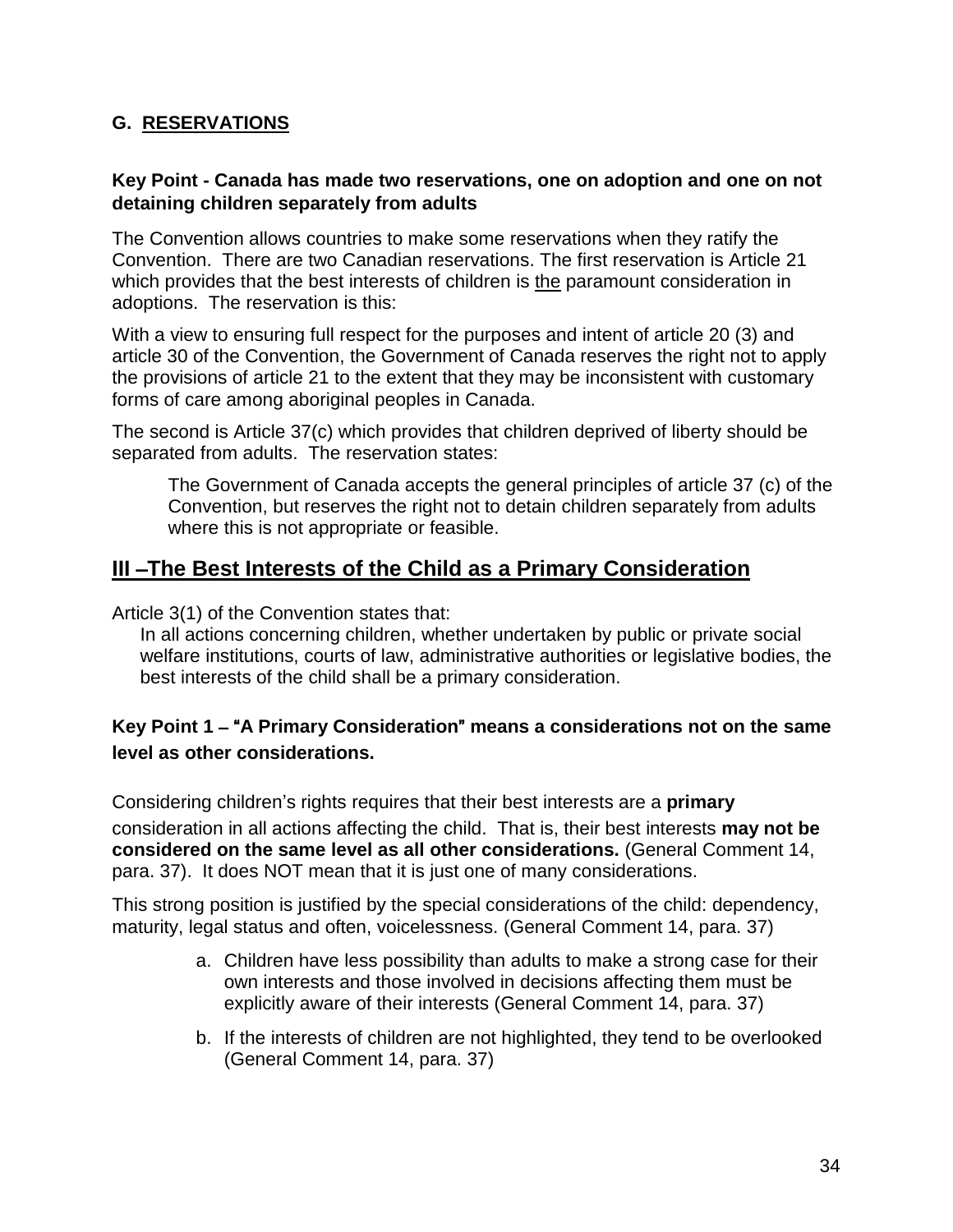## G. <u>RESERVATIONS</u>

**Key Point - Canada has made two reservations, one on adoption and one on not detaining children separately from adults**

The Convention allows countries to make some reservations when they ratify the Convention. There are two Canadian reservations. The first reservation is Article 21 which provides that the best interests of children is <u>the</u> paramount consideration in adoptions. The reservation is this:

With a view to ensuring full respect for the purposes and intent of article 20 (3) and article 30 of the Convention, the Government of Canada reserves the right not to apply the provisions of article 21 to the extent that they may be inconsistent with customary forms of care among aboriginal peoples in Canada.

The second is Article 37(c) which provides that children deprived of liberty should be separated from adults. The reservation states:

> The Government of Canada accepts the general principles of article 37 (c) of the Convention, but reserves the right not to detain children separately from adults where this is not appropriate or feasible.

# <u>III –The Best Interests of the Child as a Primary Consideration</u>

Article 3(1) of the Convention states that:

> In all actions concerning children, whether undertaken by public or private social welfare institutions, courts of law, administrative authorities or legislative bodies, the best interests of the child shall be a primary consideration.

### Key Point 1 – "A Primary Consideration" means a considerations not on the same level as other considerations.

Considering children's rights requires that their best interests are a **primary** consideration in all actions affecting the child. That is, their best interests **may not be considered on the same level as all other considerations.** (General Comment 14, para. 37). It does NOT mean that it is just one of many considerations.

This strong position is justified by the special considerations of the child: dependency, maturity, legal status and often, voicelessness. (General Comment 14, para. 37)

a. Children have less possibility than adults to make a strong case for their own interests and those involved in decisions affecting them must be explicitly aware of their interests (General Comment 14, para. 37)

b. If the interests of children are not highlighted, they tend to be overlooked (General Comment 14, para. 37)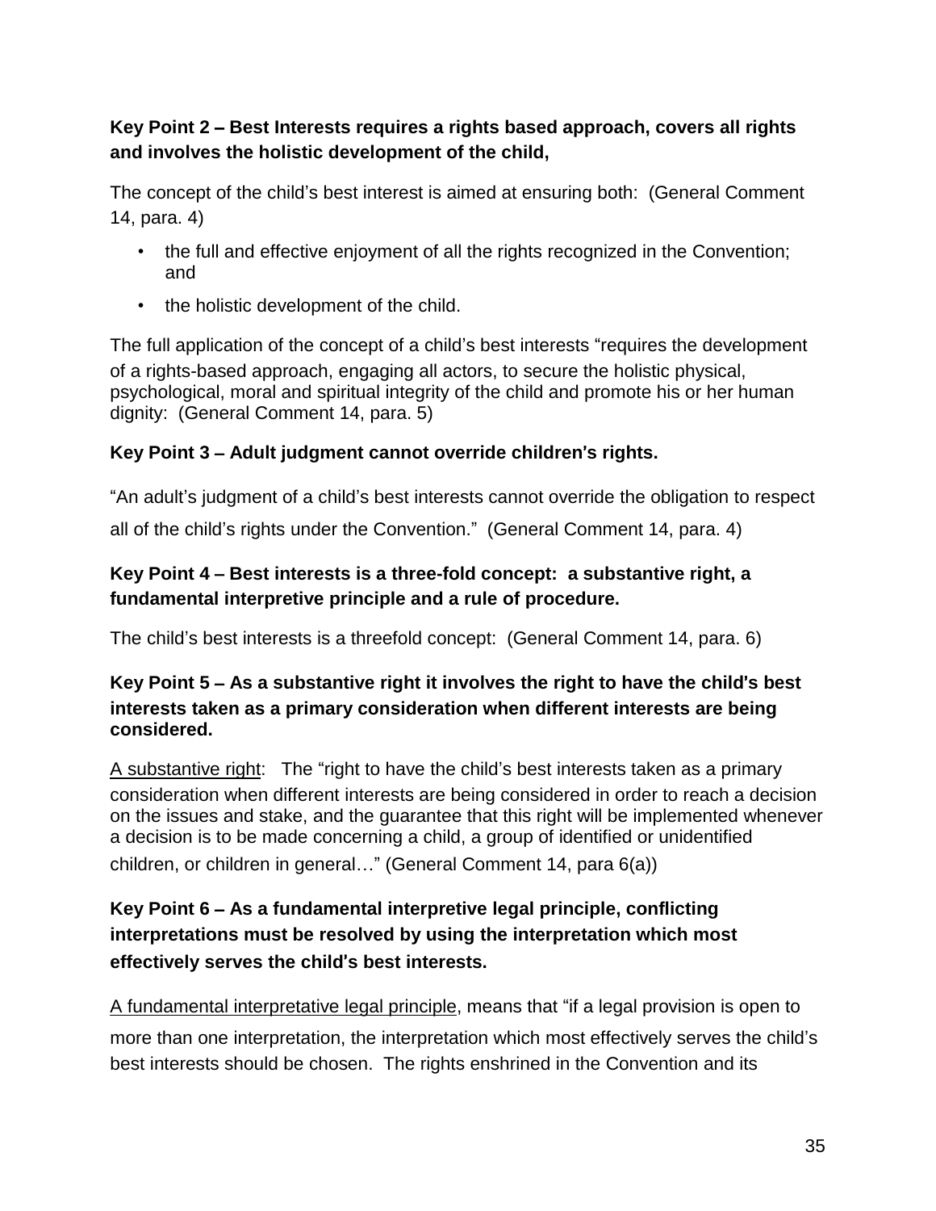**Key Point 2 – Best Interests requires a rights based approach, covers all rights and involves the holistic development of the child,**

The concept of the child's best interest is aimed at ensuring both: (General Comment 14, para. 4)

- the full and effective enjoyment of all the rights recognized in the Convention; and
- the holistic development of the child.

The full application of the concept of a child's best interests "requires the development of a rights-based approach, engaging all actors, to secure the holistic physical, psychological, moral and spiritual integrity of the child and promote his or her human dignity: (General Comment 14, para. 5)

**Key Point 3 – Adult judgment cannot override children's rights.**

"An adult's judgment of a child's best interests cannot override the obligation to respect all of the child's rights under the Convention." (General Comment 14, para. 4)

**Key Point 4 – Best interests is a three-fold concept: a substantive right, a fundamental interpretive principle and a rule of procedure.**

The child's best interests is a threefold concept: (General Comment 14, para. 6)

**Key Point 5 – As a substantive right it involves the right to have the child's best interests taken as a primary consideration when different interests are being considered.**

<u>A substantive right</u>: The "right to have the child's best interests taken as a primary consideration when different interests are being considered in order to reach a decision on the issues and stake, and the guarantee that this right will be implemented whenever a decision is to be made concerning a child, a group of identified or unidentified children, or children in general…" (General Comment 14, para 6(a))

**Key Point 6 – As a fundamental interpretive legal principle, conflicting interpretations must be resolved by using the interpretation which most effectively serves the child's best interests.**

<u>A fundamental interpretative legal principle</u>, means that "if a legal provision is open to more than one interpretation, the interpretation which most effectively serves the child's best interests should be chosen. The rights enshrined in the Convention and its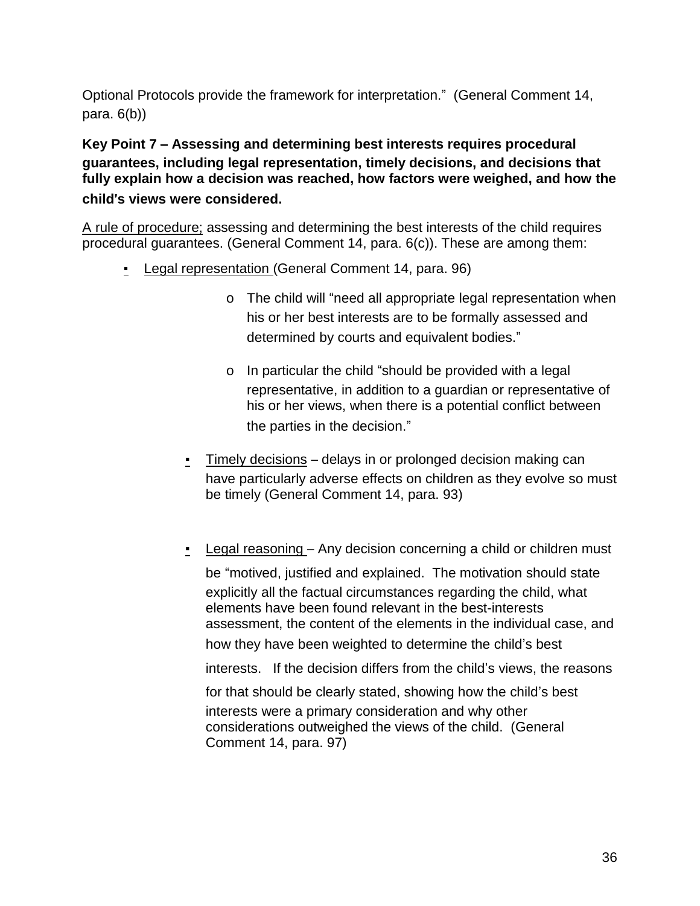Optional Protocols provide the framework for interpretation." (General Comment 14, para. 6(b))

**Key Point 7 – Assessing and determining best interests requires procedural guarantees, including legal representation, timely decisions, and decisions that fully explain how a decision was reached, how factors were weighed, and how the child's views were considered.**

A rule of procedure; assessing and determining the best interests of the child requires procedural guarantees. (General Comment 14, para. 6(c)). These are among them:

- Legal representation (General Comment 14, para. 96)
  - The child will "need all appropriate legal representation when his or her best interests are to be formally assessed and determined by courts and equivalent bodies."
  - In particular the child "should be provided with a legal representative, in addition to a guardian or representative of his or her views, when there is a potential conflict between the parties in the decision."
- Timely decisions – delays in or prolonged decision making can have particularly adverse effects on children as they evolve so must be timely (General Comment 14, para. 93)
- Legal reasoning – Any decision concerning a child or children must be "motived, justified and explained. The motivation should state explicitly all the factual circumstances regarding the child, what elements have been found relevant in the best-interests assessment, the content of the elements in the individual case, and how they have been weighted to determine the child's best interests. If the decision differs from the child's views, the reasons for that should be clearly stated, showing how the child's best interests were a primary consideration and why other considerations outweighed the views of the child. (General Comment 14, para. 97)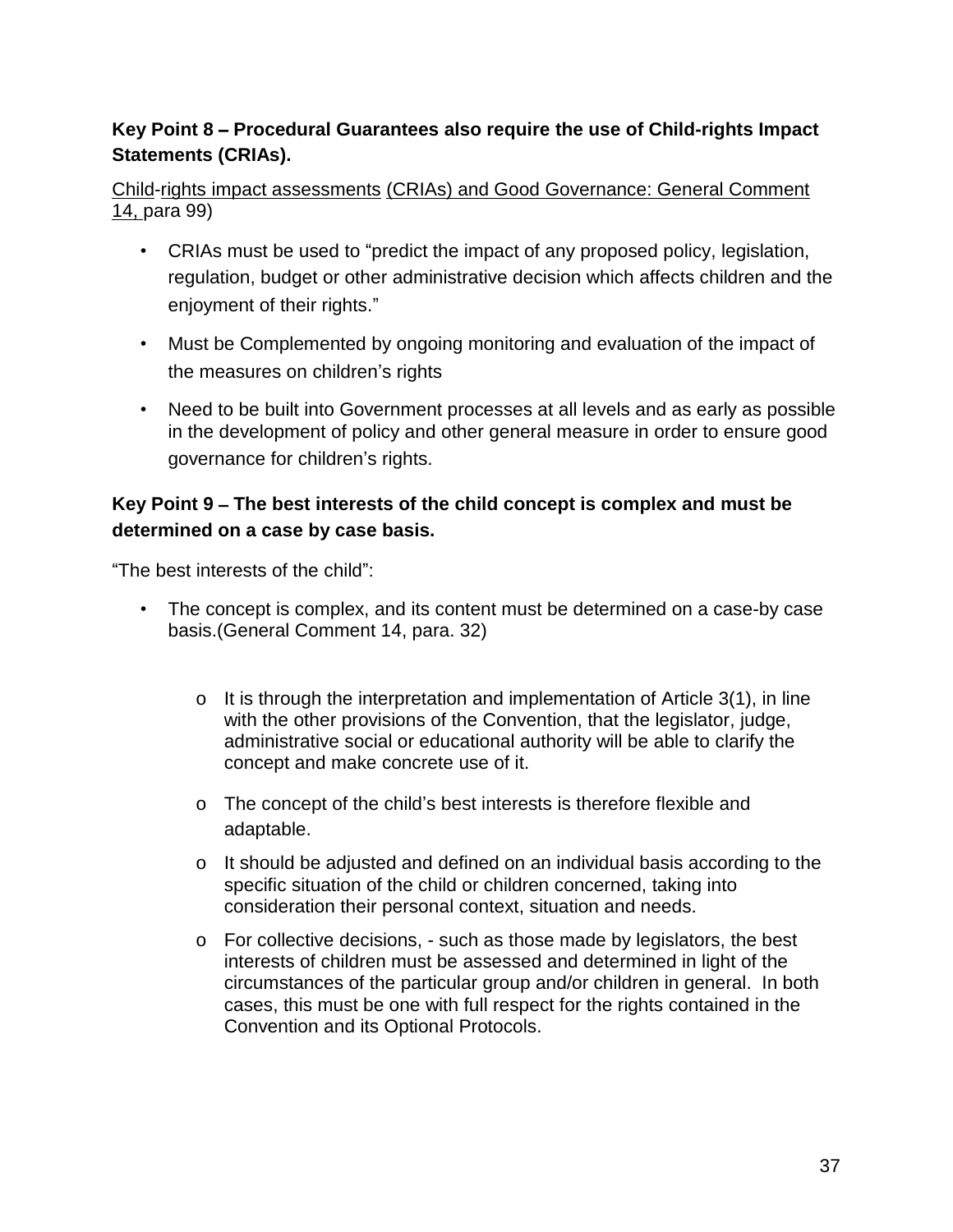**Key Point 8 – Procedural Guarantees also require the use of Child-rights Impact Statements (CRIAs).**

Child-rights impact assessments (CRIAs) and Good Governance: General Comment 14, para 99)

- CRIAs must be used to "predict the impact of any proposed policy, legislation, regulation, budget or other administrative decision which affects children and the enjoyment of their rights."
- Must be Complemented by ongoing monitoring and evaluation of the impact of the measures on children's rights
- Need to be built into Government processes at all levels and as early as possible in the development of policy and other general measure in order to ensure good governance for children's rights.

**Key Point 9 – The best interests of the child concept is complex and must be determined on a case by case basis.**

"The best interests of the child":

- The concept is complex, and its content must be determined on a case-by case basis.(General Comment 14, para. 32)
  - It is through the interpretation and implementation of Article 3(1), in line with the other provisions of the Convention, that the legislator, judge, administrative social or educational authority will be able to clarify the concept and make concrete use of it.
  - The concept of the child's best interests is therefore flexible and adaptable.
  - It should be adjusted and defined on an individual basis according to the specific situation of the child or children concerned, taking into consideration their personal context, situation and needs.
  - For collective decisions, - such as those made by legislators, the best interests of children must be assessed and determined in light of the circumstances of the particular group and/or children in general. In both cases, this must be one with full respect for the rights contained in the Convention and its Optional Protocols.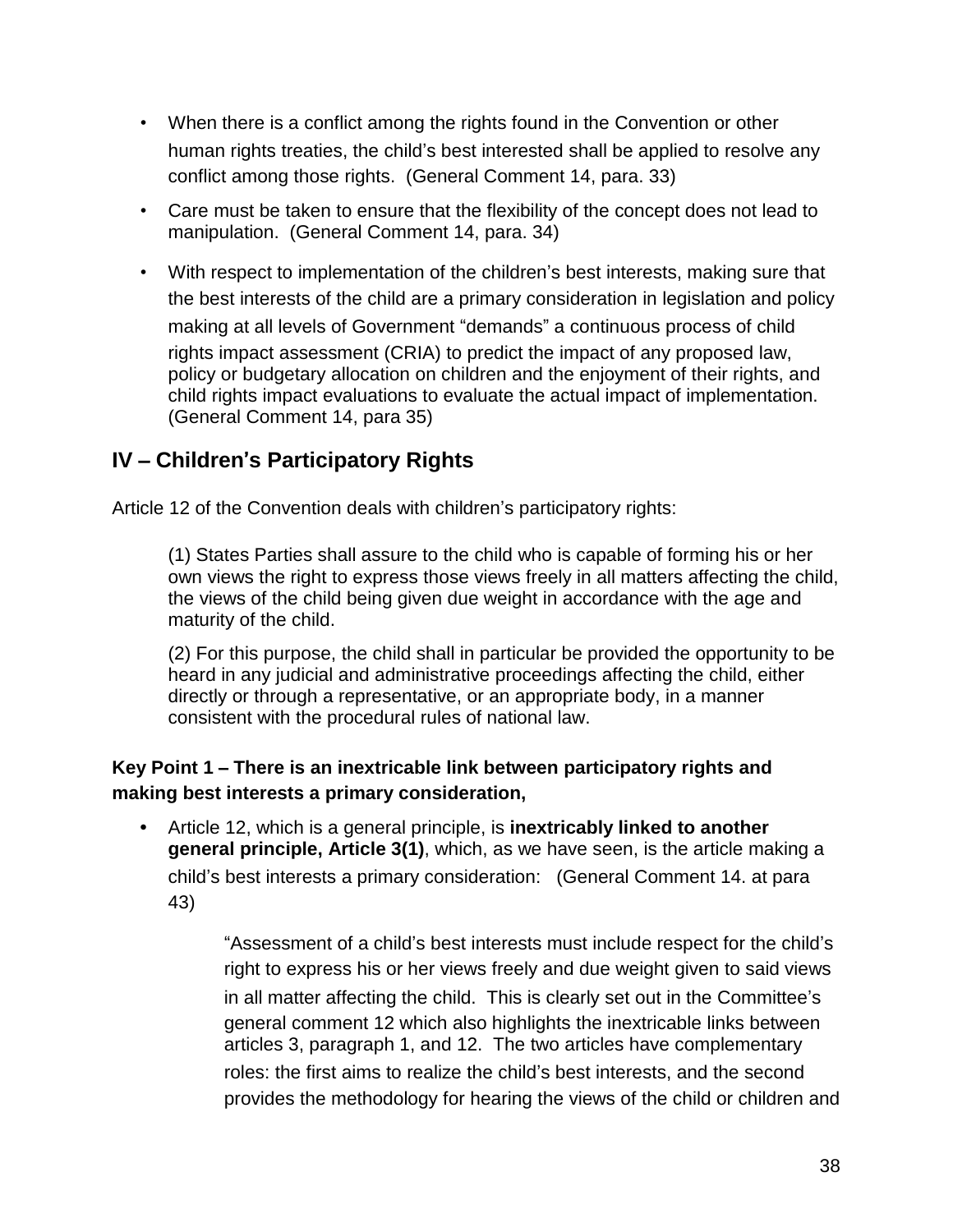- When there is a conflict among the rights found in the Convention or other human rights treaties, the child's best interested shall be applied to resolve any conflict among those rights. (General Comment 14, para. 33)
- Care must be taken to ensure that the flexibility of the concept does not lead to manipulation. (General Comment 14, para. 34)
- With respect to implementation of the children's best interests, making sure that the best interests of the child are a primary consideration in legislation and policy making at all levels of Government "demands" a continuous process of child rights impact assessment (CRIA) to predict the impact of any proposed law, policy or budgetary allocation on children and the enjoyment of their rights, and child rights impact evaluations to evaluate the actual impact of implementation. (General Comment 14, para 35)

## IV – Children's Participatory Rights

Article 12 of the Convention deals with children's participatory rights:

> (1) States Parties shall assure to the child who is capable of forming his or her own views the right to express those views freely in all matters affecting the child, the views of the child being given due weight in accordance with the age and maturity of the child.
>
> (2) For this purpose, the child shall in particular be provided the opportunity to be heard in any judicial and administrative proceedings affecting the child, either directly or through a representative, or an appropriate body, in a manner consistent with the procedural rules of national law.

**Key Point 1 – There is an inextricable link between participatory rights and making best interests a primary consideration,**

- Article 12, which is a general principle, is **inextricably linked to another general principle, Article 3(1)**, which, as we have seen, is the article making a child's best interests a primary consideration: (General Comment 14. at para 43)

  > "Assessment of a child's best interests must include respect for the child's right to express his or her views freely and due weight given to said views in all matter affecting the child. This is clearly set out in the Committee's general comment 12 which also highlights the inextricable links between articles 3, paragraph 1, and 12. The two articles have complementary roles: the first aims to realize the child's best interests, and the second provides the methodology for hearing the views of the child or children and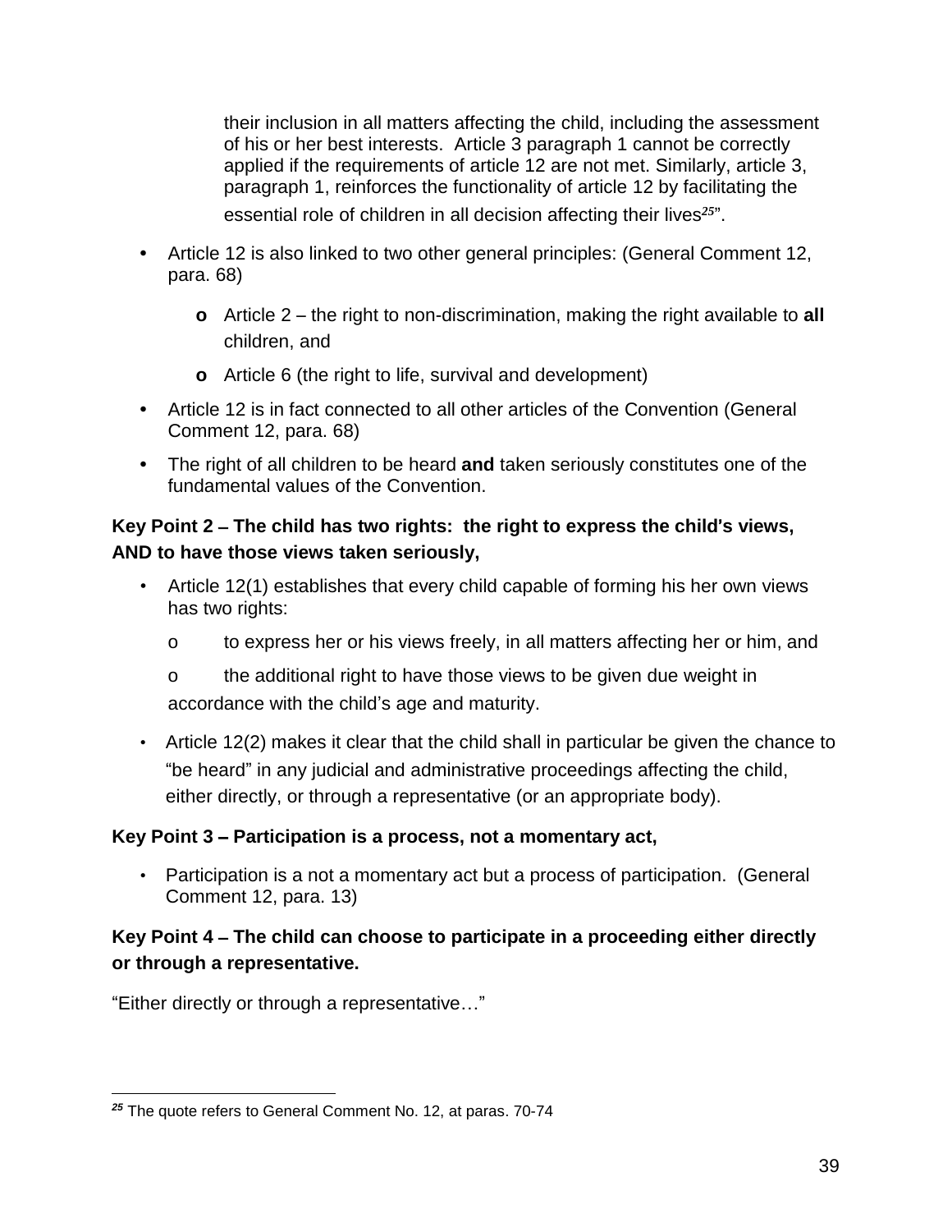their inclusion in all matters affecting the child, including the assessment of his or her best interests. Article 3 paragraph 1 cannot be correctly applied if the requirements of article 12 are not met. Similarly, article 3, paragraph 1, reinforces the functionality of article 12 by facilitating the essential role of children in all decision affecting their lives[25]".

- Article 12 is also linked to two other general principles: (General Comment 12, para. 68)
  - Article 2 – the right to non-discrimination, making the right available to **all** children, and
  - Article 6 (the right to life, survival and development)
- Article 12 is in fact connected to all other articles of the Convention (General Comment 12, para. 68)
- The right of all children to be heard **and** taken seriously constitutes one of the fundamental values of the Convention.

**Key Point 2 – The child has two rights: the right to express the child's views, AND to have those views taken seriously,**

- Article 12(1) establishes that every child capable of forming his her own views has two rights:
  - to express her or his views freely, in all matters affecting her or him, and
  - the additional right to have those views to be given due weight in accordance with the child's age and maturity.
- Article 12(2) makes it clear that the child shall in particular be given the chance to "be heard" in any judicial and administrative proceedings affecting the child, either directly, or through a representative (or an appropriate body).

**Key Point 3 – Participation is a process, not a momentary act,**

- Participation is a not a momentary act but a process of participation. (General Comment 12, para. 13)

**Key Point 4 – The child can choose to participate in a proceeding either directly or through a representative.**

"Either directly or through a representative…"

---

[25] The quote refers to General Comment No. 12, at paras. 70-74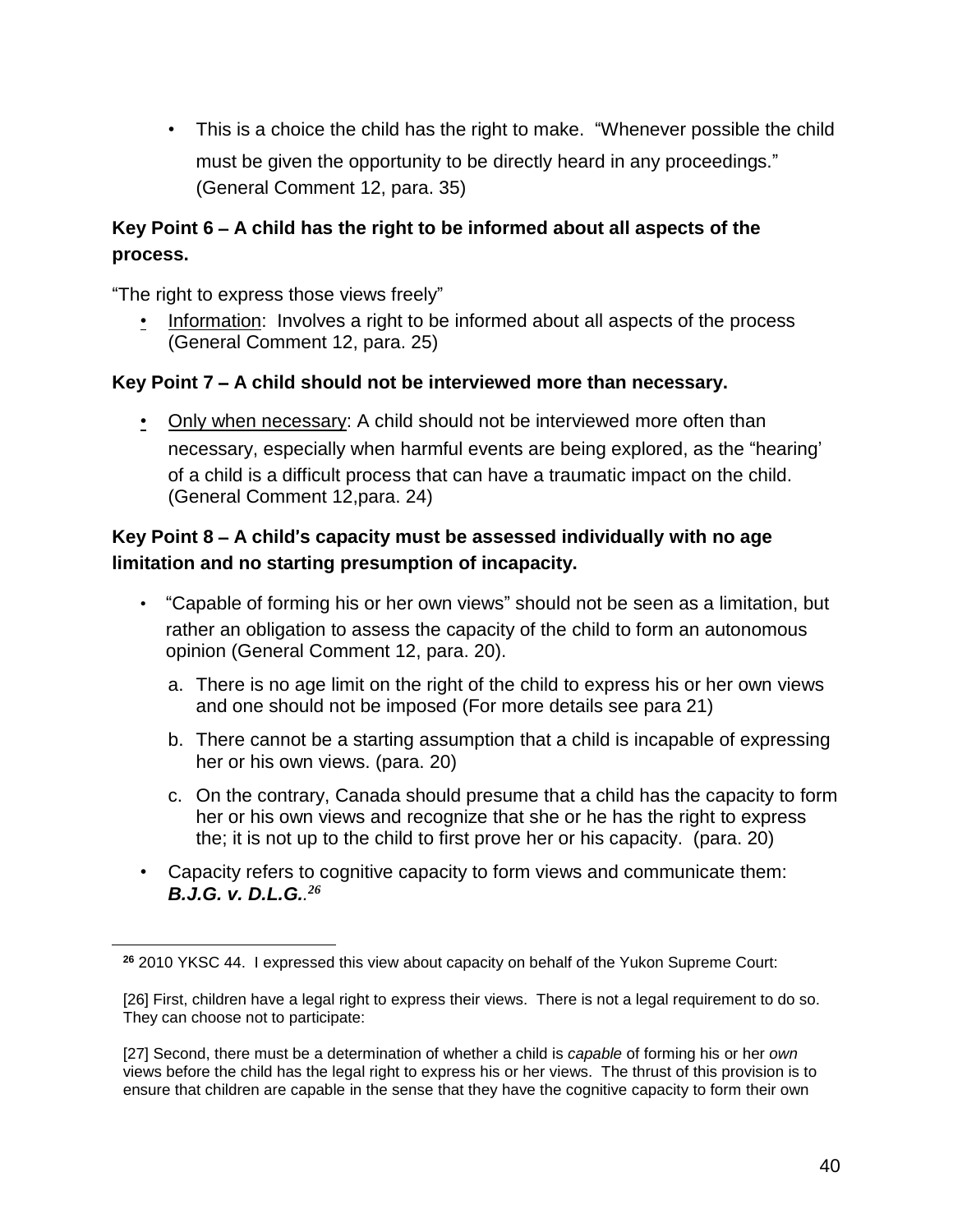- This is a choice the child has the right to make. "Whenever possible the child must be given the opportunity to be directly heard in any proceedings." (General Comment 12, para. 35)

**Key Point 6 – A child has the right to be informed about all aspects of the process.**

"The right to express those views freely"

- Information: Involves a right to be informed about all aspects of the process (General Comment 12, para. 25)

**Key Point 7 – A child should not be interviewed more than necessary.**

- Only when necessary: A child should not be interviewed more often than necessary, especially when harmful events are being explored, as the "hearing' of a child is a difficult process that can have a traumatic impact on the child. (General Comment 12,para. 24)

**Key Point 8 – A child's capacity must be assessed individually with no age limitation and no starting presumption of incapacity.**

- "Capable of forming his or her own views" should not be seen as a limitation, but rather an obligation to assess the capacity of the child to form an autonomous opinion (General Comment 12, para. 20).
  a. There is no age limit on the right of the child to express his or her own views and one should not be imposed (For more details see para 21)
  b. There cannot be a starting assumption that a child is incapable of expressing her or his own views. (para. 20)
  c. On the contrary, Canada should presume that a child has the capacity to form her or his own views and recognize that she or he has the right to express the; it is not up to the child to first prove her or his capacity. (para. 20)
- Capacity refers to cognitive capacity to form views and communicate them: ***B.J.G. v. D.L.G.***.[26]

---

[26] 2010 YKSC 44. I expressed this view about capacity on behalf of the Yukon Supreme Court:

[26] First, children have a legal right to express their views. There is not a legal requirement to do so. They can choose not to participate:

[27] Second, there must be a determination of whether a child is *capable* of forming his or her *own* views before the child has the legal right to express his or her views. The thrust of this provision is to ensure that children are capable in the sense that they have the cognitive capacity to form their own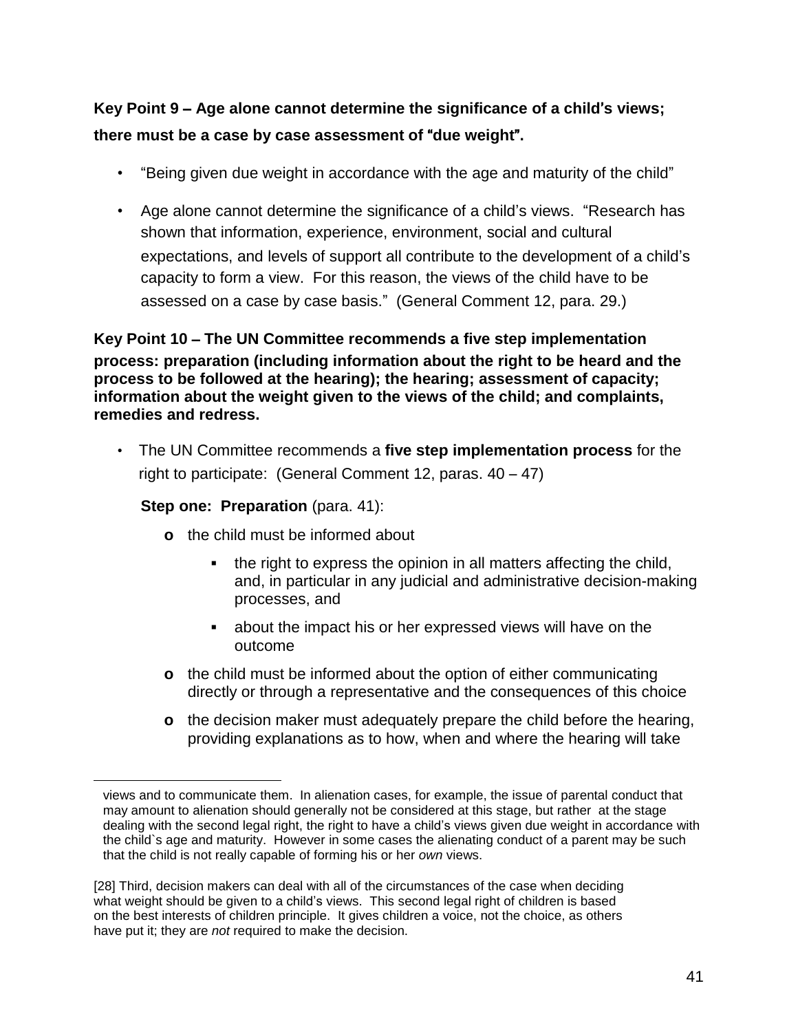**Key Point 9 – Age alone cannot determine the significance of a child's views; there must be a case by case assessment of "due weight".**

- "Being given due weight in accordance with the age and maturity of the child"
- Age alone cannot determine the significance of a child's views. "Research has shown that information, experience, environment, social and cultural expectations, and levels of support all contribute to the development of a child's capacity to form a view. For this reason, the views of the child have to be assessed on a case by case basis." (General Comment 12, para. 29.)

**Key Point 10 – The UN Committee recommends a five step implementation process: preparation (including information about the right to be heard and the process to be followed at the hearing); the hearing; assessment of capacity; information about the weight given to the views of the child; and complaints, remedies and redress.**

- The UN Committee recommends a **five step implementation process** for the right to participate: (General Comment 12, paras. 40 – 47)

  **Step one: Preparation** (para. 41):

  - the child must be informed about
    - the right to express the opinion in all matters affecting the child, and, in particular in any judicial and administrative decision-making processes, and
    - about the impact his or her expressed views will have on the outcome
  - the child must be informed about the option of either communicating directly or through a representative and the consequences of this choice
  - the decision maker must adequately prepare the child before the hearing, providing explanations as to how, when and where the hearing will take

---

views and to communicate them. In alienation cases, for example, the issue of parental conduct that may amount to alienation should generally not be considered at this stage, but rather at the stage dealing with the second legal right, the right to have a child's views given due weight in accordance with the child`s age and maturity. However in some cases the alienating conduct of a parent may be such that the child is not really capable of forming his or her *own* views.

[28] Third, decision makers can deal with all of the circumstances of the case when deciding what weight should be given to a child's views. This second legal right of children is based on the best interests of children principle. It gives children a voice, not the choice, as others have put it; they are *not* required to make the decision.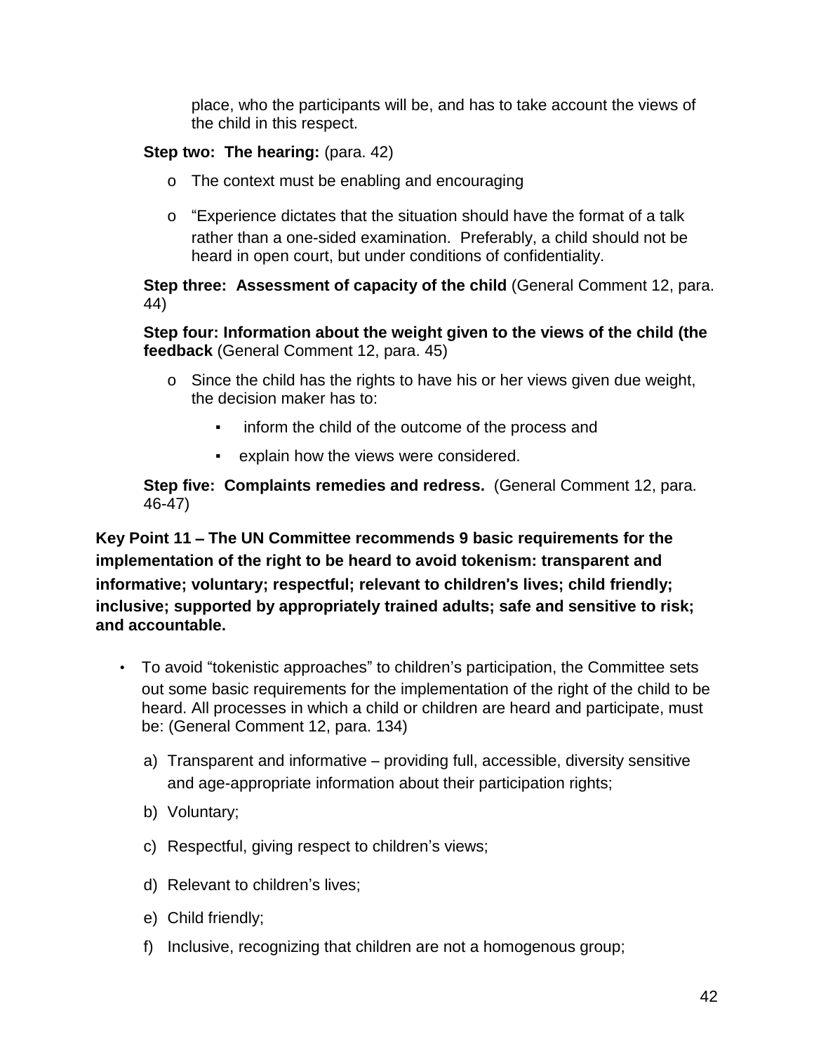place, who the participants will be, and has to take account the views of the child in this respect.

**Step two: The hearing:** (para. 42)

- The context must be enabling and encouraging
- "Experience dictates that the situation should have the format of a talk rather than a one-sided examination. Preferably, a child should not be heard in open court, but under conditions of confidentiality.

**Step three: Assessment of capacity of the child** (General Comment 12, para. 44)

**Step four: Information about the weight given to the views of the child (the feedback** (General Comment 12, para. 45)

- Since the child has the rights to have his or her views given due weight, the decision maker has to:
  - inform the child of the outcome of the process and
  - explain how the views were considered.

**Step five: Complaints remedies and redress.** (General Comment 12, para. 46-47)

**Key Point 11 – The UN Committee recommends 9 basic requirements for the implementation of the right to be heard to avoid tokenism: transparent and informative; voluntary; respectful; relevant to children's lives; child friendly; inclusive; supported by appropriately trained adults; safe and sensitive to risk; and accountable.**

- To avoid "tokenistic approaches" to children's participation, the Committee sets out some basic requirements for the implementation of the right of the child to be heard. All processes in which a child or children are heard and participate, must be: (General Comment 12, para. 134)

  a) Transparent and informative – providing full, accessible, diversity sensitive and age-appropriate information about their participation rights;

  b) Voluntary;

  c) Respectful, giving respect to children's views;

  d) Relevant to children's lives;

  e) Child friendly;

  f) Inclusive, recognizing that children are not a homogenous group;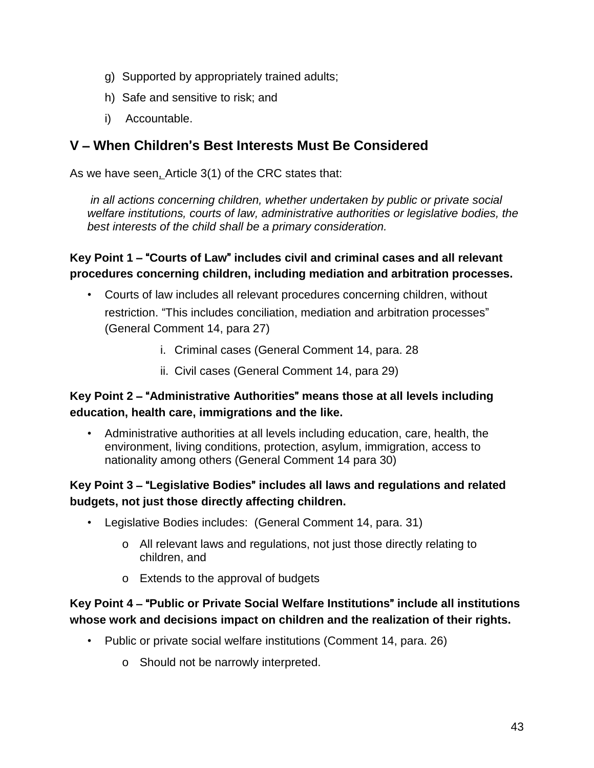g) Supported by appropriately trained adults;

h) Safe and sensitive to risk; and

i) Accountable.

## V – When Children's Best Interests Must Be Considered

As we have seen, Article 3(1) of the CRC states that:

> *in all actions concerning children, whether undertaken by public or private social welfare institutions, courts of law, administrative authorities or legislative bodies, the best interests of the child shall be a primary consideration.*

**Key Point 1 – "Courts of Law" includes civil and criminal cases and all relevant procedures concerning children, including mediation and arbitration processes.**

- Courts of law includes all relevant procedures concerning children, without restriction. "This includes conciliation, mediation and arbitration processes" (General Comment 14, para 27)
  - i. Criminal cases (General Comment 14, para. 28
  - ii. Civil cases (General Comment 14, para 29)

**Key Point 2 – "Administrative Authorities" means those at all levels including education, health care, immigrations and the like.**

- Administrative authorities at all levels including education, care, health, the environment, living conditions, protection, asylum, immigration, access to nationality among others (General Comment 14 para 30)

**Key Point 3 – "Legislative Bodies" includes all laws and regulations and related budgets, not just those directly affecting children.**

- Legislative Bodies includes: (General Comment 14, para. 31)
  - o All relevant laws and regulations, not just those directly relating to children, and
  - o Extends to the approval of budgets

**Key Point 4 – "Public or Private Social Welfare Institutions" include all institutions whose work and decisions impact on children and the realization of their rights.**

- Public or private social welfare institutions (Comment 14, para. 26)
  - o Should not be narrowly interpreted.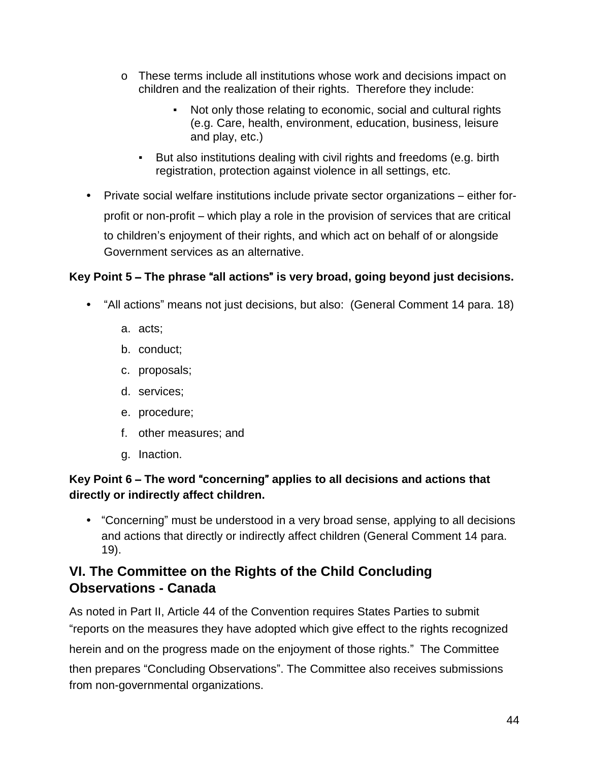- These terms include all institutions whose work and decisions impact on children and the realization of their rights. Therefore they include:
    - Not only those relating to economic, social and cultural rights (e.g. Care, health, environment, education, business, leisure and play, etc.)
    - But also institutions dealing with civil rights and freedoms (e.g. birth registration, protection against violence in all settings, etc.

- Private social welfare institutions include private sector organizations – either for-profit or non-profit – which play a role in the provision of services that are critical to children's enjoyment of their rights, and which act on behalf of or alongside Government services as an alternative.

**Key Point 5 – The phrase "all actions" is very broad, going beyond just decisions.**

- "All actions" means not just decisions, but also: (General Comment 14 para. 18)
  a. acts;
  b. conduct;
  c. proposals;
  d. services;
  e. procedure;
  f. other measures; and
  g. Inaction.

**Key Point 6 – The word "concerning" applies to all decisions and actions that directly or indirectly affect children.**

- "Concerning" must be understood in a very broad sense, applying to all decisions and actions that directly or indirectly affect children (General Comment 14 para. 19).

## VI. The Committee on the Rights of the Child Concluding Observations - Canada

As noted in Part II, Article 44 of the Convention requires States Parties to submit "reports on the measures they have adopted which give effect to the rights recognized herein and on the progress made on the enjoyment of those rights." The Committee then prepares "Concluding Observations". The Committee also receives submissions from non-governmental organizations.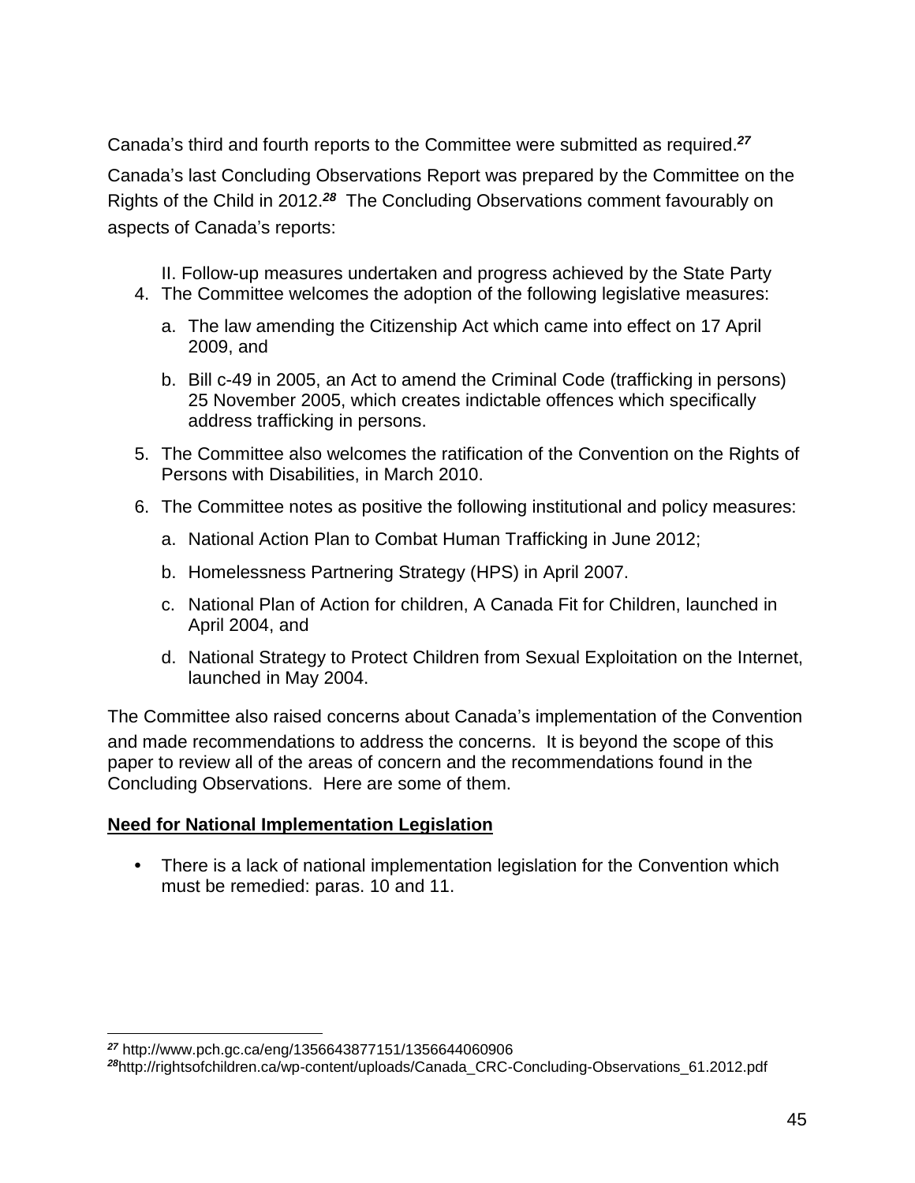Canada's third and fourth reports to the Committee were submitted as required.[27]

Canada's last Concluding Observations Report was prepared by the Committee on the Rights of the Child in 2012.[28] The Concluding Observations comment favourably on aspects of Canada's reports:

II. Follow-up measures undertaken and progress achieved by the State Party

4. The Committee welcomes the adoption of the following legislative measures:
   a. The law amending the Citizenship Act which came into effect on 17 April 2009, and
   b. Bill c-49 in 2005, an Act to amend the Criminal Code (trafficking in persons) 25 November 2005, which creates indictable offences which specifically address trafficking in persons.
5. The Committee also welcomes the ratification of the Convention on the Rights of Persons with Disabilities, in March 2010.
6. The Committee notes as positive the following institutional and policy measures:
   a. National Action Plan to Combat Human Trafficking in June 2012;
   b. Homelessness Partnering Strategy (HPS) in April 2007.
   c. National Plan of Action for children, A Canada Fit for Children, launched in April 2004, and
   d. National Strategy to Protect Children from Sexual Exploitation on the Internet, launched in May 2004.

The Committee also raised concerns about Canada's implementation of the Convention and made recommendations to address the concerns. It is beyond the scope of this paper to review all of the areas of concern and the recommendations found in the Concluding Observations. Here are some of them.

**Need for National Implementation Legislation**

- There is a lack of national implementation legislation for the Convention which must be remedied: paras. 10 and 11.

---

[27] http://www.pch.gc.ca/eng/1356643877151/1356644060906

[28] http://rightsofchildren.ca/wp-content/uploads/Canada_CRC-Concluding-Observations_61.2012.pdf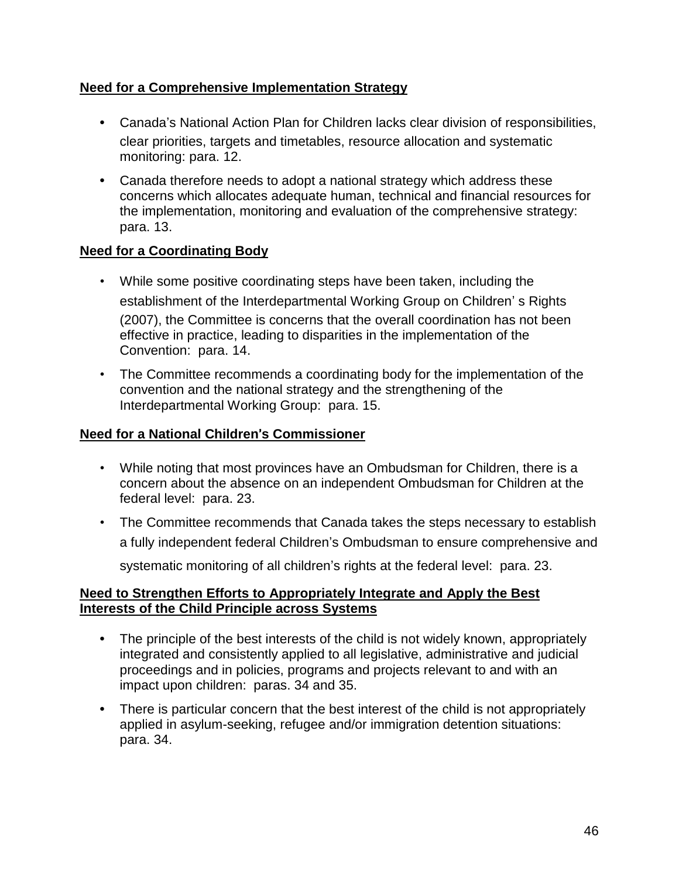**Need for a Comprehensive Implementation Strategy**

- Canada's National Action Plan for Children lacks clear division of responsibilities, clear priorities, targets and timetables, resource allocation and systematic monitoring: para. 12.
- Canada therefore needs to adopt a national strategy which address these concerns which allocates adequate human, technical and financial resources for the implementation, monitoring and evaluation of the comprehensive strategy: para. 13.

**Need for a Coordinating Body**

- While some positive coordinating steps have been taken, including the establishment of the Interdepartmental Working Group on Children' s Rights (2007), the Committee is concerns that the overall coordination has not been effective in practice, leading to disparities in the implementation of the Convention: para. 14.
- The Committee recommends a coordinating body for the implementation of the convention and the national strategy and the strengthening of the Interdepartmental Working Group: para. 15.

**Need for a National Children's Commissioner**

- While noting that most provinces have an Ombudsman for Children, there is a concern about the absence on an independent Ombudsman for Children at the federal level: para. 23.
- The Committee recommends that Canada takes the steps necessary to establish a fully independent federal Children's Ombudsman to ensure comprehensive and systematic monitoring of all children's rights at the federal level: para. 23.

**Need to Strengthen Efforts to Appropriately Integrate and Apply the Best Interests of the Child Principle across Systems**

- The principle of the best interests of the child is not widely known, appropriately integrated and consistently applied to all legislative, administrative and judicial proceedings and in policies, programs and projects relevant to and with an impact upon children: paras. 34 and 35.
- There is particular concern that the best interest of the child is not appropriately applied in asylum-seeking, refugee and/or immigration detention situations: para. 34.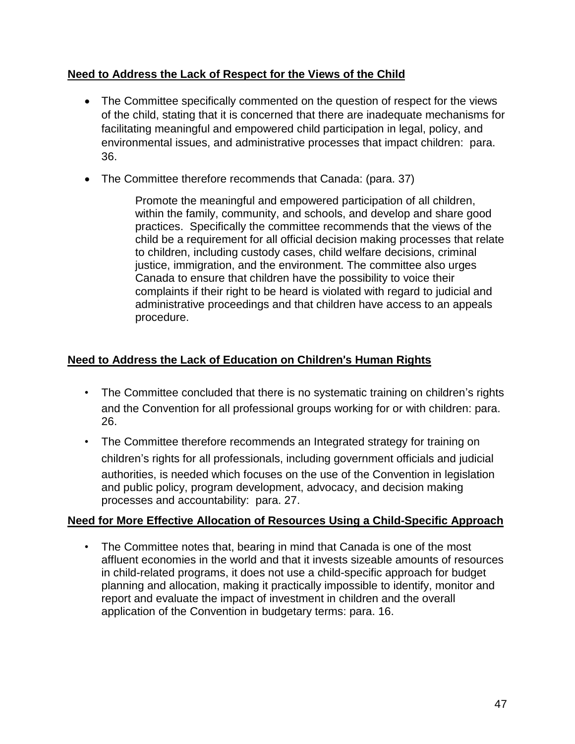**Need to Address the Lack of Respect for the Views of the Child**

- The Committee specifically commented on the question of respect for the views of the child, stating that it is concerned that there are inadequate mechanisms for facilitating meaningful and empowered child participation in legal, policy, and environmental issues, and administrative processes that impact children: para. 36.
- The Committee therefore recommends that Canada: (para. 37)

> Promote the meaningful and empowered participation of all children, within the family, community, and schools, and develop and share good practices. Specifically the committee recommends that the views of the child be a requirement for all official decision making processes that relate to children, including custody cases, child welfare decisions, criminal justice, immigration, and the environment. The committee also urges Canada to ensure that children have the possibility to voice their complaints if their right to be heard is violated with regard to judicial and administrative proceedings and that children have access to an appeals procedure.

**Need to Address the Lack of Education on Children's Human Rights**

- The Committee concluded that there is no systematic training on children's rights and the Convention for all professional groups working for or with children: para. 26.
- The Committee therefore recommends an Integrated strategy for training on children's rights for all professionals, including government officials and judicial authorities, is needed which focuses on the use of the Convention in legislation and public policy, program development, advocacy, and decision making processes and accountability: para. 27.

**Need for More Effective Allocation of Resources Using a Child-Specific Approach**

- The Committee notes that, bearing in mind that Canada is one of the most affluent economies in the world and that it invests sizeable amounts of resources in child-related programs, it does not use a child-specific approach for budget planning and allocation, making it practically impossible to identify, monitor and report and evaluate the impact of investment in children and the overall application of the Convention in budgetary terms: para. 16.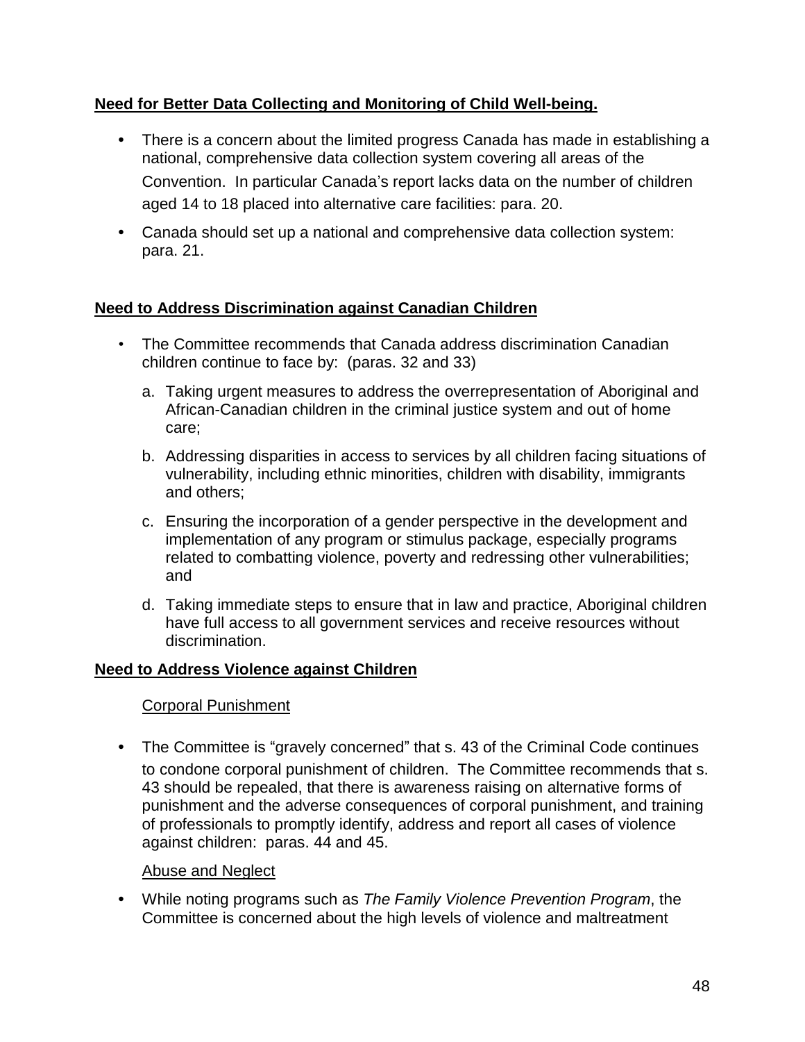**Need for Better Data Collecting and Monitoring of Child Well-being.**

- There is a concern about the limited progress Canada has made in establishing a national, comprehensive data collection system covering all areas of the Convention. In particular Canada's report lacks data on the number of children aged 14 to 18 placed into alternative care facilities: para. 20.
- Canada should set up a national and comprehensive data collection system: para. 21.

**Need to Address Discrimination against Canadian Children**

- The Committee recommends that Canada address discrimination Canadian children continue to face by: (paras. 32 and 33)
  a. Taking urgent measures to address the overrepresentation of Aboriginal and African-Canadian children in the criminal justice system and out of home care;
  b. Addressing disparities in access to services by all children facing situations of vulnerability, including ethnic minorities, children with disability, immigrants and others;
  c. Ensuring the incorporation of a gender perspective in the development and implementation of any program or stimulus package, especially programs related to combatting violence, poverty and redressing other vulnerabilities; and
  d. Taking immediate steps to ensure that in law and practice, Aboriginal children have full access to all government services and receive resources without discrimination.

**Need to Address Violence against Children**

Corporal Punishment

- The Committee is "gravely concerned" that s. 43 of the Criminal Code continues to condone corporal punishment of children. The Committee recommends that s. 43 should be repealed, that there is awareness raising on alternative forms of punishment and the adverse consequences of corporal punishment, and training of professionals to promptly identify, address and report all cases of violence against children: paras. 44 and 45.

Abuse and Neglect

- While noting programs such as *The Family Violence Prevention Program*, the Committee is concerned about the high levels of violence and maltreatment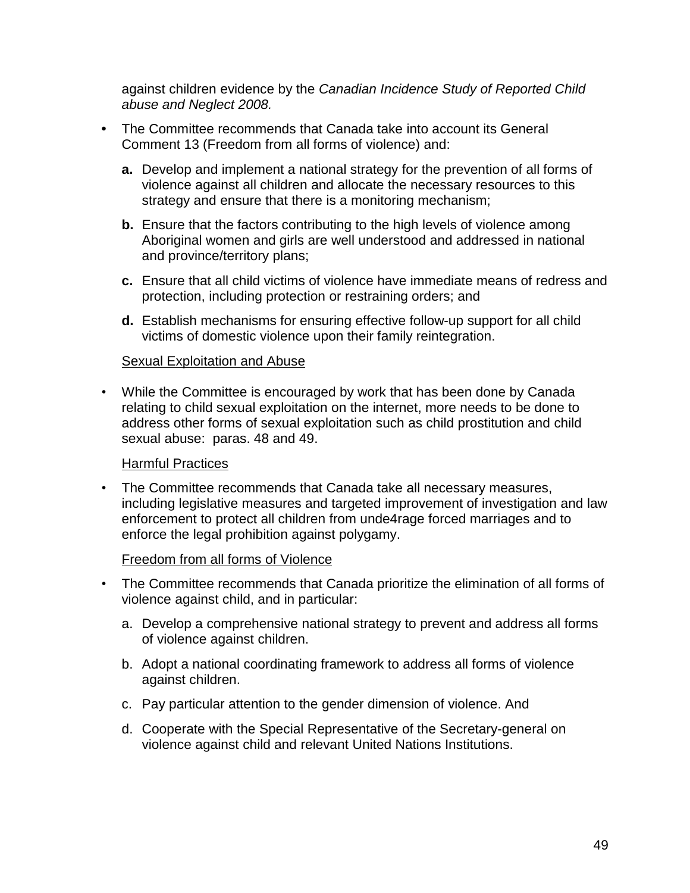against children evidence by the *Canadian Incidence Study of Reported Child abuse and Neglect 2008.*

- The Committee recommends that Canada take into account its General Comment 13 (Freedom from all forms of violence) and:

  **a.** Develop and implement a national strategy for the prevention of all forms of violence against all children and allocate the necessary resources to this strategy and ensure that there is a monitoring mechanism;

  **b.** Ensure that the factors contributing to the high levels of violence among Aboriginal women and girls are well understood and addressed in national and province/territory plans;

  **c.** Ensure that all child victims of violence have immediate means of redress and protection, including protection or restraining orders; and

  **d.** Establish mechanisms for ensuring effective follow-up support for all child victims of domestic violence upon their family reintegration.

<u>Sexual Exploitation and Abuse</u>

- While the Committee is encouraged by work that has been done by Canada relating to child sexual exploitation on the internet, more needs to be done to address other forms of sexual exploitation such as child prostitution and child sexual abuse: paras. 48 and 49.

<u>Harmful Practices</u>

- The Committee recommends that Canada take all necessary measures, including legislative measures and targeted improvement of investigation and law enforcement to protect all children from unde4rage forced marriages and to enforce the legal prohibition against polygamy.

<u>Freedom from all forms of Violence</u>

- The Committee recommends that Canada prioritize the elimination of all forms of violence against child, and in particular:

  a. Develop a comprehensive national strategy to prevent and address all forms of violence against children.

  b. Adopt a national coordinating framework to address all forms of violence against children.

  c. Pay particular attention to the gender dimension of violence. And

  d. Cooperate with the Special Representative of the Secretary-general on violence against child and relevant United Nations Institutions.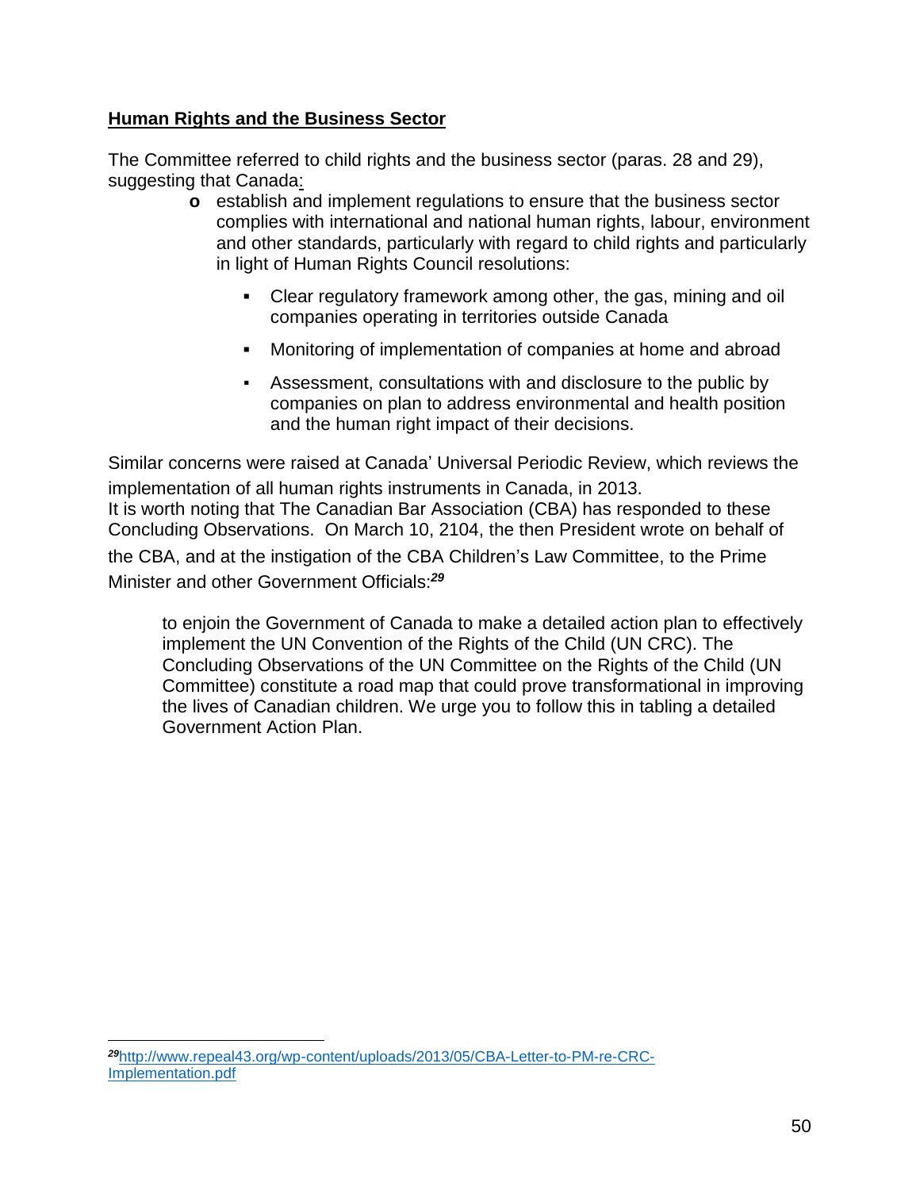**Human Rights and the Business Sector**

The Committee referred to child rights and the business sector (paras. 28 and 29), suggesting that Canada:

- establish and implement regulations to ensure that the business sector complies with international and national human rights, labour, environment and other standards, particularly with regard to child rights and particularly in light of Human Rights Council resolutions:
    - Clear regulatory framework among other, the gas, mining and oil companies operating in territories outside Canada
    - Monitoring of implementation of companies at home and abroad
    - Assessment, consultations with and disclosure to the public by companies on plan to address environmental and health position and the human right impact of their decisions.

Similar concerns were raised at Canada' Universal Periodic Review, which reviews the implementation of all human rights instruments in Canada, in 2013.
It is worth noting that The Canadian Bar Association (CBA) has responded to these Concluding Observations. On March 10, 2104, the then President wrote on behalf of the CBA, and at the instigation of the CBA Children's Law Committee, to the Prime Minister and other Government Officials:[29]

> to enjoin the Government of Canada to make a detailed action plan to effectively implement the UN Convention of the Rights of the Child (UN CRC). The Concluding Observations of the UN Committee on the Rights of the Child (UN Committee) constitute a road map that could prove transformational in improving the lives of Canadian children. We urge you to follow this in tabling a detailed Government Action Plan.

---

[29] http://www.repeal43.org/wp-content/uploads/2013/05/CBA-Letter-to-PM-re-CRC-Implementation.pdf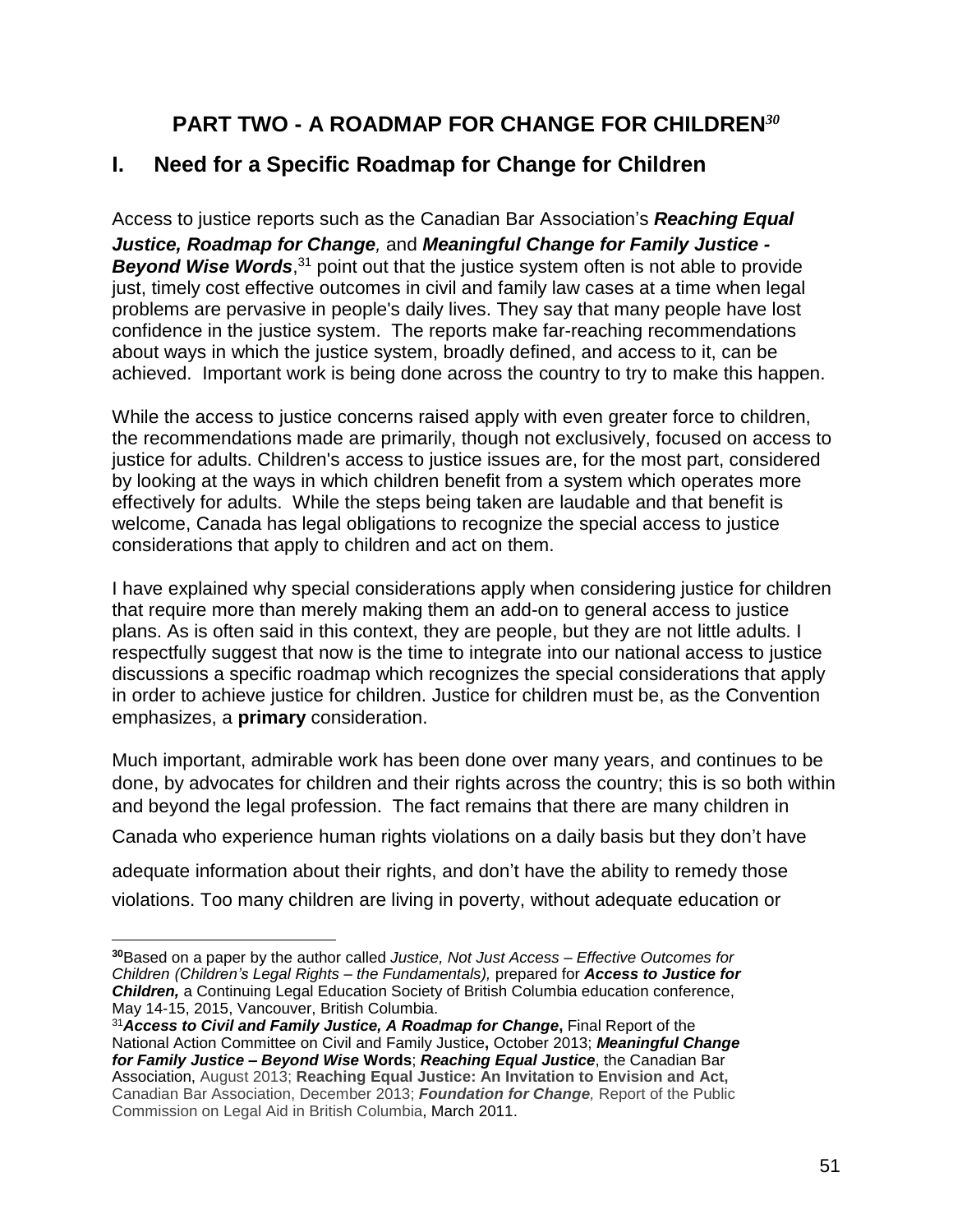# PART TWO - A ROADMAP FOR CHANGE FOR CHILDREN[30]

## I. Need for a Specific Roadmap for Change for Children

Access to justice reports such as the Canadian Bar Association's ***Reaching Equal Justice, Roadmap for Change,*** and ***Meaningful Change for Family Justice - Beyond Wise Words***,[31] point out that the justice system often is not able to provide just, timely cost effective outcomes in civil and family law cases at a time when legal problems are pervasive in people's daily lives. They say that many people have lost confidence in the justice system. The reports make far-reaching recommendations about ways in which the justice system, broadly defined, and access to it, can be achieved. Important work is being done across the country to try to make this happen.

While the access to justice concerns raised apply with even greater force to children, the recommendations made are primarily, though not exclusively, focused on access to justice for adults. Children's access to justice issues are, for the most part, considered by looking at the ways in which children benefit from a system which operates more effectively for adults. While the steps being taken are laudable and that benefit is welcome, Canada has legal obligations to recognize the special access to justice considerations that apply to children and act on them.

I have explained why special considerations apply when considering justice for children that require more than merely making them an add-on to general access to justice plans. As is often said in this context, they are people, but they are not little adults. I respectfully suggest that now is the time to integrate into our national access to justice discussions a specific roadmap which recognizes the special considerations that apply in order to achieve justice for children. Justice for children must be, as the Convention emphasizes, a **primary** consideration.

Much important, admirable work has been done over many years, and continues to be done, by advocates for children and their rights across the country; this is so both within and beyond the legal profession. The fact remains that there are many children in Canada who experience human rights violations on a daily basis but they don't have adequate information about their rights, and don't have the ability to remedy those violations. Too many children are living in poverty, without adequate education or

---

[30] Based on a paper by the author called *Justice, Not Just Access – Effective Outcomes for Children (Children's Legal Rights – the Fundamentals),* prepared for ***Access to Justice for Children,*** a Continuing Legal Education Society of British Columbia education conference, May 14-15, 2015, Vancouver, British Columbia.

[31] ***Access to Civil and Family Justice, A Roadmap for Change*****,** Final Report of the National Action Committee on Civil and Family Justice**,** October 2013; ***Meaningful Change for Family Justice – Beyond Wise*** **Words**; ***Reaching Equal Justice***, the Canadian Bar Association, August 2013; **Reaching Equal Justice: An Invitation to Envision and Act,** Canadian Bar Association, December 2013; ***Foundation for Change,*** Report of the Public Commission on Legal Aid in British Columbia, March 2011.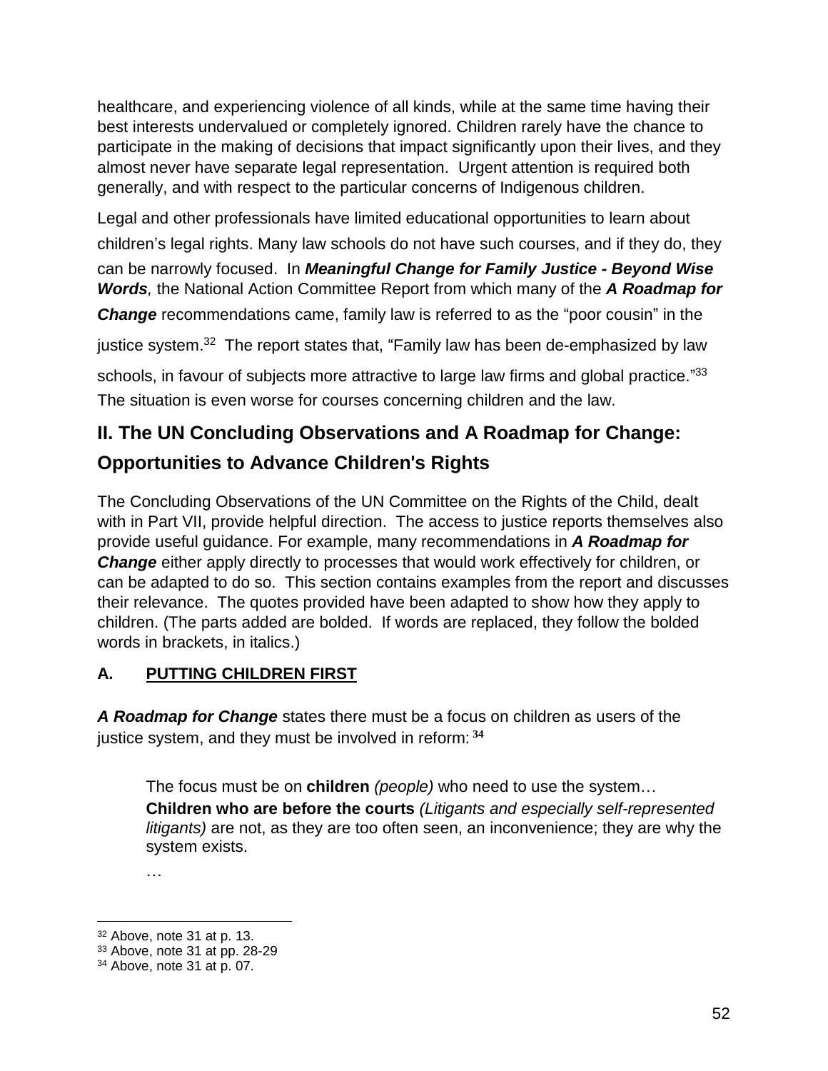healthcare, and experiencing violence of all kinds, while at the same time having their best interests undervalued or completely ignored. Children rarely have the chance to participate in the making of decisions that impact significantly upon their lives, and they almost never have separate legal representation. Urgent attention is required both generally, and with respect to the particular concerns of Indigenous children.

Legal and other professionals have limited educational opportunities to learn about children's legal rights. Many law schools do not have such courses, and if they do, they can be narrowly focused. In ***Meaningful Change for Family Justice - Beyond Wise Words**,* the National Action Committee Report from which many of the ***A Roadmap for Change*** recommendations came, family law is referred to as the "poor cousin" in the justice system.[32] The report states that, "Family law has been de-emphasized by law schools, in favour of subjects more attractive to large law firms and global practice."[33] The situation is even worse for courses concerning children and the law.

## II. The UN Concluding Observations and A Roadmap for Change: Opportunities to Advance Children's Rights

The Concluding Observations of the UN Committee on the Rights of the Child, dealt with in Part VII, provide helpful direction. The access to justice reports themselves also provide useful guidance. For example, many recommendations in ***A Roadmap for Change*** either apply directly to processes that would work effectively for children, or can be adapted to do so. This section contains examples from the report and discusses their relevance. The quotes provided have been adapted to show how they apply to children. (The parts added are bolded. If words are replaced, they follow the bolded words in brackets, in italics.)

### A. PUTTING CHILDREN FIRST

***A Roadmap for Change*** states there must be a focus on children as users of the justice system, and they must be involved in reform: [34]

> The focus must be on **children** *(people)* who need to use the system…
> **Children who are before the courts** *(Litigants and especially self-represented litigants)* are not, as they are too often seen, an inconvenience; they are why the system exists.
>
> …

[32] Above, note 31 at p. 13.
[33] Above, note 31 at pp. 28-29
[34] Above, note 31 at p. 07.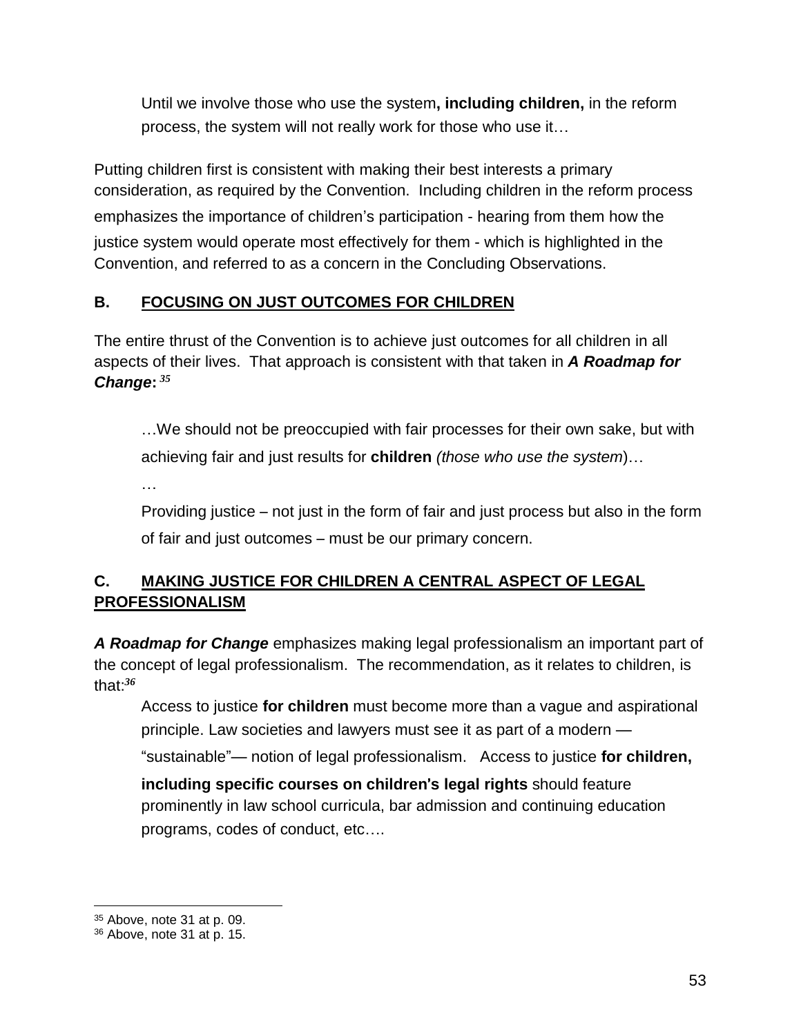> Until we involve those who use the system**, including children,** in the reform process, the system will not really work for those who use it…

Putting children first is consistent with making their best interests a primary consideration, as required by the Convention. Including children in the reform process emphasizes the importance of children's participation - hearing from them how the justice system would operate most effectively for them - which is highlighted in the Convention, and referred to as a concern in the Concluding Observations.

## B. FOCUSING ON JUST OUTCOMES FOR CHILDREN

The entire thrust of the Convention is to achieve just outcomes for all children in all aspects of their lives. That approach is consistent with that taken in ***A Roadmap for Change*****:** [35]

> …We should not be preoccupied with fair processes for their own sake, but with achieving fair and just results for **children** *(those who use the system*)…
>
> …
>
> Providing justice – not just in the form of fair and just process but also in the form of fair and just outcomes – must be our primary concern.

## C. MAKING JUSTICE FOR CHILDREN A CENTRAL ASPECT OF LEGAL PROFESSIONALISM

***A Roadmap for Change*** emphasizes making legal professionalism an important part of the concept of legal professionalism. The recommendation, as it relates to children, is that:[36]

> Access to justice **for children** must become more than a vague and aspirational principle. Law societies and lawyers must see it as part of a modern — "sustainable"— notion of legal professionalism. Access to justice **for children, including specific courses on children's legal rights** should feature prominently in law school curricula, bar admission and continuing education programs, codes of conduct, etc….

---

[35] Above, note 31 at p. 09.

[36] Above, note 31 at p. 15.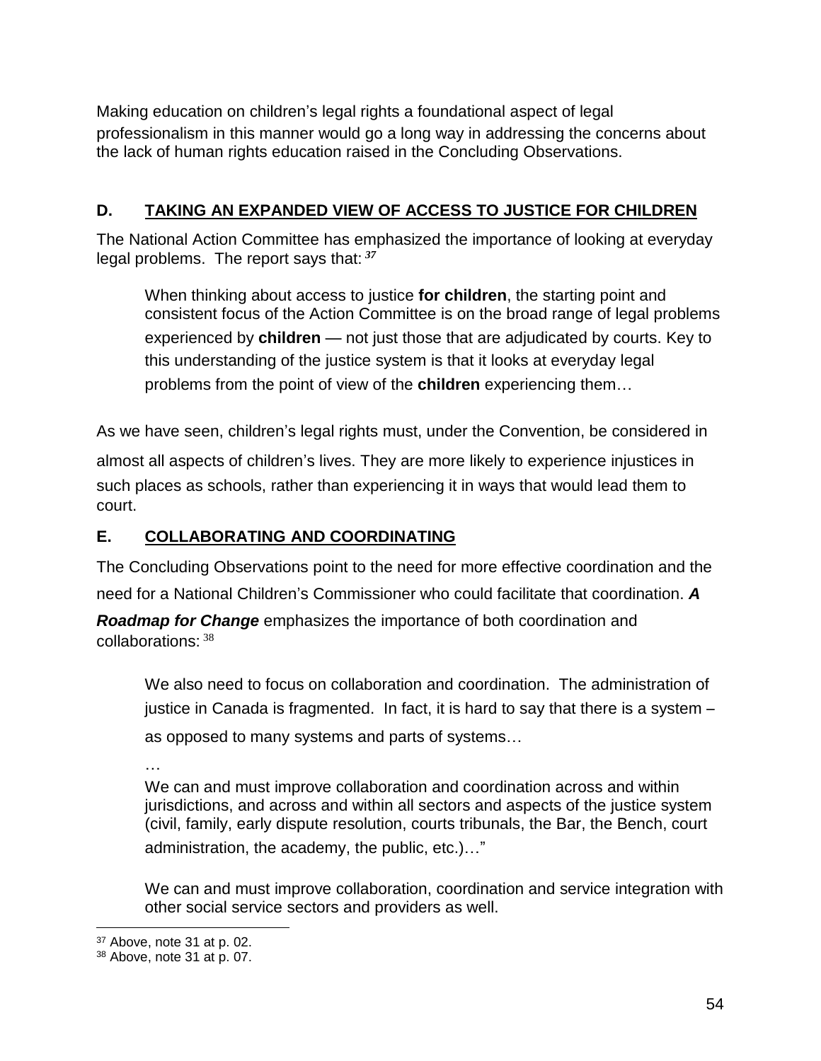Making education on children's legal rights a foundational aspect of legal professionalism in this manner would go a long way in addressing the concerns about the lack of human rights education raised in the Concluding Observations.

## D. TAKING AN EXPANDED VIEW OF ACCESS TO JUSTICE FOR CHILDREN

The National Action Committee has emphasized the importance of looking at everyday legal problems. The report says that: [37]

> When thinking about access to justice **for children**, the starting point and consistent focus of the Action Committee is on the broad range of legal problems experienced by **children** — not just those that are adjudicated by courts. Key to this understanding of the justice system is that it looks at everyday legal problems from the point of view of the **children** experiencing them…

As we have seen, children's legal rights must, under the Convention, be considered in almost all aspects of children's lives. They are more likely to experience injustices in such places as schools, rather than experiencing it in ways that would lead them to court.

## E. COLLABORATING AND COORDINATING

The Concluding Observations point to the need for more effective coordination and the need for a National Children's Commissioner who could facilitate that coordination. ***A Roadmap for Change*** emphasizes the importance of both coordination and collaborations: [38]

> We also need to focus on collaboration and coordination. The administration of justice in Canada is fragmented. In fact, it is hard to say that there is a system – as opposed to many systems and parts of systems…
>
> …
>
> We can and must improve collaboration and coordination across and within jurisdictions, and across and within all sectors and aspects of the justice system (civil, family, early dispute resolution, courts tribunals, the Bar, the Bench, court administration, the academy, the public, etc.)…"
>
> We can and must improve collaboration, coordination and service integration with other social service sectors and providers as well.

---

[37] Above, note 31 at p. 02.

[38] Above, note 31 at p. 07.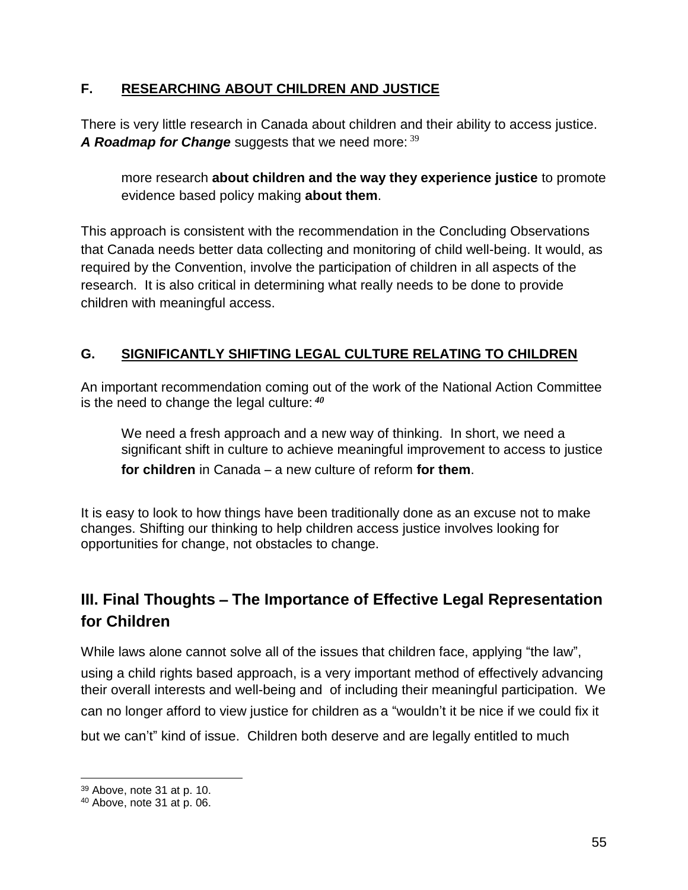### F. RESEARCHING ABOUT CHILDREN AND JUSTICE

There is very little research in Canada about children and their ability to access justice. ***A Roadmap for Change*** suggests that we need more: [39]

> more research **about children and the way they experience justice** to promote evidence based policy making **about them**.

This approach is consistent with the recommendation in the Concluding Observations that Canada needs better data collecting and monitoring of child well-being. It would, as required by the Convention, involve the participation of children in all aspects of the research. It is also critical in determining what really needs to be done to provide children with meaningful access.

### G. SIGNIFICANTLY SHIFTING LEGAL CULTURE RELATING TO CHILDREN

An important recommendation coming out of the work of the National Action Committee is the need to change the legal culture: [40]

> We need a fresh approach and a new way of thinking. In short, we need a significant shift in culture to achieve meaningful improvement to access to justice **for children** in Canada – a new culture of reform **for them**.

It is easy to look to how things have been traditionally done as an excuse not to make changes. Shifting our thinking to help children access justice involves looking for opportunities for change, not obstacles to change.

## III. Final Thoughts – The Importance of Effective Legal Representation for Children

While laws alone cannot solve all of the issues that children face, applying "the law", using a child rights based approach, is a very important method of effectively advancing their overall interests and well-being and of including their meaningful participation. We can no longer afford to view justice for children as a "wouldn't it be nice if we could fix it but we can't" kind of issue. Children both deserve and are legally entitled to much

---

[39] Above, note 31 at p. 10.

[40] Above, note 31 at p. 06.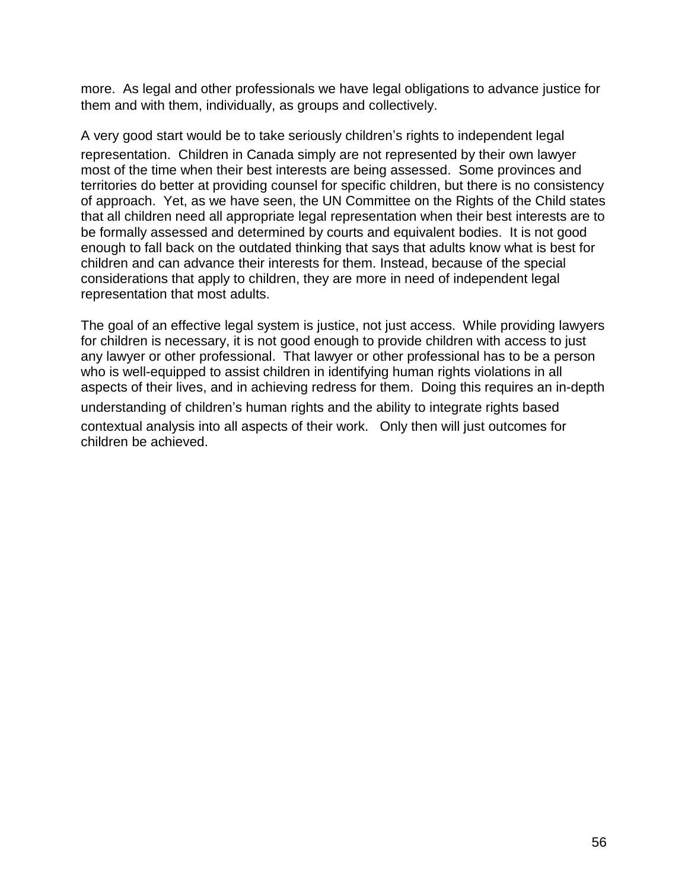more. As legal and other professionals we have legal obligations to advance justice for them and with them, individually, as groups and collectively.

A very good start would be to take seriously children's rights to independent legal representation. Children in Canada simply are not represented by their own lawyer most of the time when their best interests are being assessed. Some provinces and territories do better at providing counsel for specific children, but there is no consistency of approach. Yet, as we have seen, the UN Committee on the Rights of the Child states that all children need all appropriate legal representation when their best interests are to be formally assessed and determined by courts and equivalent bodies. It is not good enough to fall back on the outdated thinking that says that adults know what is best for children and can advance their interests for them. Instead, because of the special considerations that apply to children, they are more in need of independent legal representation that most adults.

The goal of an effective legal system is justice, not just access. While providing lawyers for children is necessary, it is not good enough to provide children with access to just any lawyer or other professional. That lawyer or other professional has to be a person who is well-equipped to assist children in identifying human rights violations in all aspects of their lives, and in achieving redress for them. Doing this requires an in-depth understanding of children's human rights and the ability to integrate rights based contextual analysis into all aspects of their work. Only then will just outcomes for children be achieved.